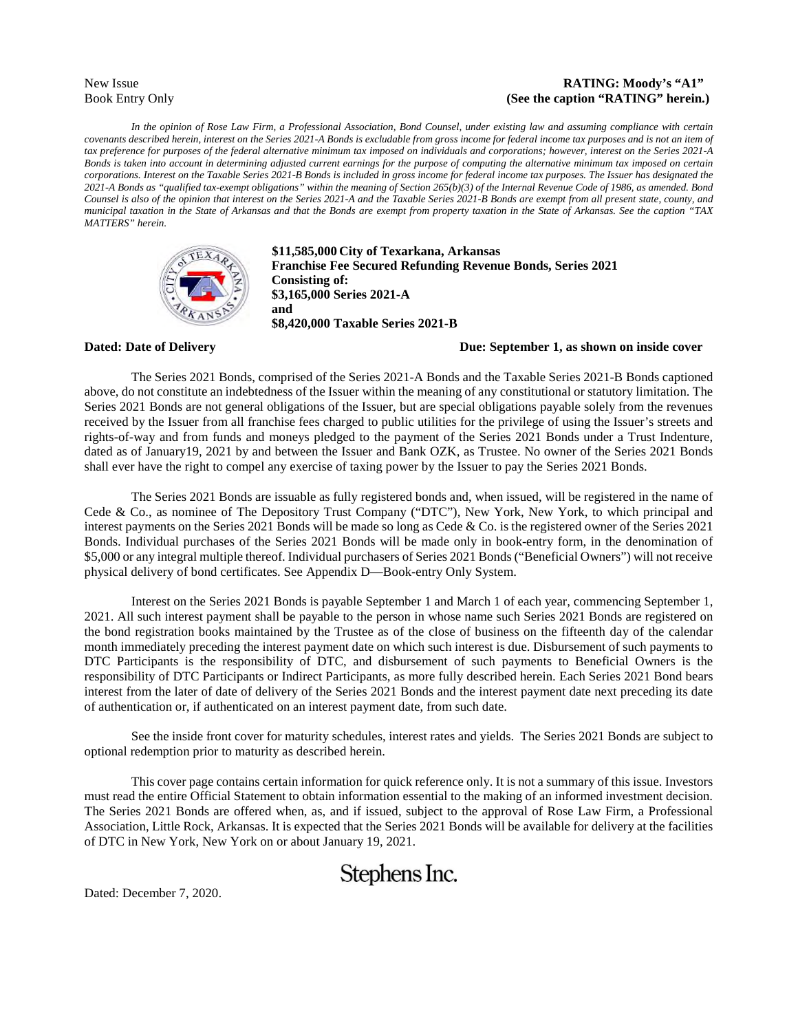New Issue
Book Entry Only

**RATING: Moody's "A1"**
**(See the caption "RATING" herein.)**

*In the opinion of Rose Law Firm, a Professional Association, Bond Counsel, under existing law and assuming compliance with certain covenants described herein, interest on the Series 2021-A Bonds is excludable from gross income for federal income tax purposes and is not an item of tax preference for purposes of the federal alternative minimum tax imposed on individuals and corporations; however, interest on the Series 2021-A Bonds is taken into account in determining adjusted current earnings for the purpose of computing the alternative minimum tax imposed on certain corporations. Interest on the Taxable Series 2021-B Bonds is included in gross income for federal income tax purposes. The Issuer has designated the 2021-A Bonds as "qualified tax-exempt obligations" within the meaning of Section 265(b)(3) of the Internal Revenue Code of 1986, as amended. Bond Counsel is also of the opinion that interest on the Series 2021-A and the Taxable Series 2021-B Bonds are exempt from all present state, county, and municipal taxation in the State of Arkansas and that the Bonds are exempt from property taxation in the State of Arkansas. See the caption "TAX MATTERS" herein.*

**$11,585,000 City of Texarkana, Arkansas**
**Franchise Fee Secured Refunding Revenue Bonds, Series 2021**
**Consisting of:**
**$3,165,000 Series 2021-A**
**and**
**$8,420,000 Taxable Series 2021-B**

**Dated: Date of Delivery** **Due: September 1, as shown on inside cover**

The Series 2021 Bonds, comprised of the Series 2021-A Bonds and the Taxable Series 2021-B Bonds captioned above, do not constitute an indebtedness of the Issuer within the meaning of any constitutional or statutory limitation. The Series 2021 Bonds are not general obligations of the Issuer, but are special obligations payable solely from the revenues received by the Issuer from all franchise fees charged to public utilities for the privilege of using the Issuer's streets and rights-of-way and from funds and moneys pledged to the payment of the Series 2021 Bonds under a Trust Indenture, dated as of January19, 2021 by and between the Issuer and Bank OZK, as Trustee. No owner of the Series 2021 Bonds shall ever have the right to compel any exercise of taxing power by the Issuer to pay the Series 2021 Bonds.

The Series 2021 Bonds are issuable as fully registered bonds and, when issued, will be registered in the name of Cede & Co., as nominee of The Depository Trust Company ("DTC"), New York, New York, to which principal and interest payments on the Series 2021 Bonds will be made so long as Cede & Co. is the registered owner of the Series 2021 Bonds. Individual purchases of the Series 2021 Bonds will be made only in book-entry form, in the denomination of $5,000 or any integral multiple thereof. Individual purchasers of Series 2021 Bonds ("Beneficial Owners") will not receive physical delivery of bond certificates. See Appendix D—Book-entry Only System.

Interest on the Series 2021 Bonds is payable September 1 and March 1 of each year, commencing September 1, 2021. All such interest payment shall be payable to the person in whose name such Series 2021 Bonds are registered on the bond registration books maintained by the Trustee as of the close of business on the fifteenth day of the calendar month immediately preceding the interest payment date on which such interest is due. Disbursement of such payments to DTC Participants is the responsibility of DTC, and disbursement of such payments to Beneficial Owners is the responsibility of DTC Participants or Indirect Participants, as more fully described herein. Each Series 2021 Bond bears interest from the later of date of delivery of the Series 2021 Bonds and the interest payment date next preceding its date of authentication or, if authenticated on an interest payment date, from such date.

See the inside front cover for maturity schedules, interest rates and yields. The Series 2021 Bonds are subject to optional redemption prior to maturity as described herein.

This cover page contains certain information for quick reference only. It is not a summary of this issue. Investors must read the entire Official Statement to obtain information essential to the making of an informed investment decision. The Series 2021 Bonds are offered when, as, and if issued, subject to the approval of Rose Law Firm, a Professional Association, Little Rock, Arkansas. It is expected that the Series 2021 Bonds will be available for delivery at the facilities of DTC in New York, New York on or about January 19, 2021.

Stephens Inc.

Dated: December 7, 2020.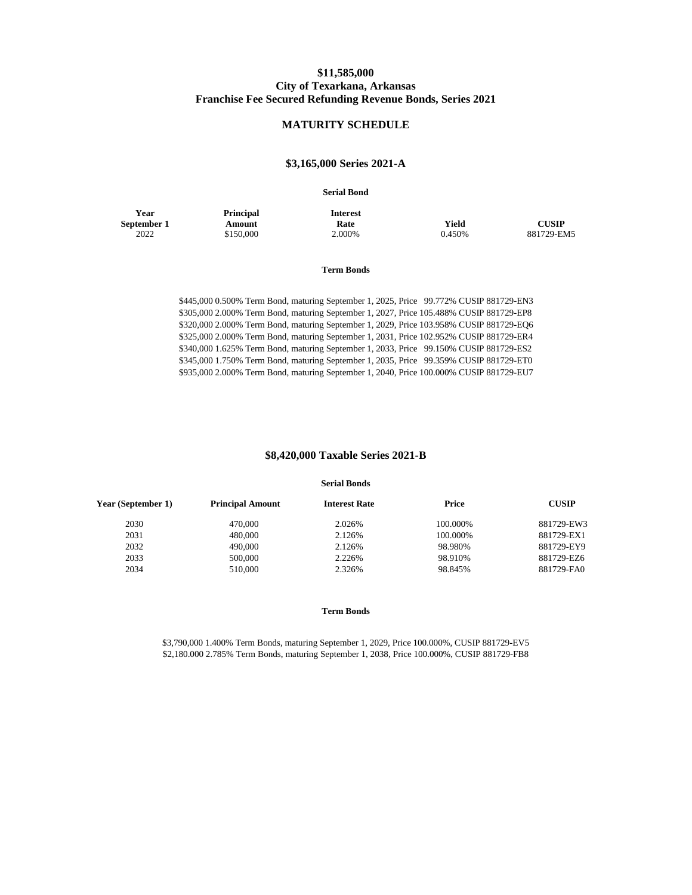# $11,585,000
# City of Texarkana, Arkansas
# Franchise Fee Secured Refunding Revenue Bonds, Series 2021

## MATURITY SCHEDULE

### $3,165,000 Series 2021-A

**Serial Bond**

| Year September 1 | Principal Amount | Interest Rate | Yield | CUSIP |
|---|---|---|---|---|
| 2022 | $150,000 | 2.000% | 0.450% | 881729-EM5 |

**Term Bonds**

$445,000 0.500% Term Bond, maturing September 1, 2025, Price 99.772% CUSIP 881729-EN3
$305,000 2.000% Term Bond, maturing September 1, 2027, Price 105.488% CUSIP 881729-EP8
$320,000 2.000% Term Bond, maturing September 1, 2029, Price 103.958% CUSIP 881729-EQ6
$325,000 2.000% Term Bond, maturing September 1, 2031, Price 102.952% CUSIP 881729-ER4
$340,000 1.625% Term Bond, maturing September 1, 2033, Price 99.150% CUSIP 881729-ES2
$345,000 1.750% Term Bond, maturing September 1, 2035, Price 99.359% CUSIP 881729-ET0
$935,000 2.000% Term Bond, maturing September 1, 2040, Price 100.000% CUSIP 881729-EU7

### $8,420,000 Taxable Series 2021-B

**Serial Bonds**

| Year (September 1) | Principal Amount | Interest Rate | Price | CUSIP |
|---|---|---|---|---|
| 2030 | 470,000 | 2.026% | 100.000% | 881729-EW3 |
| 2031 | 480,000 | 2.126% | 100.000% | 881729-EX1 |
| 2032 | 490,000 | 2.126% | 98.980% | 881729-EY9 |
| 2033 | 500,000 | 2.226% | 98.910% | 881729-EZ6 |
| 2034 | 510,000 | 2.326% | 98.845% | 881729-FA0 |

**Term Bonds**

$3,790,000 1.400% Term Bonds, maturing September 1, 2029, Price 100.000%, CUSIP 881729-EV5
$2,180.000 2.785% Term Bonds, maturing September 1, 2038, Price 100.000%, CUSIP 881729-FB8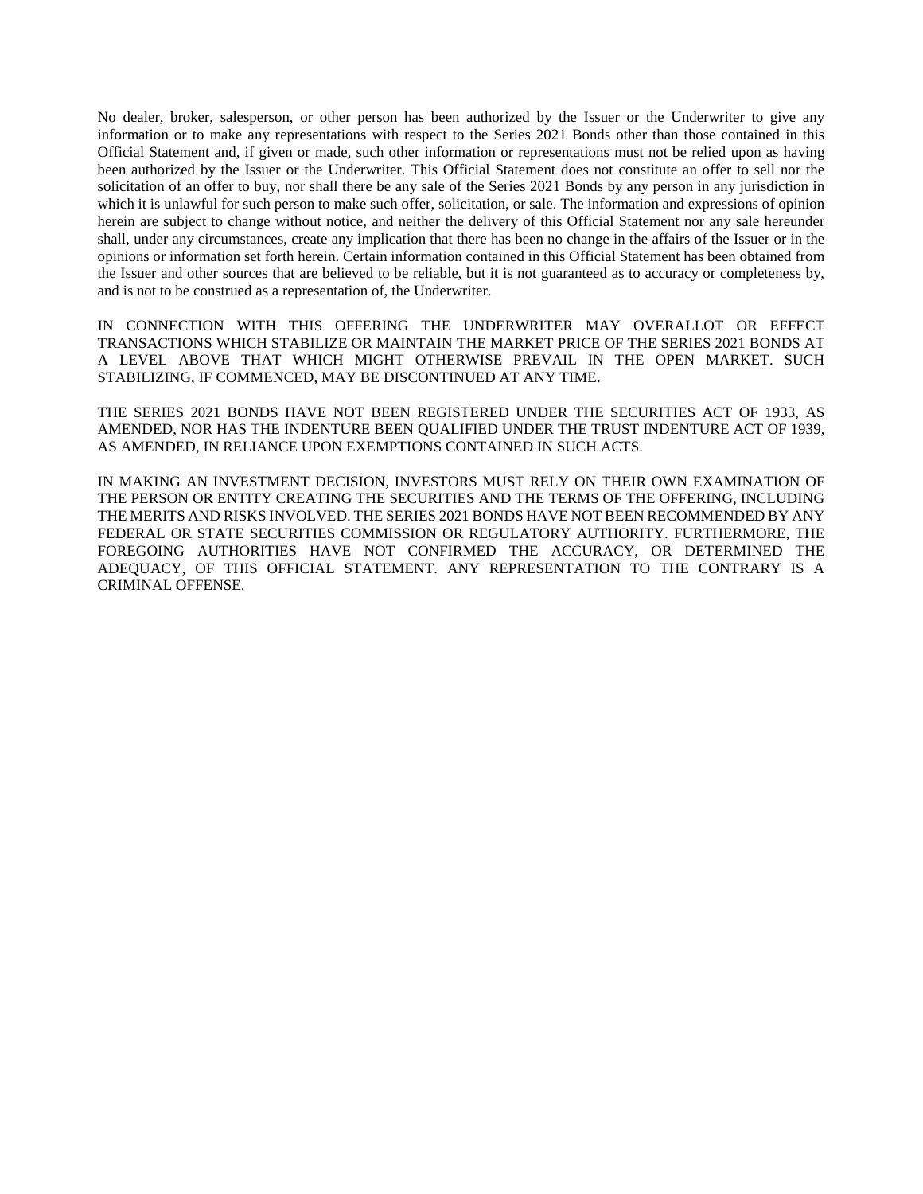No dealer, broker, salesperson, or other person has been authorized by the Issuer or the Underwriter to give any information or to make any representations with respect to the Series 2021 Bonds other than those contained in this Official Statement and, if given or made, such other information or representations must not be relied upon as having been authorized by the Issuer or the Underwriter. This Official Statement does not constitute an offer to sell nor the solicitation of an offer to buy, nor shall there be any sale of the Series 2021 Bonds by any person in any jurisdiction in which it is unlawful for such person to make such offer, solicitation, or sale. The information and expressions of opinion herein are subject to change without notice, and neither the delivery of this Official Statement nor any sale hereunder shall, under any circumstances, create any implication that there has been no change in the affairs of the Issuer or in the opinions or information set forth herein. Certain information contained in this Official Statement has been obtained from the Issuer and other sources that are believed to be reliable, but it is not guaranteed as to accuracy or completeness by, and is not to be construed as a representation of, the Underwriter.

IN CONNECTION WITH THIS OFFERING THE UNDERWRITER MAY OVERALLOT OR EFFECT TRANSACTIONS WHICH STABILIZE OR MAINTAIN THE MARKET PRICE OF THE SERIES 2021 BONDS AT A LEVEL ABOVE THAT WHICH MIGHT OTHERWISE PREVAIL IN THE OPEN MARKET. SUCH STABILIZING, IF COMMENCED, MAY BE DISCONTINUED AT ANY TIME.

THE SERIES 2021 BONDS HAVE NOT BEEN REGISTERED UNDER THE SECURITIES ACT OF 1933, AS AMENDED, NOR HAS THE INDENTURE BEEN QUALIFIED UNDER THE TRUST INDENTURE ACT OF 1939, AS AMENDED, IN RELIANCE UPON EXEMPTIONS CONTAINED IN SUCH ACTS.

IN MAKING AN INVESTMENT DECISION, INVESTORS MUST RELY ON THEIR OWN EXAMINATION OF THE PERSON OR ENTITY CREATING THE SECURITIES AND THE TERMS OF THE OFFERING, INCLUDING THE MERITS AND RISKS INVOLVED. THE SERIES 2021 BONDS HAVE NOT BEEN RECOMMENDED BY ANY FEDERAL OR STATE SECURITIES COMMISSION OR REGULATORY AUTHORITY. FURTHERMORE, THE FOREGOING AUTHORITIES HAVE NOT CONFIRMED THE ACCURACY, OR DETERMINED THE ADEQUACY, OF THIS OFFICIAL STATEMENT. ANY REPRESENTATION TO THE CONTRARY IS A CRIMINAL OFFENSE.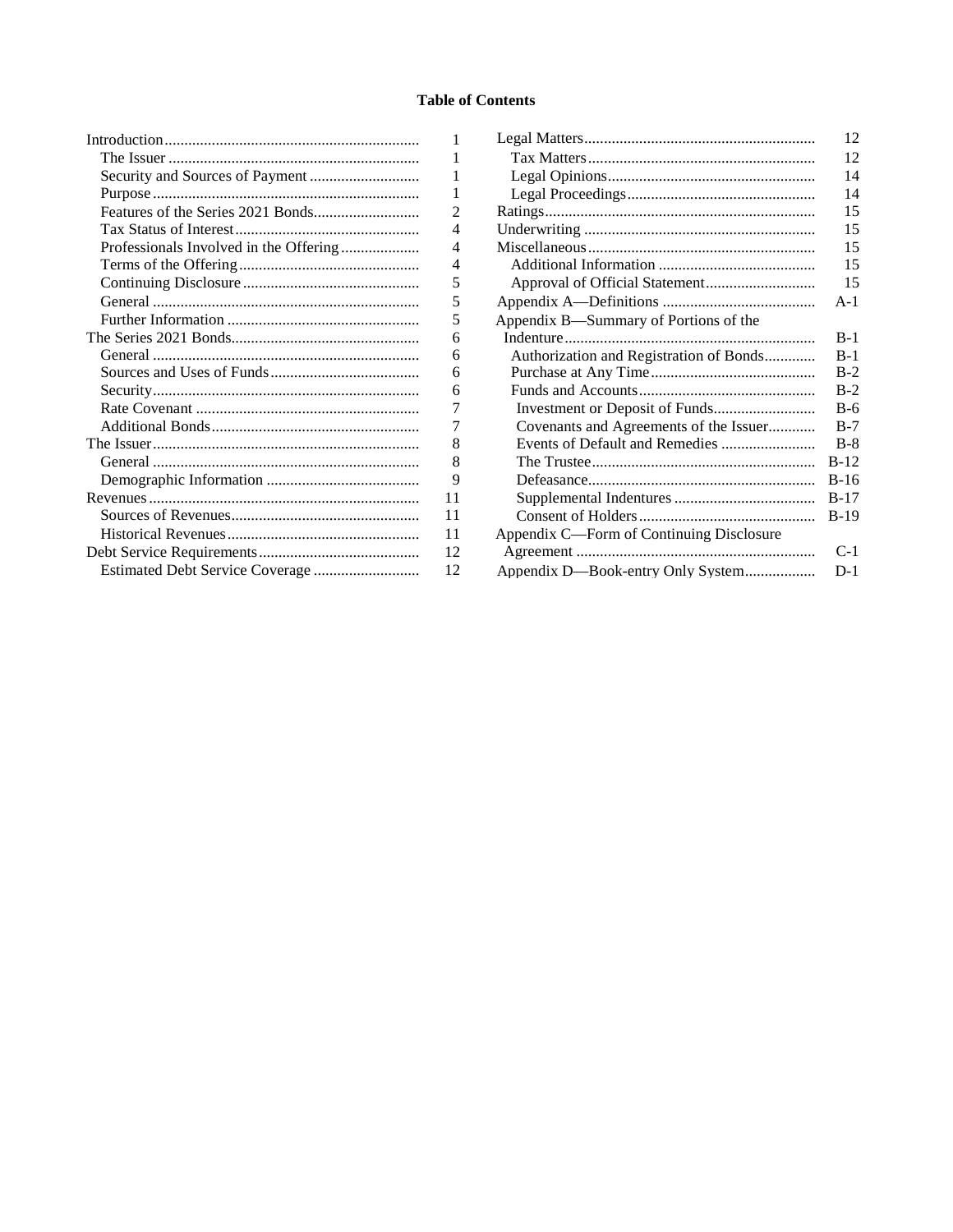**Table of Contents**

| | |
|---|---|
| Introduction | 1 |
| The Issuer | 1 |
| Security and Sources of Payment | 1 |
| Purpose | 1 |
| Features of the Series 2021 Bonds | 2 |
| Tax Status of Interest | 4 |
| Professionals Involved in the Offering | 4 |
| Terms of the Offering | 4 |
| Continuing Disclosure | 5 |
| General | 5 |
| Further Information | 5 |
| The Series 2021 Bonds | 6 |
| General | 6 |
| Sources and Uses of Funds | 6 |
| Security | 6 |
| Rate Covenant | 7 |
| Additional Bonds | 7 |
| The Issuer | 8 |
| General | 8 |
| Demographic Information | 9 |
| Revenues | 11 |
| Sources of Revenues | 11 |
| Historical Revenues | 11 |
| Debt Service Requirements | 12 |
| Estimated Debt Service Coverage | 12 |
| Legal Matters | 12 |
| Tax Matters | 12 |
| Legal Opinions | 14 |
| Legal Proceedings | 14 |
| Ratings | 15 |
| Underwriting | 15 |
| Miscellaneous | 15 |
| Additional Information | 15 |
| Approval of Official Statement | 15 |
| Appendix A—Definitions | A-1 |
| Appendix B—Summary of Portions of the Indenture | B-1 |
| Authorization and Registration of Bonds | B-1 |
| Purchase at Any Time | B-2 |
| Funds and Accounts | B-2 |
| Investment or Deposit of Funds | B-6 |
| Covenants and Agreements of the Issuer | B-7 |
| Events of Default and Remedies | B-8 |
| The Trustee | B-12 |
| Defeasance | B-16 |
| Supplemental Indentures | B-17 |
| Consent of Holders | B-19 |
| Appendix C—Form of Continuing Disclosure Agreement | C-1 |
| Appendix D—Book-entry Only System | D-1 |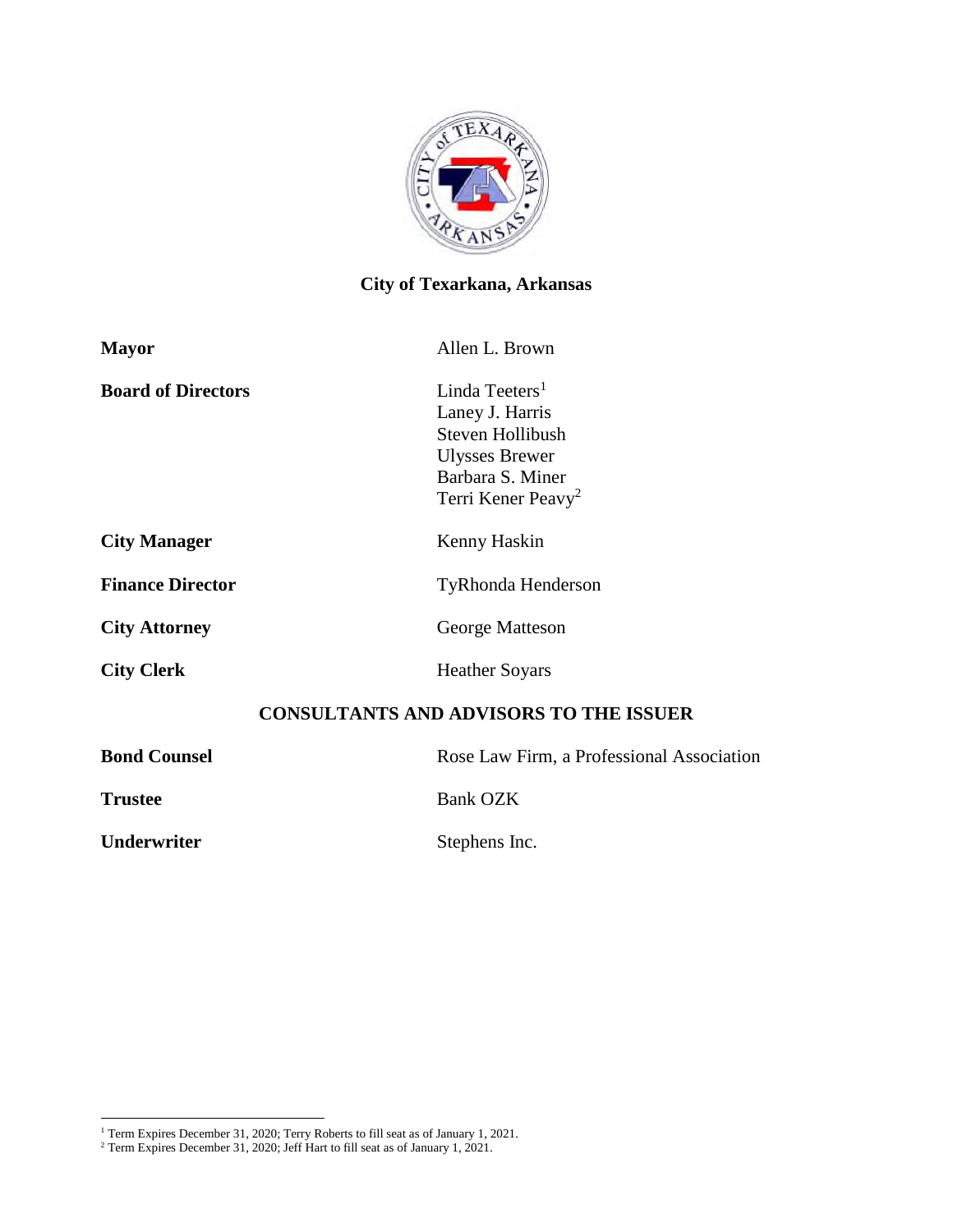# City of Texarkana, Arkansas

| | |
|---|---|
| **Mayor** | Allen L. Brown |
| **Board of Directors** | Linda Teeters[1]<br>Laney J. Harris<br>Steven Hollibush<br>Ulysses Brewer<br>Barbara S. Miner<br>Terri Kener Peavy[2] |
| **City Manager** | Kenny Haskin |
| **Finance Director** | TyRhonda Henderson |
| **City Attorney** | George Matteson |
| **City Clerk** | Heather Soyars |

## CONSULTANTS AND ADVISORS TO THE ISSUER

| | |
|---|---|
| **Bond Counsel** | Rose Law Firm, a Professional Association |
| **Trustee** | Bank OZK |
| **Underwriter** | Stephens Inc. |

[1] Term Expires December 31, 2020; Terry Roberts to fill seat as of January 1, 2021.

[2] Term Expires December 31, 2020; Jeff Hart to fill seat as of January 1, 2021.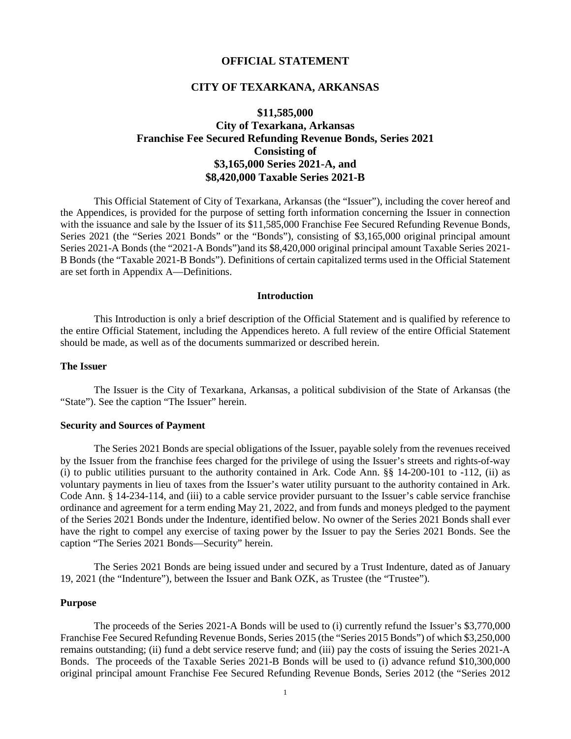# OFFICIAL STATEMENT

# CITY OF TEXARKANA, ARKANSAS

## $11,585,000
## City of Texarkana, Arkansas
## Franchise Fee Secured Refunding Revenue Bonds, Series 2021
## Consisting of
## $3,165,000 Series 2021-A, and
## $8,420,000 Taxable Series 2021-B

This Official Statement of City of Texarkana, Arkansas (the "Issuer"), including the cover hereof and the Appendices, is provided for the purpose of setting forth information concerning the Issuer in connection with the issuance and sale by the Issuer of its $11,585,000 Franchise Fee Secured Refunding Revenue Bonds, Series 2021 (the "Series 2021 Bonds" or the "Bonds"), consisting of $3,165,000 original principal amount Series 2021-A Bonds (the "2021-A Bonds")and its $8,420,000 original principal amount Taxable Series 2021-B Bonds (the "Taxable 2021-B Bonds"). Definitions of certain capitalized terms used in the Official Statement are set forth in Appendix A—Definitions.

### Introduction

This Introduction is only a brief description of the Official Statement and is qualified by reference to the entire Official Statement, including the Appendices hereto. A full review of the entire Official Statement should be made, as well as of the documents summarized or described herein.

**The Issuer**

The Issuer is the City of Texarkana, Arkansas, a political subdivision of the State of Arkansas (the "State"). See the caption "The Issuer" herein.

**Security and Sources of Payment**

The Series 2021 Bonds are special obligations of the Issuer, payable solely from the revenues received by the Issuer from the franchise fees charged for the privilege of using the Issuer's streets and rights-of-way (i) to public utilities pursuant to the authority contained in Ark. Code Ann. §§ 14-200-101 to -112, (ii) as voluntary payments in lieu of taxes from the Issuer's water utility pursuant to the authority contained in Ark. Code Ann. § 14-234-114, and (iii) to a cable service provider pursuant to the Issuer's cable service franchise ordinance and agreement for a term ending May 21, 2022, and from funds and moneys pledged to the payment of the Series 2021 Bonds under the Indenture, identified below. No owner of the Series 2021 Bonds shall ever have the right to compel any exercise of taxing power by the Issuer to pay the Series 2021 Bonds. See the caption "The Series 2021 Bonds—Security" herein.

The Series 2021 Bonds are being issued under and secured by a Trust Indenture, dated as of January 19, 2021 (the "Indenture"), between the Issuer and Bank OZK, as Trustee (the "Trustee").

**Purpose**

The proceeds of the Series 2021-A Bonds will be used to (i) currently refund the Issuer's $3,770,000 Franchise Fee Secured Refunding Revenue Bonds, Series 2015 (the "Series 2015 Bonds") of which $3,250,000 remains outstanding; (ii) fund a debt service reserve fund; and (iii) pay the costs of issuing the Series 2021-A Bonds. The proceeds of the Taxable Series 2021-B Bonds will be used to (i) advance refund $10,300,000 original principal amount Franchise Fee Secured Refunding Revenue Bonds, Series 2012 (the "Series 2012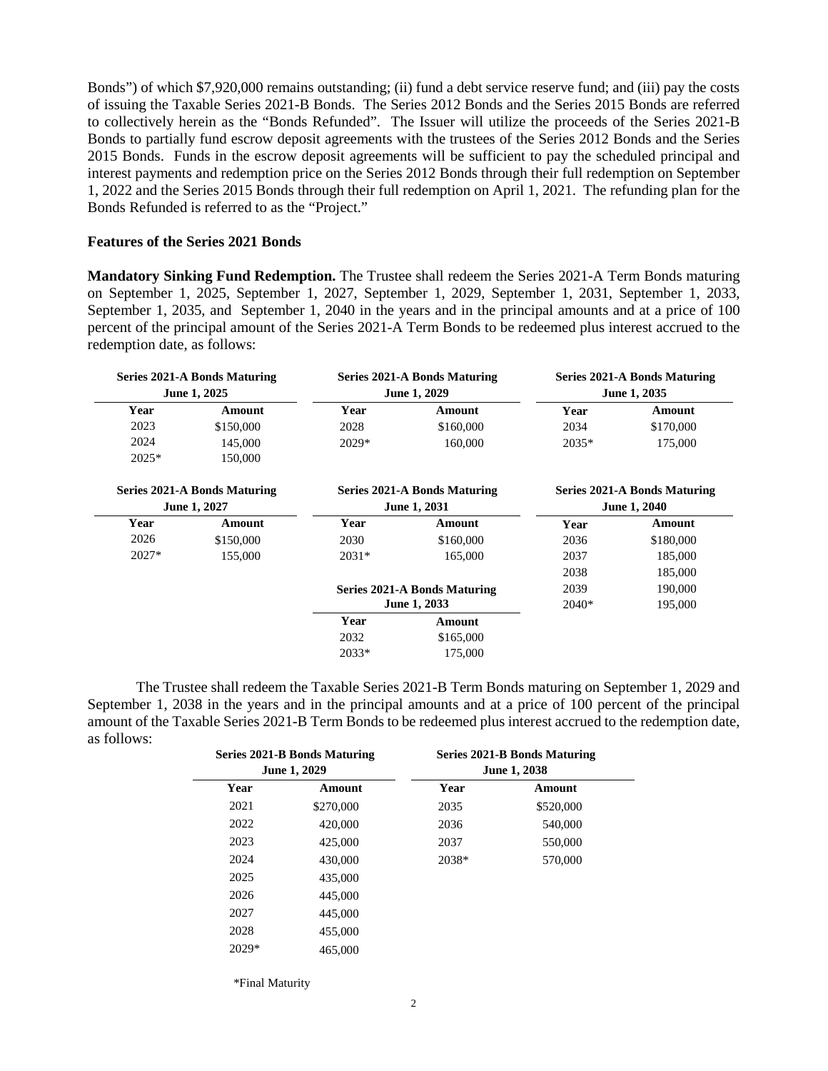Bonds") of which $7,920,000 remains outstanding; (ii) fund a debt service reserve fund; and (iii) pay the costs of issuing the Taxable Series 2021-B Bonds. The Series 2012 Bonds and the Series 2015 Bonds are referred to collectively herein as the "Bonds Refunded". The Issuer will utilize the proceeds of the Series 2021-B Bonds to partially fund escrow deposit agreements with the trustees of the Series 2012 Bonds and the Series 2015 Bonds. Funds in the escrow deposit agreements will be sufficient to pay the scheduled principal and interest payments and redemption price on the Series 2012 Bonds through their full redemption on September 1, 2022 and the Series 2015 Bonds through their full redemption on April 1, 2021. The refunding plan for the Bonds Refunded is referred to as the "Project."

### Features of the Series 2021 Bonds

**Mandatory Sinking Fund Redemption.** The Trustee shall redeem the Series 2021-A Term Bonds maturing on September 1, 2025, September 1, 2027, September 1, 2029, September 1, 2031, September 1, 2033, September 1, 2035, and September 1, 2040 in the years and in the principal amounts and at a price of 100 percent of the principal amount of the Series 2021-A Term Bonds to be redeemed plus interest accrued to the redemption date, as follows:

| Series 2021-A Bonds Maturing June 1, 2025 | |
|---|---|
| Year | Amount |
| 2023 | $150,000 |
| 2024 | 145,000 |
| 2025* | 150,000 |

| Series 2021-A Bonds Maturing June 1, 2029 | |
|---|---|
| Year | Amount |
| 2028 | $160,000 |
| 2029* | 160,000 |

| Series 2021-A Bonds Maturing June 1, 2035 | |
|---|---|
| Year | Amount |
| 2034 | $170,000 |
| 2035* | 175,000 |

| Series 2021-A Bonds Maturing June 1, 2027 | |
|---|---|
| Year | Amount |
| 2026 | $150,000 |
| 2027* | 155,000 |

| Series 2021-A Bonds Maturing June 1, 2031 | |
|---|---|
| Year | Amount |
| 2030 | $160,000 |
| 2031* | 165,000 |

| Series 2021-A Bonds Maturing June 1, 2033 | |
|---|---|
| Year | Amount |
| 2032 | $165,000 |
| 2033* | 175,000 |

| Series 2021-A Bonds Maturing June 1, 2040 | |
|---|---|
| Year | Amount |
| 2036 | $180,000 |
| 2037 | 185,000 |
| 2038 | 185,000 |
| 2039 | 190,000 |
| 2040* | 195,000 |

The Trustee shall redeem the Taxable Series 2021-B Term Bonds maturing on September 1, 2029 and September 1, 2038 in the years and in the principal amounts and at a price of 100 percent of the principal amount of the Taxable Series 2021-B Term Bonds to be redeemed plus interest accrued to the redemption date, as follows:

| Series 2021-B Bonds Maturing June 1, 2029 | |
|---|---|
| Year | Amount |
| 2021 | $270,000 |
| 2022 | 420,000 |
| 2023 | 425,000 |
| 2024 | 430,000 |
| 2025 | 435,000 |
| 2026 | 445,000 |
| 2027 | 445,000 |
| 2028 | 455,000 |
| 2029* | 465,000 |

| Series 2021-B Bonds Maturing June 1, 2038 | |
|---|---|
| Year | Amount |
| 2035 | $520,000 |
| 2036 | 540,000 |
| 2037 | 550,000 |
| 2038* | 570,000 |

*Final Maturity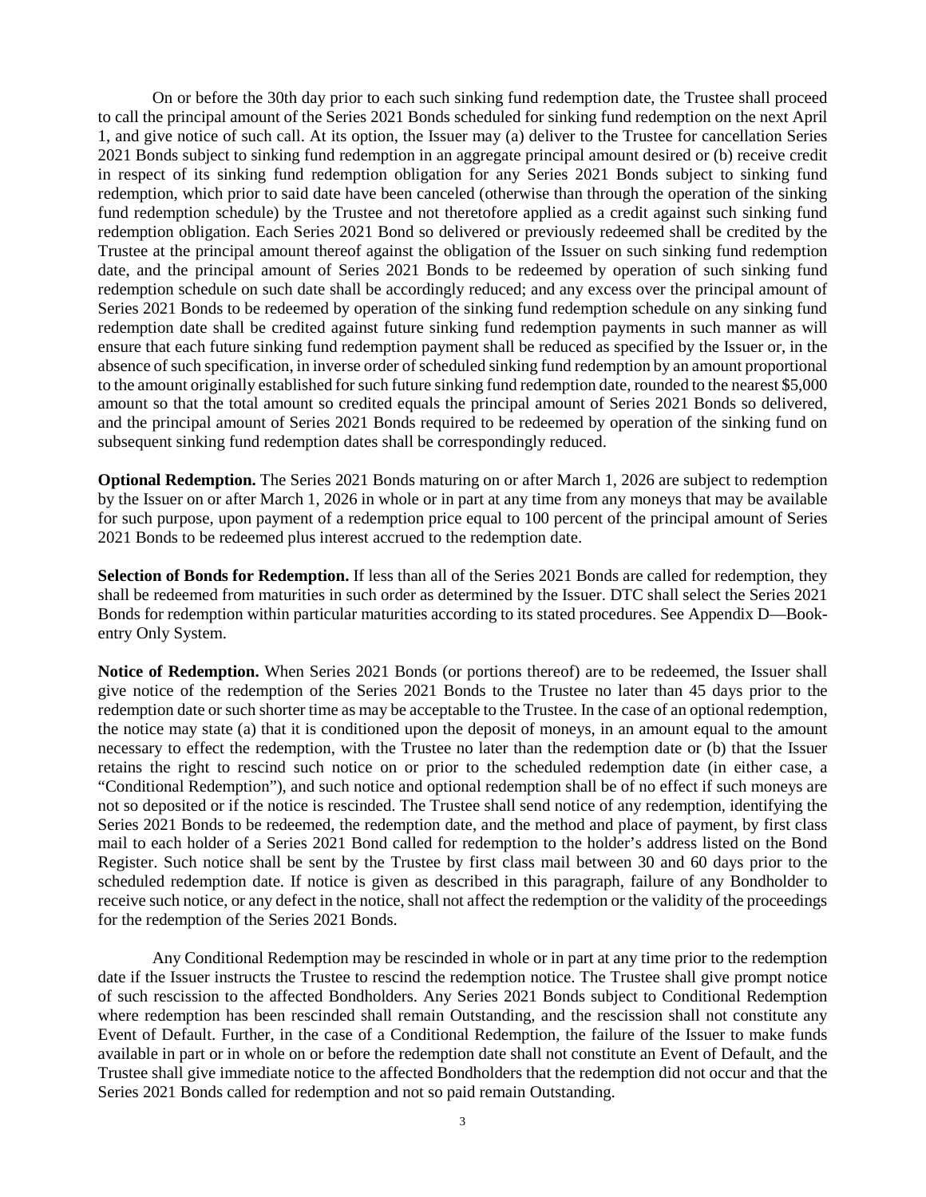On or before the 30th day prior to each such sinking fund redemption date, the Trustee shall proceed to call the principal amount of the Series 2021 Bonds scheduled for sinking fund redemption on the next April 1, and give notice of such call. At its option, the Issuer may (a) deliver to the Trustee for cancellation Series 2021 Bonds subject to sinking fund redemption in an aggregate principal amount desired or (b) receive credit in respect of its sinking fund redemption obligation for any Series 2021 Bonds subject to sinking fund redemption, which prior to said date have been canceled (otherwise than through the operation of the sinking fund redemption schedule) by the Trustee and not theretofore applied as a credit against such sinking fund redemption obligation. Each Series 2021 Bond so delivered or previously redeemed shall be credited by the Trustee at the principal amount thereof against the obligation of the Issuer on such sinking fund redemption date, and the principal amount of Series 2021 Bonds to be redeemed by operation of such sinking fund redemption schedule on such date shall be accordingly reduced; and any excess over the principal amount of Series 2021 Bonds to be redeemed by operation of the sinking fund redemption schedule on any sinking fund redemption date shall be credited against future sinking fund redemption payments in such manner as will ensure that each future sinking fund redemption payment shall be reduced as specified by the Issuer or, in the absence of such specification, in inverse order of scheduled sinking fund redemption by an amount proportional to the amount originally established for such future sinking fund redemption date, rounded to the nearest $5,000 amount so that the total amount so credited equals the principal amount of Series 2021 Bonds so delivered, and the principal amount of Series 2021 Bonds required to be redeemed by operation of the sinking fund on subsequent sinking fund redemption dates shall be correspondingly reduced.

**Optional Redemption.** The Series 2021 Bonds maturing on or after March 1, 2026 are subject to redemption by the Issuer on or after March 1, 2026 in whole or in part at any time from any moneys that may be available for such purpose, upon payment of a redemption price equal to 100 percent of the principal amount of Series 2021 Bonds to be redeemed plus interest accrued to the redemption date.

**Selection of Bonds for Redemption.** If less than all of the Series 2021 Bonds are called for redemption, they shall be redeemed from maturities in such order as determined by the Issuer. DTC shall select the Series 2021 Bonds for redemption within particular maturities according to its stated procedures. See Appendix D—Book-entry Only System.

**Notice of Redemption.** When Series 2021 Bonds (or portions thereof) are to be redeemed, the Issuer shall give notice of the redemption of the Series 2021 Bonds to the Trustee no later than 45 days prior to the redemption date or such shorter time as may be acceptable to the Trustee. In the case of an optional redemption, the notice may state (a) that it is conditioned upon the deposit of moneys, in an amount equal to the amount necessary to effect the redemption, with the Trustee no later than the redemption date or (b) that the Issuer retains the right to rescind such notice on or prior to the scheduled redemption date (in either case, a "Conditional Redemption"), and such notice and optional redemption shall be of no effect if such moneys are not so deposited or if the notice is rescinded. The Trustee shall send notice of any redemption, identifying the Series 2021 Bonds to be redeemed, the redemption date, and the method and place of payment, by first class mail to each holder of a Series 2021 Bond called for redemption to the holder's address listed on the Bond Register. Such notice shall be sent by the Trustee by first class mail between 30 and 60 days prior to the scheduled redemption date. If notice is given as described in this paragraph, failure of any Bondholder to receive such notice, or any defect in the notice, shall not affect the redemption or the validity of the proceedings for the redemption of the Series 2021 Bonds.

Any Conditional Redemption may be rescinded in whole or in part at any time prior to the redemption date if the Issuer instructs the Trustee to rescind the redemption notice. The Trustee shall give prompt notice of such rescission to the affected Bondholders. Any Series 2021 Bonds subject to Conditional Redemption where redemption has been rescinded shall remain Outstanding, and the rescission shall not constitute any Event of Default. Further, in the case of a Conditional Redemption, the failure of the Issuer to make funds available in part or in whole on or before the redemption date shall not constitute an Event of Default, and the Trustee shall give immediate notice to the affected Bondholders that the redemption did not occur and that the Series 2021 Bonds called for redemption and not so paid remain Outstanding.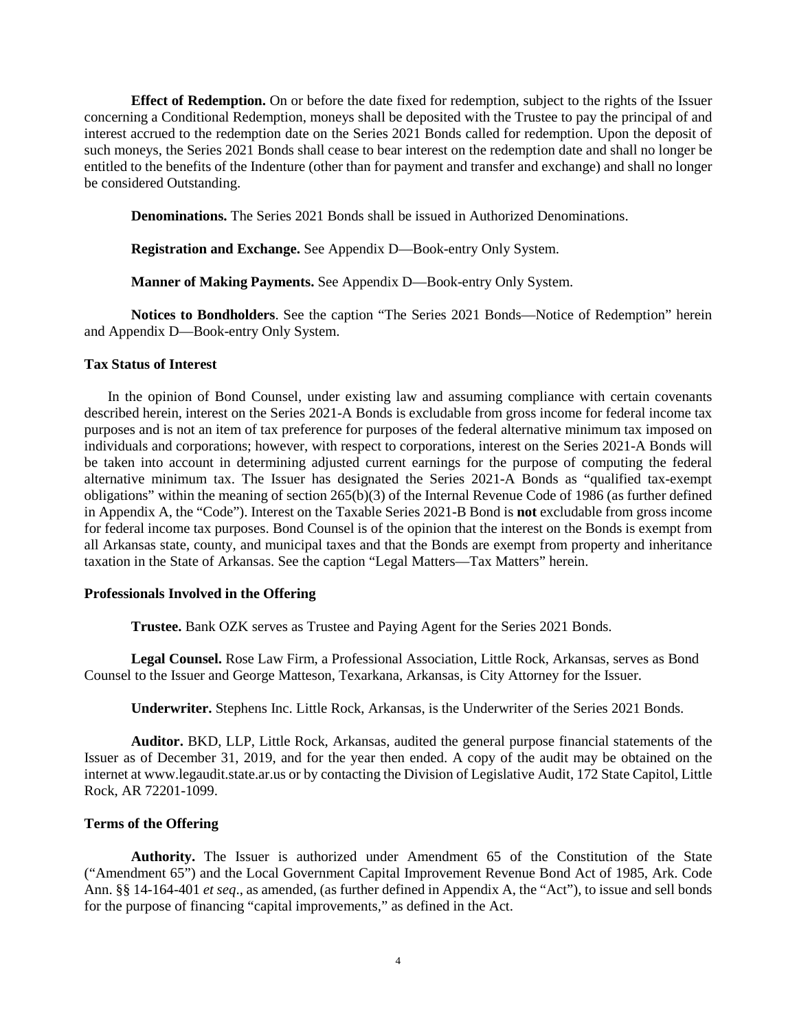**Effect of Redemption.** On or before the date fixed for redemption, subject to the rights of the Issuer concerning a Conditional Redemption, moneys shall be deposited with the Trustee to pay the principal of and interest accrued to the redemption date on the Series 2021 Bonds called for redemption. Upon the deposit of such moneys, the Series 2021 Bonds shall cease to bear interest on the redemption date and shall no longer be entitled to the benefits of the Indenture (other than for payment and transfer and exchange) and shall no longer be considered Outstanding.

**Denominations.** The Series 2021 Bonds shall be issued in Authorized Denominations.

**Registration and Exchange.** See Appendix D—Book-entry Only System.

**Manner of Making Payments.** See Appendix D—Book-entry Only System.

**Notices to Bondholders**. See the caption "The Series 2021 Bonds—Notice of Redemption" herein and Appendix D—Book-entry Only System.

### Tax Status of Interest

In the opinion of Bond Counsel, under existing law and assuming compliance with certain covenants described herein, interest on the Series 2021-A Bonds is excludable from gross income for federal income tax purposes and is not an item of tax preference for purposes of the federal alternative minimum tax imposed on individuals and corporations; however, with respect to corporations, interest on the Series 2021-A Bonds will be taken into account in determining adjusted current earnings for the purpose of computing the federal alternative minimum tax. The Issuer has designated the Series 2021-A Bonds as "qualified tax-exempt obligations" within the meaning of section 265(b)(3) of the Internal Revenue Code of 1986 (as further defined in Appendix A, the "Code"). Interest on the Taxable Series 2021-B Bond is **not** excludable from gross income for federal income tax purposes. Bond Counsel is of the opinion that the interest on the Bonds is exempt from all Arkansas state, county, and municipal taxes and that the Bonds are exempt from property and inheritance taxation in the State of Arkansas. See the caption "Legal Matters—Tax Matters" herein.

### Professionals Involved in the Offering

**Trustee.** Bank OZK serves as Trustee and Paying Agent for the Series 2021 Bonds.

**Legal Counsel.** Rose Law Firm, a Professional Association, Little Rock, Arkansas, serves as Bond Counsel to the Issuer and George Matteson, Texarkana, Arkansas, is City Attorney for the Issuer.

**Underwriter.** Stephens Inc. Little Rock, Arkansas, is the Underwriter of the Series 2021 Bonds.

**Auditor.** BKD, LLP, Little Rock, Arkansas, audited the general purpose financial statements of the Issuer as of December 31, 2019, and for the year then ended. A copy of the audit may be obtained on the internet at www.legaudit.state.ar.us or by contacting the Division of Legislative Audit, 172 State Capitol, Little Rock, AR 72201-1099.

### Terms of the Offering

**Authority.** The Issuer is authorized under Amendment 65 of the Constitution of the State ("Amendment 65") and the Local Government Capital Improvement Revenue Bond Act of 1985, Ark. Code Ann. §§ 14-164-401 *et seq*., as amended, (as further defined in Appendix A, the "Act"), to issue and sell bonds for the purpose of financing "capital improvements," as defined in the Act.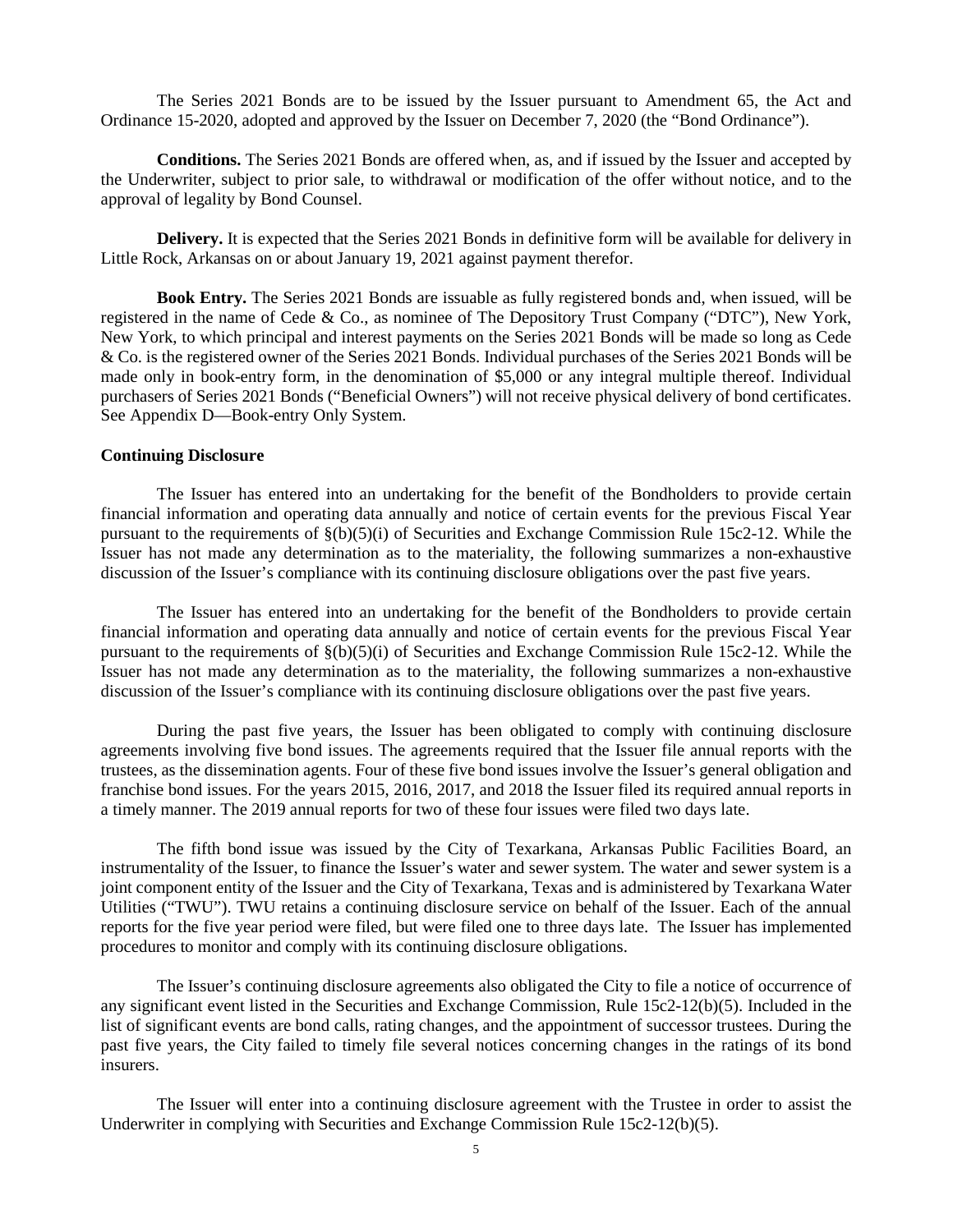The Series 2021 Bonds are to be issued by the Issuer pursuant to Amendment 65, the Act and Ordinance 15-2020, adopted and approved by the Issuer on December 7, 2020 (the "Bond Ordinance").

**Conditions.** The Series 2021 Bonds are offered when, as, and if issued by the Issuer and accepted by the Underwriter, subject to prior sale, to withdrawal or modification of the offer without notice, and to the approval of legality by Bond Counsel.

**Delivery.** It is expected that the Series 2021 Bonds in definitive form will be available for delivery in Little Rock, Arkansas on or about January 19, 2021 against payment therefor.

**Book Entry.** The Series 2021 Bonds are issuable as fully registered bonds and, when issued, will be registered in the name of Cede & Co., as nominee of The Depository Trust Company ("DTC"), New York, New York, to which principal and interest payments on the Series 2021 Bonds will be made so long as Cede & Co. is the registered owner of the Series 2021 Bonds. Individual purchases of the Series 2021 Bonds will be made only in book-entry form, in the denomination of $5,000 or any integral multiple thereof. Individual purchasers of Series 2021 Bonds ("Beneficial Owners") will not receive physical delivery of bond certificates. See Appendix D—Book-entry Only System.

**Continuing Disclosure**

The Issuer has entered into an undertaking for the benefit of the Bondholders to provide certain financial information and operating data annually and notice of certain events for the previous Fiscal Year pursuant to the requirements of §(b)(5)(i) of Securities and Exchange Commission Rule 15c2-12. While the Issuer has not made any determination as to the materiality, the following summarizes a non-exhaustive discussion of the Issuer's compliance with its continuing disclosure obligations over the past five years.

The Issuer has entered into an undertaking for the benefit of the Bondholders to provide certain financial information and operating data annually and notice of certain events for the previous Fiscal Year pursuant to the requirements of §(b)(5)(i) of Securities and Exchange Commission Rule 15c2-12. While the Issuer has not made any determination as to the materiality, the following summarizes a non-exhaustive discussion of the Issuer's compliance with its continuing disclosure obligations over the past five years.

During the past five years, the Issuer has been obligated to comply with continuing disclosure agreements involving five bond issues. The agreements required that the Issuer file annual reports with the trustees, as the dissemination agents. Four of these five bond issues involve the Issuer's general obligation and franchise bond issues. For the years 2015, 2016, 2017, and 2018 the Issuer filed its required annual reports in a timely manner. The 2019 annual reports for two of these four issues were filed two days late.

The fifth bond issue was issued by the City of Texarkana, Arkansas Public Facilities Board, an instrumentality of the Issuer, to finance the Issuer's water and sewer system. The water and sewer system is a joint component entity of the Issuer and the City of Texarkana, Texas and is administered by Texarkana Water Utilities ("TWU"). TWU retains a continuing disclosure service on behalf of the Issuer. Each of the annual reports for the five year period were filed, but were filed one to three days late. The Issuer has implemented procedures to monitor and comply with its continuing disclosure obligations.

The Issuer's continuing disclosure agreements also obligated the City to file a notice of occurrence of any significant event listed in the Securities and Exchange Commission, Rule 15c2-12(b)(5). Included in the list of significant events are bond calls, rating changes, and the appointment of successor trustees. During the past five years, the City failed to timely file several notices concerning changes in the ratings of its bond insurers.

The Issuer will enter into a continuing disclosure agreement with the Trustee in order to assist the Underwriter in complying with Securities and Exchange Commission Rule 15c2-12(b)(5).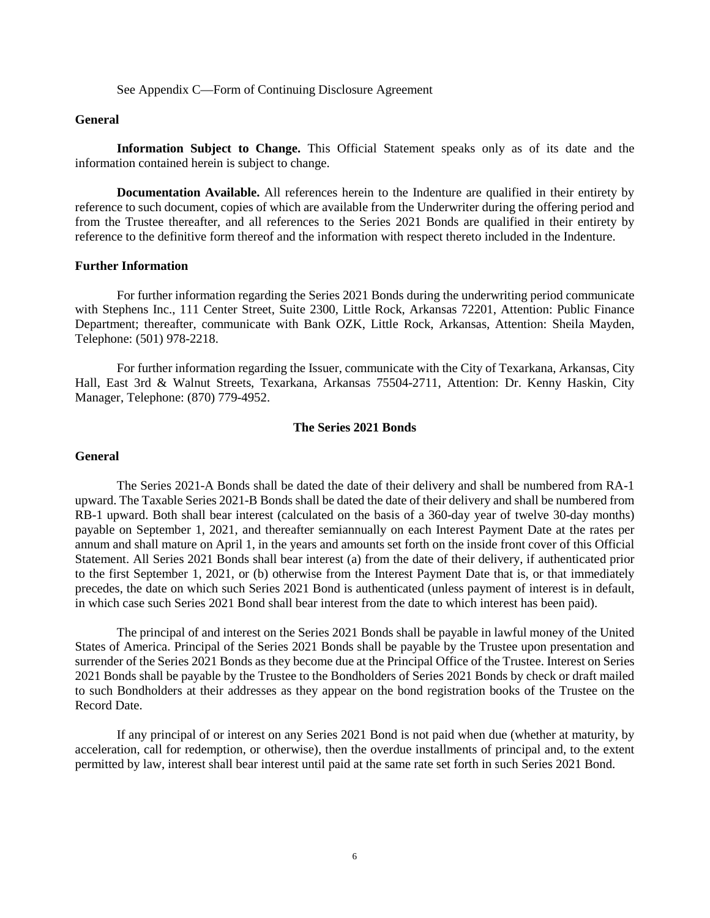See Appendix C—Form of Continuing Disclosure Agreement

### General

**Information Subject to Change.** This Official Statement speaks only as of its date and the information contained herein is subject to change.

**Documentation Available.** All references herein to the Indenture are qualified in their entirety by reference to such document, copies of which are available from the Underwriter during the offering period and from the Trustee thereafter, and all references to the Series 2021 Bonds are qualified in their entirety by reference to the definitive form thereof and the information with respect thereto included in the Indenture.

### Further Information

For further information regarding the Series 2021 Bonds during the underwriting period communicate with Stephens Inc., 111 Center Street, Suite 2300, Little Rock, Arkansas 72201, Attention: Public Finance Department; thereafter, communicate with Bank OZK, Little Rock, Arkansas, Attention: Sheila Mayden, Telephone: (501) 978-2218.

For further information regarding the Issuer, communicate with the City of Texarkana, Arkansas, City Hall, East 3rd & Walnut Streets, Texarkana, Arkansas 75504-2711, Attention: Dr. Kenny Haskin, City Manager, Telephone: (870) 779-4952.

## The Series 2021 Bonds

### General

The Series 2021-A Bonds shall be dated the date of their delivery and shall be numbered from RA-1 upward. The Taxable Series 2021-B Bonds shall be dated the date of their delivery and shall be numbered from RB-1 upward. Both shall bear interest (calculated on the basis of a 360-day year of twelve 30-day months) payable on September 1, 2021, and thereafter semiannually on each Interest Payment Date at the rates per annum and shall mature on April 1, in the years and amounts set forth on the inside front cover of this Official Statement. All Series 2021 Bonds shall bear interest (a) from the date of their delivery, if authenticated prior to the first September 1, 2021, or (b) otherwise from the Interest Payment Date that is, or that immediately precedes, the date on which such Series 2021 Bond is authenticated (unless payment of interest is in default, in which case such Series 2021 Bond shall bear interest from the date to which interest has been paid).

The principal of and interest on the Series 2021 Bonds shall be payable in lawful money of the United States of America. Principal of the Series 2021 Bonds shall be payable by the Trustee upon presentation and surrender of the Series 2021 Bonds as they become due at the Principal Office of the Trustee. Interest on Series 2021 Bonds shall be payable by the Trustee to the Bondholders of Series 2021 Bonds by check or draft mailed to such Bondholders at their addresses as they appear on the bond registration books of the Trustee on the Record Date.

If any principal of or interest on any Series 2021 Bond is not paid when due (whether at maturity, by acceleration, call for redemption, or otherwise), then the overdue installments of principal and, to the extent permitted by law, interest shall bear interest until paid at the same rate set forth in such Series 2021 Bond.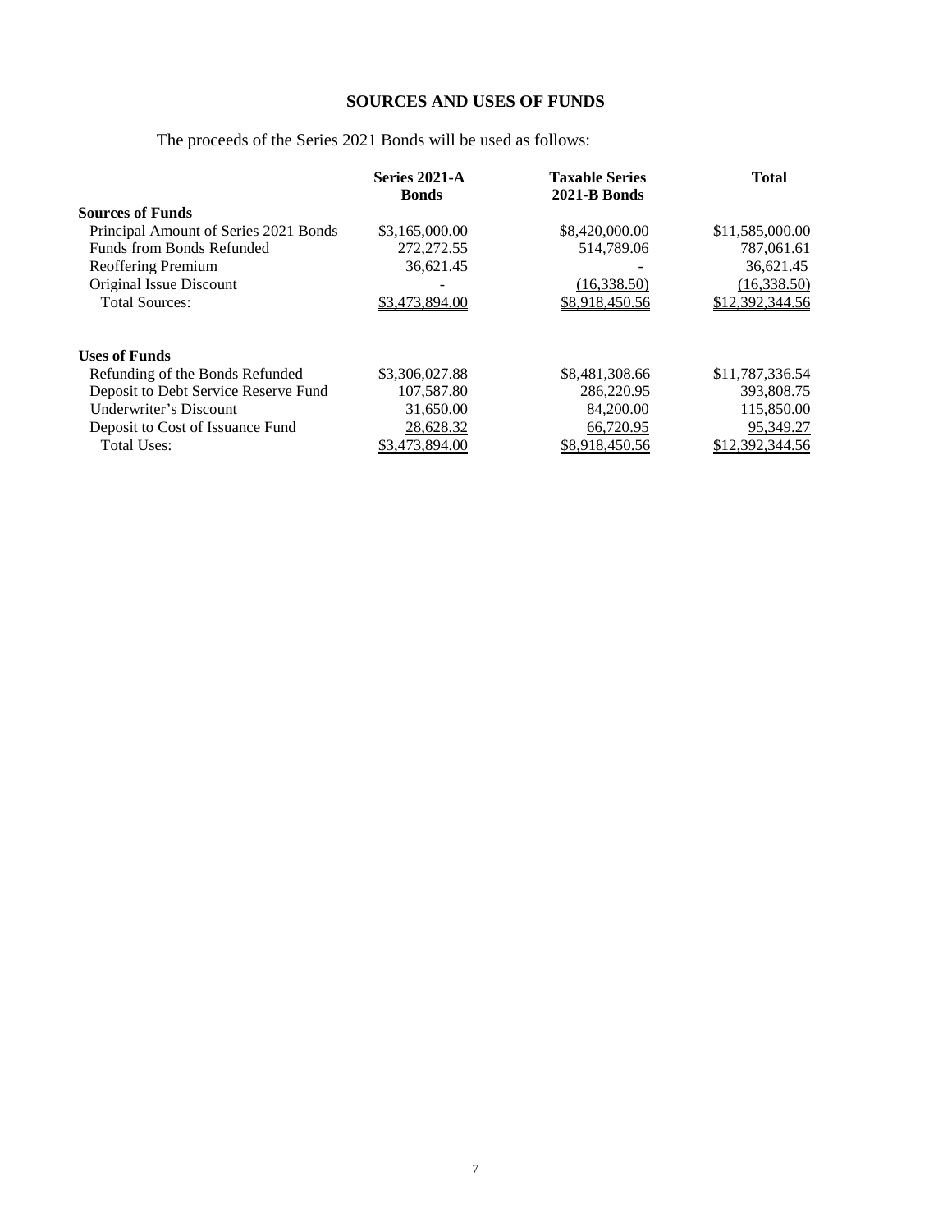## SOURCES AND USES OF FUNDS

The proceeds of the Series 2021 Bonds will be used as follows:

| | Series 2021-A Bonds | Taxable Series 2021-B Bonds | Total |
|---|---|---|---|
| **Sources of Funds** | | | |
| Principal Amount of Series 2021 Bonds | \$3,165,000.00 | \$8,420,000.00 | \$11,585,000.00 |
| Funds from Bonds Refunded | 272,272.55 | 514,789.06 | 787,061.61 |
| Reoffering Premium | 36,621.45 | - | 36,621.45 |
| Original Issue Discount | - | (16,338.50) | (16,338.50) |
| Total Sources: | \$3,473,894.00 | \$8,918,450.56 | \$12,392,344.56 |
| **Uses of Funds** | | | |
| Refunding of the Bonds Refunded | \$3,306,027.88 | \$8,481,308.66 | \$11,787,336.54 |
| Deposit to Debt Service Reserve Fund | 107,587.80 | 286,220.95 | 393,808.75 |
| Underwriter's Discount | 31,650.00 | 84,200.00 | 115,850.00 |
| Deposit to Cost of Issuance Fund | 28,628.32 | 66,720.95 | 95,349.27 |
| Total Uses: | \$3,473,894.00 | \$8,918,450.56 | \$12,392,344.56 |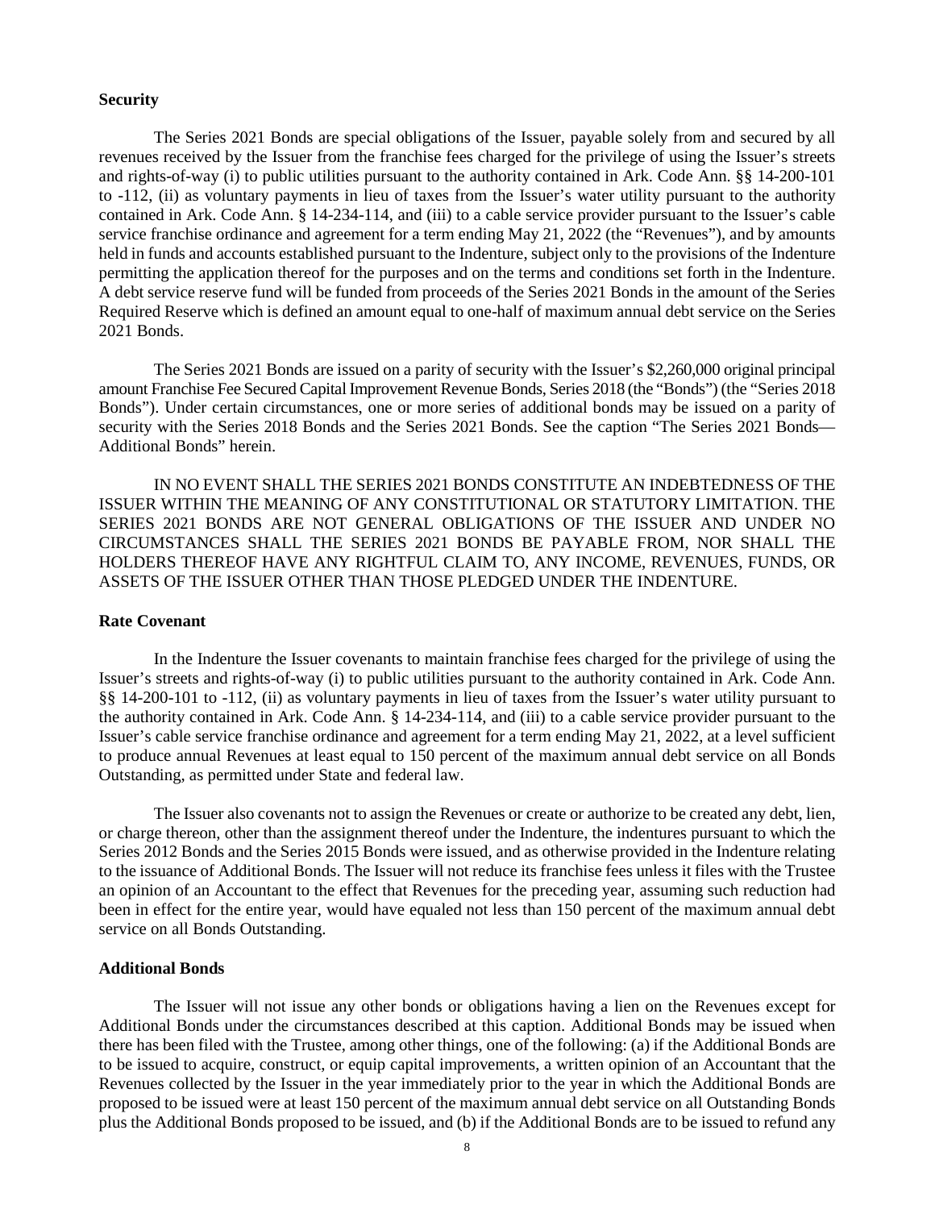### Security

The Series 2021 Bonds are special obligations of the Issuer, payable solely from and secured by all revenues received by the Issuer from the franchise fees charged for the privilege of using the Issuer's streets and rights-of-way (i) to public utilities pursuant to the authority contained in Ark. Code Ann. §§ 14-200-101 to -112, (ii) as voluntary payments in lieu of taxes from the Issuer's water utility pursuant to the authority contained in Ark. Code Ann. § 14-234-114, and (iii) to a cable service provider pursuant to the Issuer's cable service franchise ordinance and agreement for a term ending May 21, 2022 (the "Revenues"), and by amounts held in funds and accounts established pursuant to the Indenture, subject only to the provisions of the Indenture permitting the application thereof for the purposes and on the terms and conditions set forth in the Indenture. A debt service reserve fund will be funded from proceeds of the Series 2021 Bonds in the amount of the Series Required Reserve which is defined an amount equal to one-half of maximum annual debt service on the Series 2021 Bonds.

The Series 2021 Bonds are issued on a parity of security with the Issuer's $2,260,000 original principal amount Franchise Fee Secured Capital Improvement Revenue Bonds, Series 2018 (the "Bonds") (the "Series 2018 Bonds"). Under certain circumstances, one or more series of additional bonds may be issued on a parity of security with the Series 2018 Bonds and the Series 2021 Bonds. See the caption "The Series 2021 Bonds—Additional Bonds" herein.

IN NO EVENT SHALL THE SERIES 2021 BONDS CONSTITUTE AN INDEBTEDNESS OF THE ISSUER WITHIN THE MEANING OF ANY CONSTITUTIONAL OR STATUTORY LIMITATION. THE SERIES 2021 BONDS ARE NOT GENERAL OBLIGATIONS OF THE ISSUER AND UNDER NO CIRCUMSTANCES SHALL THE SERIES 2021 BONDS BE PAYABLE FROM, NOR SHALL THE HOLDERS THEREOF HAVE ANY RIGHTFUL CLAIM TO, ANY INCOME, REVENUES, FUNDS, OR ASSETS OF THE ISSUER OTHER THAN THOSE PLEDGED UNDER THE INDENTURE.

### Rate Covenant

In the Indenture the Issuer covenants to maintain franchise fees charged for the privilege of using the Issuer's streets and rights-of-way (i) to public utilities pursuant to the authority contained in Ark. Code Ann. §§ 14-200-101 to -112, (ii) as voluntary payments in lieu of taxes from the Issuer's water utility pursuant to the authority contained in Ark. Code Ann. § 14-234-114, and (iii) to a cable service provider pursuant to the Issuer's cable service franchise ordinance and agreement for a term ending May 21, 2022, at a level sufficient to produce annual Revenues at least equal to 150 percent of the maximum annual debt service on all Bonds Outstanding, as permitted under State and federal law.

The Issuer also covenants not to assign the Revenues or create or authorize to be created any debt, lien, or charge thereon, other than the assignment thereof under the Indenture, the indentures pursuant to which the Series 2012 Bonds and the Series 2015 Bonds were issued, and as otherwise provided in the Indenture relating to the issuance of Additional Bonds. The Issuer will not reduce its franchise fees unless it files with the Trustee an opinion of an Accountant to the effect that Revenues for the preceding year, assuming such reduction had been in effect for the entire year, would have equaled not less than 150 percent of the maximum annual debt service on all Bonds Outstanding.

### Additional Bonds

The Issuer will not issue any other bonds or obligations having a lien on the Revenues except for Additional Bonds under the circumstances described at this caption. Additional Bonds may be issued when there has been filed with the Trustee, among other things, one of the following: (a) if the Additional Bonds are to be issued to acquire, construct, or equip capital improvements, a written opinion of an Accountant that the Revenues collected by the Issuer in the year immediately prior to the year in which the Additional Bonds are proposed to be issued were at least 150 percent of the maximum annual debt service on all Outstanding Bonds plus the Additional Bonds proposed to be issued, and (b) if the Additional Bonds are to be issued to refund any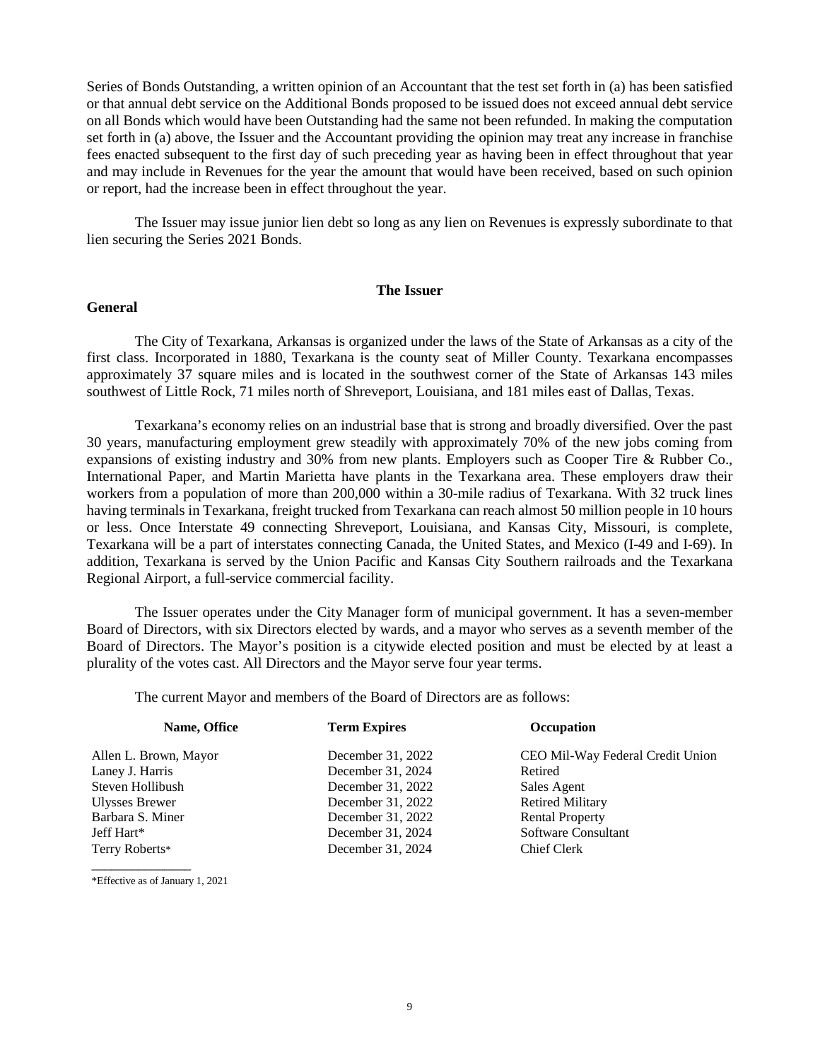Series of Bonds Outstanding, a written opinion of an Accountant that the test set forth in (a) has been satisfied or that annual debt service on the Additional Bonds proposed to be issued does not exceed annual debt service on all Bonds which would have been Outstanding had the same not been refunded. In making the computation set forth in (a) above, the Issuer and the Accountant providing the opinion may treat any increase in franchise fees enacted subsequent to the first day of such preceding year as having been in effect throughout that year and may include in Revenues for the year the amount that would have been received, based on such opinion or report, had the increase been in effect throughout the year.

The Issuer may issue junior lien debt so long as any lien on Revenues is expressly subordinate to that lien securing the Series 2021 Bonds.

## The Issuer

### General

The City of Texarkana, Arkansas is organized under the laws of the State of Arkansas as a city of the first class. Incorporated in 1880, Texarkana is the county seat of Miller County. Texarkana encompasses approximately 37 square miles and is located in the southwest corner of the State of Arkansas 143 miles southwest of Little Rock, 71 miles north of Shreveport, Louisiana, and 181 miles east of Dallas, Texas.

Texarkana's economy relies on an industrial base that is strong and broadly diversified. Over the past 30 years, manufacturing employment grew steadily with approximately 70% of the new jobs coming from expansions of existing industry and 30% from new plants. Employers such as Cooper Tire & Rubber Co., International Paper, and Martin Marietta have plants in the Texarkana area. These employers draw their workers from a population of more than 200,000 within a 30-mile radius of Texarkana. With 32 truck lines having terminals in Texarkana, freight trucked from Texarkana can reach almost 50 million people in 10 hours or less. Once Interstate 49 connecting Shreveport, Louisiana, and Kansas City, Missouri, is complete, Texarkana will be a part of interstates connecting Canada, the United States, and Mexico (I-49 and I-69). In addition, Texarkana is served by the Union Pacific and Kansas City Southern railroads and the Texarkana Regional Airport, a full-service commercial facility.

The Issuer operates under the City Manager form of municipal government. It has a seven-member Board of Directors, with six Directors elected by wards, and a mayor who serves as a seventh member of the Board of Directors. The Mayor's position is a citywide elected position and must be elected by at least a plurality of the votes cast. All Directors and the Mayor serve four year terms.

The current Mayor and members of the Board of Directors are as follows:

| Name, Office | Term Expires | Occupation |
|---|---|---|
| Allen L. Brown, Mayor | December 31, 2022 | CEO Mil-Way Federal Credit Union |
| Laney J. Harris | December 31, 2024 | Retired |
| Steven Hollibush | December 31, 2022 | Sales Agent |
| Ulysses Brewer | December 31, 2022 | Retired Military |
| Barbara S. Miner | December 31, 2022 | Rental Property |
| Jeff Hart* | December 31, 2024 | Software Consultant |
| Terry Roberts* | December 31, 2024 | Chief Clerk |

*Effective as of January 1, 2021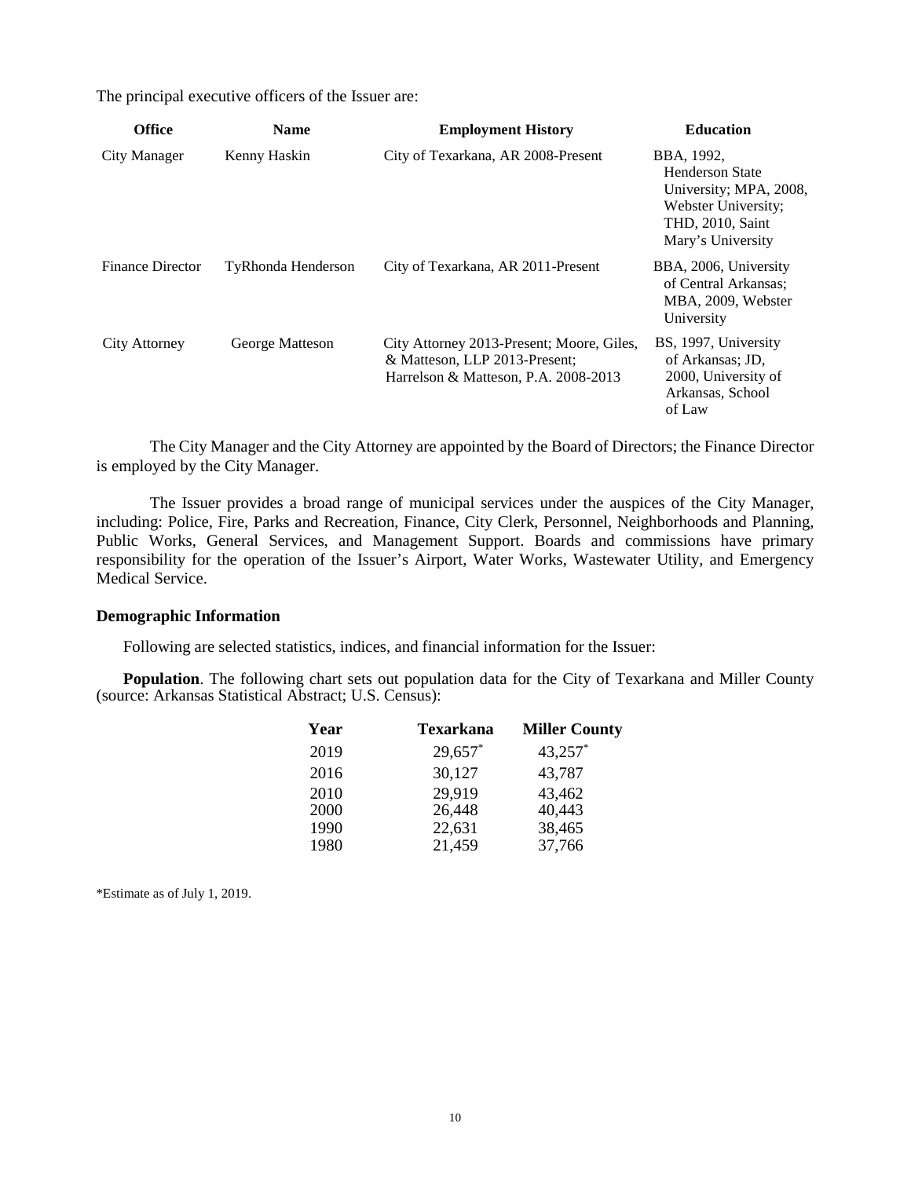The principal executive officers of the Issuer are:

| Office | Name | Employment History | Education |
|---|---|---|---|
| City Manager | Kenny Haskin | City of Texarkana, AR 2008-Present | BBA, 1992, Henderson State University; MPA, 2008, Webster University; THD, 2010, Saint Mary's University |
| Finance Director | TyRhonda Henderson | City of Texarkana, AR 2011-Present | BBA, 2006, University of Central Arkansas; MBA, 2009, Webster University |
| City Attorney | George Matteson | City Attorney 2013-Present; Moore, Giles, & Matteson, LLP 2013-Present; Harrelson & Matteson, P.A. 2008-2013 | BS, 1997, University of Arkansas; JD, 2000, University of Arkansas, School of Law |

The City Manager and the City Attorney are appointed by the Board of Directors; the Finance Director is employed by the City Manager.

The Issuer provides a broad range of municipal services under the auspices of the City Manager, including: Police, Fire, Parks and Recreation, Finance, City Clerk, Personnel, Neighborhoods and Planning, Public Works, General Services, and Management Support. Boards and commissions have primary responsibility for the operation of the Issuer's Airport, Water Works, Wastewater Utility, and Emergency Medical Service.

### Demographic Information

Following are selected statistics, indices, and financial information for the Issuer:

**Population**. The following chart sets out population data for the City of Texarkana and Miller County (source: Arkansas Statistical Abstract; U.S. Census):

| Year | Texarkana | Miller County |
|---|---|---|
| 2019 | 29,657* | 43,257* |
| 2016 | 30,127 | 43,787 |
| 2010 | 29,919 | 43,462 |
| 2000 | 26,448 | 40,443 |
| 1990 | 22,631 | 38,465 |
| 1980 | 21,459 | 37,766 |

*Estimate as of July 1, 2019.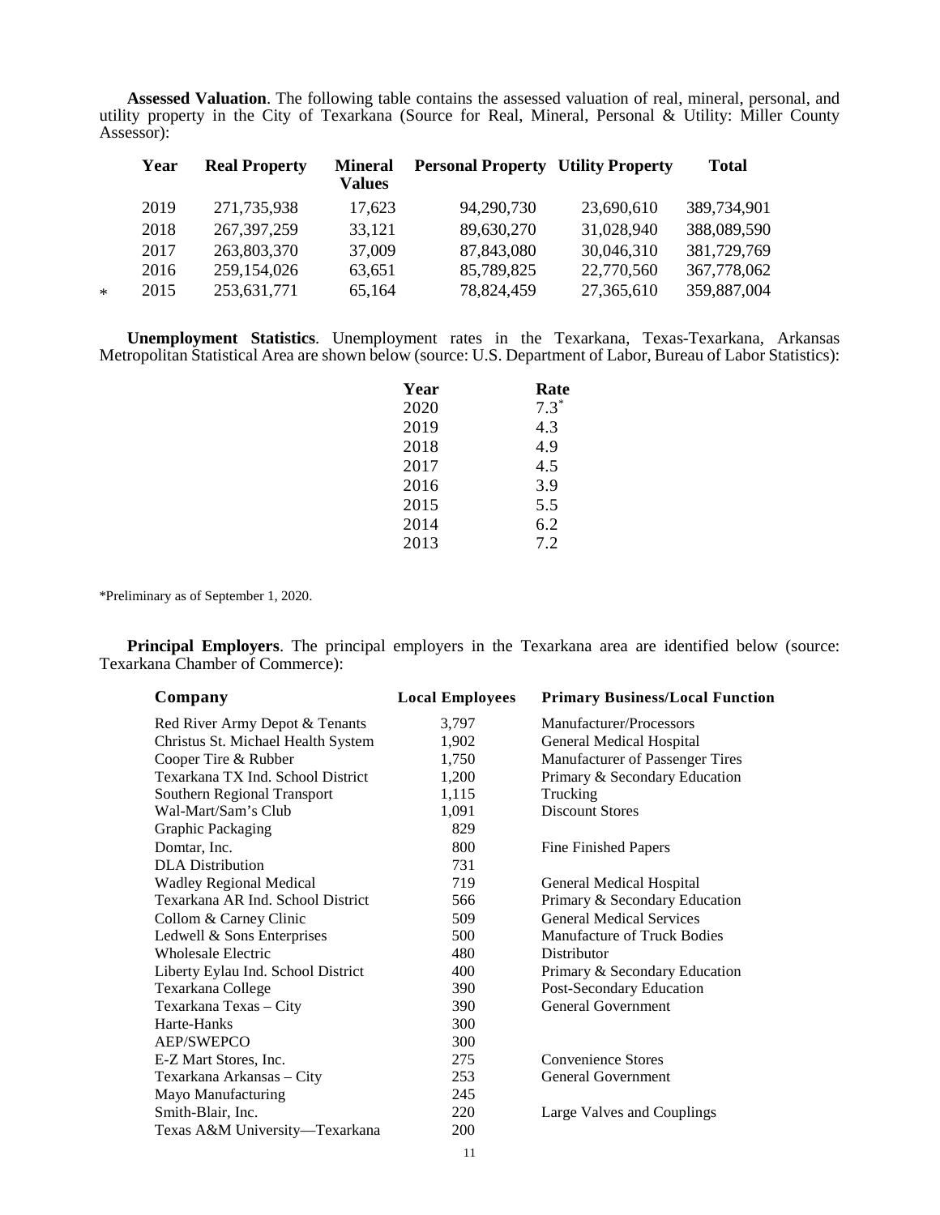**Assessed Valuation**. The following table contains the assessed valuation of real, mineral, personal, and utility property in the City of Texarkana (Source for Real, Mineral, Personal & Utility: Miller County Assessor):

| | Year | Real Property | Mineral Values | Personal Property | Utility Property | Total |
|---|---|---|---|---|---|---|
| | 2019 | 271,735,938 | 17,623 | 94,290,730 | 23,690,610 | 389,734,901 |
| | 2018 | 267,397,259 | 33,121 | 89,630,270 | 31,028,940 | 388,089,590 |
| | 2017 | 263,803,370 | 37,009 | 87,843,080 | 30,046,310 | 381,729,769 |
| | 2016 | 259,154,026 | 63,651 | 85,789,825 | 22,770,560 | 367,778,062 |
| * | 2015 | 253,631,771 | 65,164 | 78,824,459 | 27,365,610 | 359,887,004 |

**Unemployment Statistics**. Unemployment rates in the Texarkana, Texas-Texarkana, Arkansas Metropolitan Statistical Area are shown below (source: U.S. Department of Labor, Bureau of Labor Statistics):

| Year | Rate |
|---|---|
| 2020 | 7.3* |
| 2019 | 4.3 |
| 2018 | 4.9 |
| 2017 | 4.5 |
| 2016 | 3.9 |
| 2015 | 5.5 |
| 2014 | 6.2 |
| 2013 | 7.2 |

*Preliminary as of September 1, 2020.

**Principal Employers**. The principal employers in the Texarkana area are identified below (source: Texarkana Chamber of Commerce):

| Company | Local Employees | Primary Business/Local Function |
|---|---|---|
| Red River Army Depot & Tenants | 3,797 | Manufacturer/Processors |
| Christus St. Michael Health System | 1,902 | General Medical Hospital |
| Cooper Tire & Rubber | 1,750 | Manufacturer of Passenger Tires |
| Texarkana TX Ind. School District | 1,200 | Primary & Secondary Education |
| Southern Regional Transport | 1,115 | Trucking |
| Wal-Mart/Sam's Club | 1,091 | Discount Stores |
| Graphic Packaging | 829 | |
| Domtar, Inc. | 800 | Fine Finished Papers |
| DLA Distribution | 731 | |
| Wadley Regional Medical | 719 | General Medical Hospital |
| Texarkana AR Ind. School District | 566 | Primary & Secondary Education |
| Collom & Carney Clinic | 509 | General Medical Services |
| Ledwell & Sons Enterprises | 500 | Manufacture of Truck Bodies |
| Wholesale Electric | 480 | Distributor |
| Liberty Eylau Ind. School District | 400 | Primary & Secondary Education |
| Texarkana College | 390 | Post-Secondary Education |
| Texarkana Texas – City | 390 | General Government |
| Harte-Hanks | 300 | |
| AEP/SWEPCO | 300 | |
| E-Z Mart Stores, Inc. | 275 | Convenience Stores |
| Texarkana Arkansas – City | 253 | General Government |
| Mayo Manufacturing | 245 | |
| Smith-Blair, Inc. | 220 | Large Valves and Couplings |
| Texas A&M University—Texarkana | 200 | |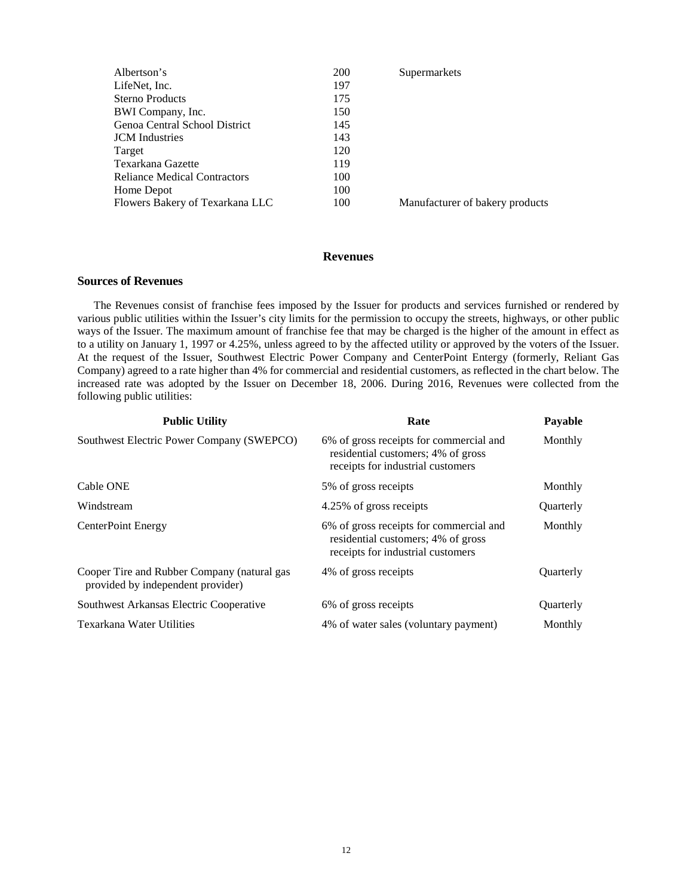| | | |
|---|---|---|
| Albertson's | 200 | Supermarkets |
| LifeNet, Inc. | 197 | |
| Sterno Products | 175 | |
| BWI Company, Inc. | 150 | |
| Genoa Central School District | 145 | |
| JCM Industries | 143 | |
| Target | 120 | |
| Texarkana Gazette | 119 | |
| Reliance Medical Contractors | 100 | |
| Home Depot | 100 | |
| Flowers Bakery of Texarkana LLC | 100 | Manufacturer of bakery products |

## Revenues

### Sources of Revenues

The Revenues consist of franchise fees imposed by the Issuer for products and services furnished or rendered by various public utilities within the Issuer's city limits for the permission to occupy the streets, highways, or other public ways of the Issuer. The maximum amount of franchise fee that may be charged is the higher of the amount in effect as to a utility on January 1, 1997 or 4.25%, unless agreed to by the affected utility or approved by the voters of the Issuer. At the request of the Issuer, Southwest Electric Power Company and CenterPoint Entergy (formerly, Reliant Gas Company) agreed to a rate higher than 4% for commercial and residential customers, as reflected in the chart below. The increased rate was adopted by the Issuer on December 18, 2006. During 2016, Revenues were collected from the following public utilities:

| Public Utility | Rate | Payable |
|---|---|---|
| Southwest Electric Power Company (SWEPCO) | 6% of gross receipts for commercial and residential customers; 4% of gross receipts for industrial customers | Monthly |
| Cable ONE | 5% of gross receipts | Monthly |
| Windstream | 4.25% of gross receipts | Quarterly |
| CenterPoint Energy | 6% of gross receipts for commercial and residential customers; 4% of gross receipts for industrial customers | Monthly |
| Cooper Tire and Rubber Company (natural gas provided by independent provider) | 4% of gross receipts | Quarterly |
| Southwest Arkansas Electric Cooperative | 6% of gross receipts | Quarterly |
| Texarkana Water Utilities | 4% of water sales (voluntary payment) | Monthly |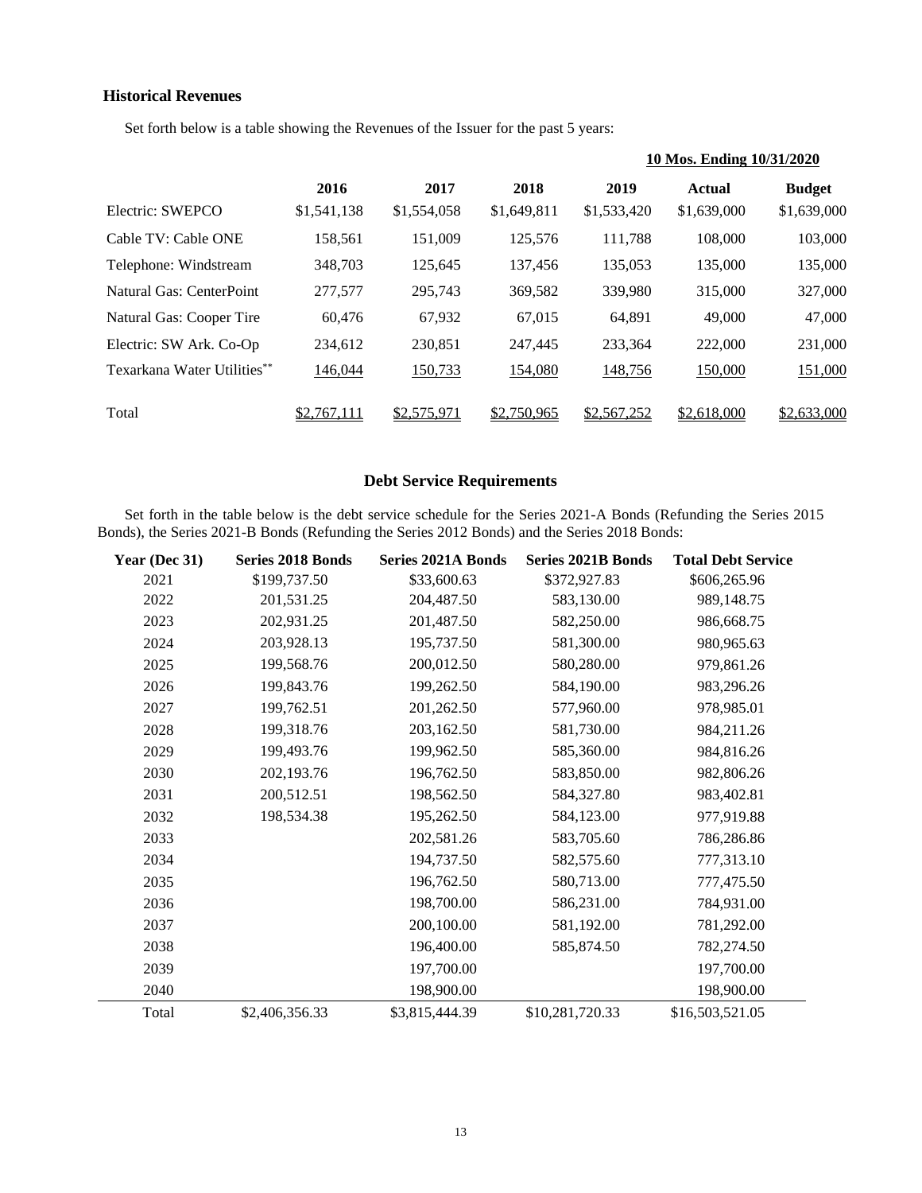### Historical Revenues

Set forth below is a table showing the Revenues of the Issuer for the past 5 years:

| | 2016 | 2017 | 2018 | 2019 | 10 Mos. Ending 10/31/2020 Actual | 10 Mos. Ending 10/31/2020 Budget |
|---|---|---|---|---|---|---|
| Electric: SWEPCO | $1,541,138 | $1,554,058 | $1,649,811 | $1,533,420 | $1,639,000 | $1,639,000 |
| Cable TV: Cable ONE | 158,561 | 151,009 | 125,576 | 111,788 | 108,000 | 103,000 |
| Telephone: Windstream | 348,703 | 125,645 | 137,456 | 135,053 | 135,000 | 135,000 |
| Natural Gas: CenterPoint | 277,577 | 295,743 | 369,582 | 339,980 | 315,000 | 327,000 |
| Natural Gas: Cooper Tire | 60,476 | 67,932 | 67,015 | 64,891 | 49,000 | 47,000 |
| Electric: SW Ark. Co-Op | 234,612 | 230,851 | 247,445 | 233,364 | 222,000 | 231,000 |
| Texarkana Water Utilities** | 146,044 | 150,733 | 154,080 | 148,756 | 150,000 | 151,000 |
| Total | $2,767,111 | $2,575,971 | $2,750,965 | $2,567,252 | $2,618,000 | $2,633,000 |

## Debt Service Requirements

Set forth in the table below is the debt service schedule for the Series 2021-A Bonds (Refunding the Series 2015 Bonds), the Series 2021-B Bonds (Refunding the Series 2012 Bonds) and the Series 2018 Bonds:

| Year (Dec 31) | Series 2018 Bonds | Series 2021A Bonds | Series 2021B Bonds | Total Debt Service |
|---|---|---|---|---|
| 2021 | $199,737.50 | $33,600.63 | $372,927.83 | $606,265.96 |
| 2022 | 201,531.25 | 204,487.50 | 583,130.00 | 989,148.75 |
| 2023 | 202,931.25 | 201,487.50 | 582,250.00 | 986,668.75 |
| 2024 | 203,928.13 | 195,737.50 | 581,300.00 | 980,965.63 |
| 2025 | 199,568.76 | 200,012.50 | 580,280.00 | 979,861.26 |
| 2026 | 199,843.76 | 199,262.50 | 584,190.00 | 983,296.26 |
| 2027 | 199,762.51 | 201,262.50 | 577,960.00 | 978,985.01 |
| 2028 | 199,318.76 | 203,162.50 | 581,730.00 | 984,211.26 |
| 2029 | 199,493.76 | 199,962.50 | 585,360.00 | 984,816.26 |
| 2030 | 202,193.76 | 196,762.50 | 583,850.00 | 982,806.26 |
| 2031 | 200,512.51 | 198,562.50 | 584,327.80 | 983,402.81 |
| 2032 | 198,534.38 | 195,262.50 | 584,123.00 | 977,919.88 |
| 2033 | | 202,581.26 | 583,705.60 | 786,286.86 |
| 2034 | | 194,737.50 | 582,575.60 | 777,313.10 |
| 2035 | | 196,762.50 | 580,713.00 | 777,475.50 |
| 2036 | | 198,700.00 | 586,231.00 | 784,931.00 |
| 2037 | | 200,100.00 | 581,192.00 | 781,292.00 |
| 2038 | | 196,400.00 | 585,874.50 | 782,274.50 |
| 2039 | | 197,700.00 | | 197,700.00 |
| 2040 | | 198,900.00 | | 198,900.00 |
| Total | $2,406,356.33 | $3,815,444.39 | $10,281,720.33 | $16,503,521.05 |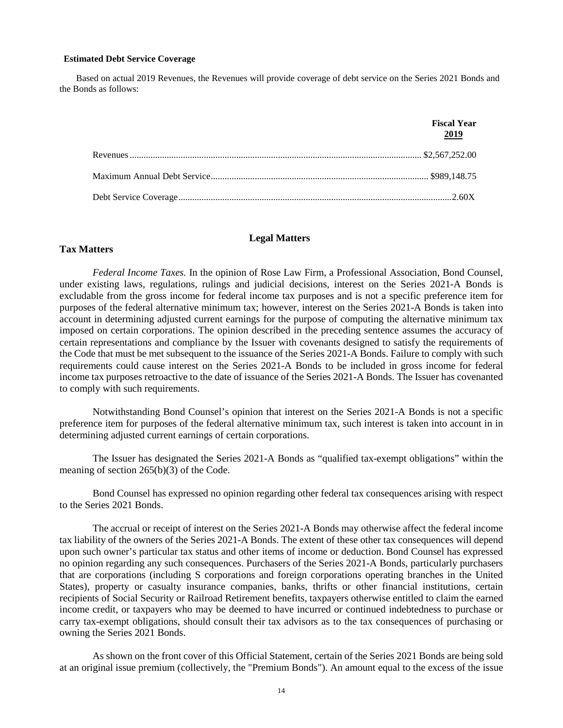**Estimated Debt Service Coverage**

Based on actual 2019 Revenues, the Revenues will provide coverage of debt service on the Series 2021 Bonds and the Bonds as follows:

| | Fiscal Year 2019 |
|---|---|
| Revenues | $2,567,252.00 |
| Maximum Annual Debt Service | $989,148.75 |
| Debt Service Coverage | 2.60X |

## Legal Matters

### Tax Matters

*Federal Income Taxes.* In the opinion of Rose Law Firm, a Professional Association, Bond Counsel, under existing laws, regulations, rulings and judicial decisions, interest on the Series 2021-A Bonds is excludable from the gross income for federal income tax purposes and is not a specific preference item for purposes of the federal alternative minimum tax; however, interest on the Series 2021-A Bonds is taken into account in determining adjusted current earnings for the purpose of computing the alternative minimum tax imposed on certain corporations. The opinion described in the preceding sentence assumes the accuracy of certain representations and compliance by the Issuer with covenants designed to satisfy the requirements of the Code that must be met subsequent to the issuance of the Series 2021-A Bonds. Failure to comply with such requirements could cause interest on the Series 2021-A Bonds to be included in gross income for federal income tax purposes retroactive to the date of issuance of the Series 2021-A Bonds. The Issuer has covenanted to comply with such requirements.

Notwithstanding Bond Counsel's opinion that interest on the Series 2021-A Bonds is not a specific preference item for purposes of the federal alternative minimum tax, such interest is taken into account in in determining adjusted current earnings of certain corporations.

The Issuer has designated the Series 2021-A Bonds as "qualified tax-exempt obligations" within the meaning of section 265(b)(3) of the Code.

Bond Counsel has expressed no opinion regarding other federal tax consequences arising with respect to the Series 2021 Bonds.

The accrual or receipt of interest on the Series 2021-A Bonds may otherwise affect the federal income tax liability of the owners of the Series 2021-A Bonds. The extent of these other tax consequences will depend upon such owner's particular tax status and other items of income or deduction. Bond Counsel has expressed no opinion regarding any such consequences. Purchasers of the Series 2021-A Bonds, particularly purchasers that are corporations (including S corporations and foreign corporations operating branches in the United States), property or casualty insurance companies, banks, thrifts or other financial institutions, certain recipients of Social Security or Railroad Retirement benefits, taxpayers otherwise entitled to claim the earned income credit, or taxpayers who may be deemed to have incurred or continued indebtedness to purchase or carry tax-exempt obligations, should consult their tax advisors as to the tax consequences of purchasing or owning the Series 2021 Bonds.

As shown on the front cover of this Official Statement, certain of the Series 2021 Bonds are being sold at an original issue premium (collectively, the "Premium Bonds"). An amount equal to the excess of the issue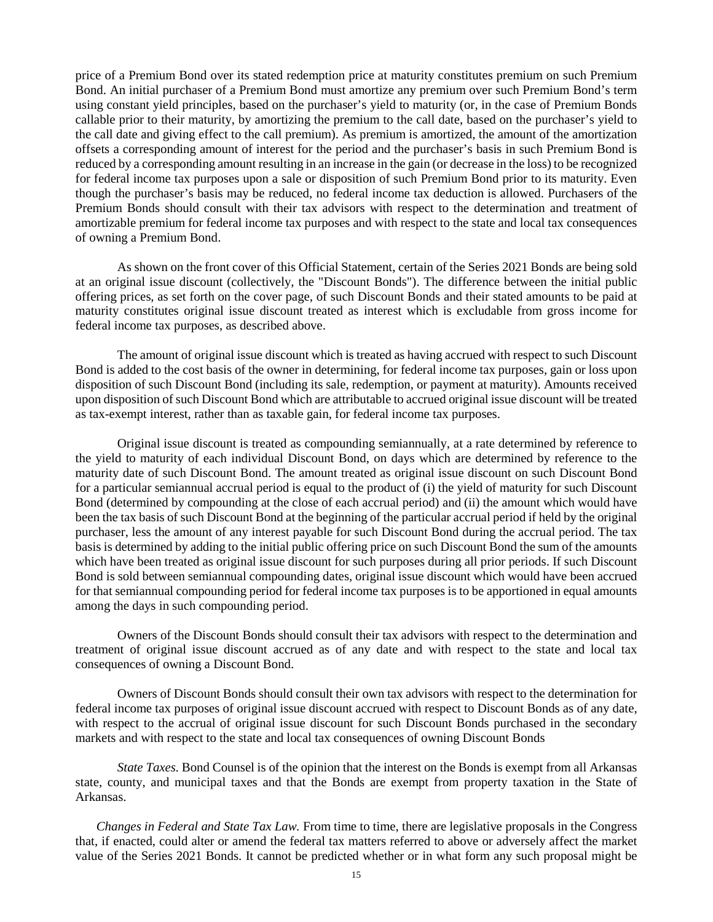price of a Premium Bond over its stated redemption price at maturity constitutes premium on such Premium Bond. An initial purchaser of a Premium Bond must amortize any premium over such Premium Bond's term using constant yield principles, based on the purchaser's yield to maturity (or, in the case of Premium Bonds callable prior to their maturity, by amortizing the premium to the call date, based on the purchaser's yield to the call date and giving effect to the call premium). As premium is amortized, the amount of the amortization offsets a corresponding amount of interest for the period and the purchaser's basis in such Premium Bond is reduced by a corresponding amount resulting in an increase in the gain (or decrease in the loss) to be recognized for federal income tax purposes upon a sale or disposition of such Premium Bond prior to its maturity. Even though the purchaser's basis may be reduced, no federal income tax deduction is allowed. Purchasers of the Premium Bonds should consult with their tax advisors with respect to the determination and treatment of amortizable premium for federal income tax purposes and with respect to the state and local tax consequences of owning a Premium Bond.

As shown on the front cover of this Official Statement, certain of the Series 2021 Bonds are being sold at an original issue discount (collectively, the "Discount Bonds"). The difference between the initial public offering prices, as set forth on the cover page, of such Discount Bonds and their stated amounts to be paid at maturity constitutes original issue discount treated as interest which is excludable from gross income for federal income tax purposes, as described above.

The amount of original issue discount which is treated as having accrued with respect to such Discount Bond is added to the cost basis of the owner in determining, for federal income tax purposes, gain or loss upon disposition of such Discount Bond (including its sale, redemption, or payment at maturity). Amounts received upon disposition of such Discount Bond which are attributable to accrued original issue discount will be treated as tax-exempt interest, rather than as taxable gain, for federal income tax purposes.

Original issue discount is treated as compounding semiannually, at a rate determined by reference to the yield to maturity of each individual Discount Bond, on days which are determined by reference to the maturity date of such Discount Bond. The amount treated as original issue discount on such Discount Bond for a particular semiannual accrual period is equal to the product of (i) the yield of maturity for such Discount Bond (determined by compounding at the close of each accrual period) and (ii) the amount which would have been the tax basis of such Discount Bond at the beginning of the particular accrual period if held by the original purchaser, less the amount of any interest payable for such Discount Bond during the accrual period. The tax basis is determined by adding to the initial public offering price on such Discount Bond the sum of the amounts which have been treated as original issue discount for such purposes during all prior periods. If such Discount Bond is sold between semiannual compounding dates, original issue discount which would have been accrued for that semiannual compounding period for federal income tax purposes is to be apportioned in equal amounts among the days in such compounding period.

Owners of the Discount Bonds should consult their tax advisors with respect to the determination and treatment of original issue discount accrued as of any date and with respect to the state and local tax consequences of owning a Discount Bond.

Owners of Discount Bonds should consult their own tax advisors with respect to the determination for federal income tax purposes of original issue discount accrued with respect to Discount Bonds as of any date, with respect to the accrual of original issue discount for such Discount Bonds purchased in the secondary markets and with respect to the state and local tax consequences of owning Discount Bonds

*State Taxes.* Bond Counsel is of the opinion that the interest on the Bonds is exempt from all Arkansas state, county, and municipal taxes and that the Bonds are exempt from property taxation in the State of Arkansas.

*Changes in Federal and State Tax Law.* From time to time, there are legislative proposals in the Congress that, if enacted, could alter or amend the federal tax matters referred to above or adversely affect the market value of the Series 2021 Bonds. It cannot be predicted whether or in what form any such proposal might be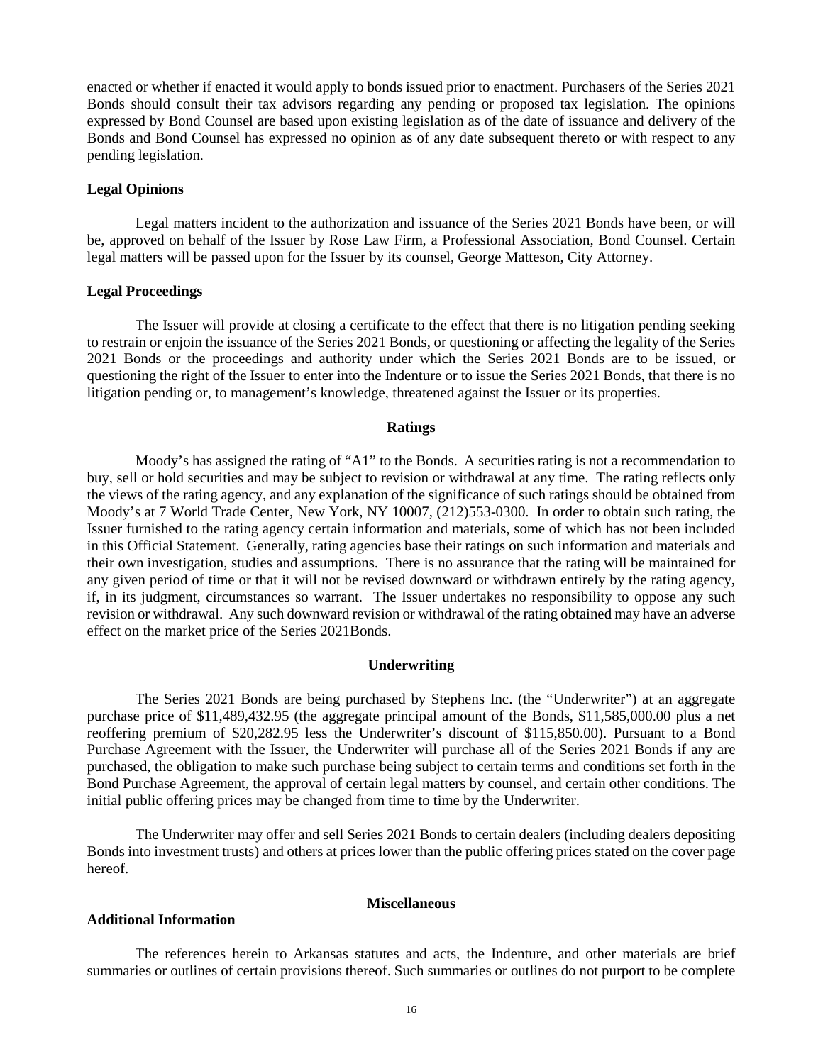enacted or whether if enacted it would apply to bonds issued prior to enactment. Purchasers of the Series 2021 Bonds should consult their tax advisors regarding any pending or proposed tax legislation. The opinions expressed by Bond Counsel are based upon existing legislation as of the date of issuance and delivery of the Bonds and Bond Counsel has expressed no opinion as of any date subsequent thereto or with respect to any pending legislation.

**Legal Opinions**

Legal matters incident to the authorization and issuance of the Series 2021 Bonds have been, or will be, approved on behalf of the Issuer by Rose Law Firm, a Professional Association, Bond Counsel. Certain legal matters will be passed upon for the Issuer by its counsel, George Matteson, City Attorney.

**Legal Proceedings**

The Issuer will provide at closing a certificate to the effect that there is no litigation pending seeking to restrain or enjoin the issuance of the Series 2021 Bonds, or questioning or affecting the legality of the Series 2021 Bonds or the proceedings and authority under which the Series 2021 Bonds are to be issued, or questioning the right of the Issuer to enter into the Indenture or to issue the Series 2021 Bonds, that there is no litigation pending or, to management's knowledge, threatened against the Issuer or its properties.

## Ratings

Moody's has assigned the rating of "A1" to the Bonds. A securities rating is not a recommendation to buy, sell or hold securities and may be subject to revision or withdrawal at any time. The rating reflects only the views of the rating agency, and any explanation of the significance of such ratings should be obtained from Moody's at 7 World Trade Center, New York, NY 10007, (212)553-0300. In order to obtain such rating, the Issuer furnished to the rating agency certain information and materials, some of which has not been included in this Official Statement. Generally, rating agencies base their ratings on such information and materials and their own investigation, studies and assumptions. There is no assurance that the rating will be maintained for any given period of time or that it will not be revised downward or withdrawn entirely by the rating agency, if, in its judgment, circumstances so warrant. The Issuer undertakes no responsibility to oppose any such revision or withdrawal. Any such downward revision or withdrawal of the rating obtained may have an adverse effect on the market price of the Series 2021Bonds.

## Underwriting

The Series 2021 Bonds are being purchased by Stephens Inc. (the "Underwriter") at an aggregate purchase price of $11,489,432.95 (the aggregate principal amount of the Bonds, $11,585,000.00 plus a net reoffering premium of $20,282.95 less the Underwriter's discount of $115,850.00). Pursuant to a Bond Purchase Agreement with the Issuer, the Underwriter will purchase all of the Series 2021 Bonds if any are purchased, the obligation to make such purchase being subject to certain terms and conditions set forth in the Bond Purchase Agreement, the approval of certain legal matters by counsel, and certain other conditions. The initial public offering prices may be changed from time to time by the Underwriter.

The Underwriter may offer and sell Series 2021 Bonds to certain dealers (including dealers depositing Bonds into investment trusts) and others at prices lower than the public offering prices stated on the cover page hereof.

## Miscellaneous

**Additional Information**

The references herein to Arkansas statutes and acts, the Indenture, and other materials are brief summaries or outlines of certain provisions thereof. Such summaries or outlines do not purport to be complete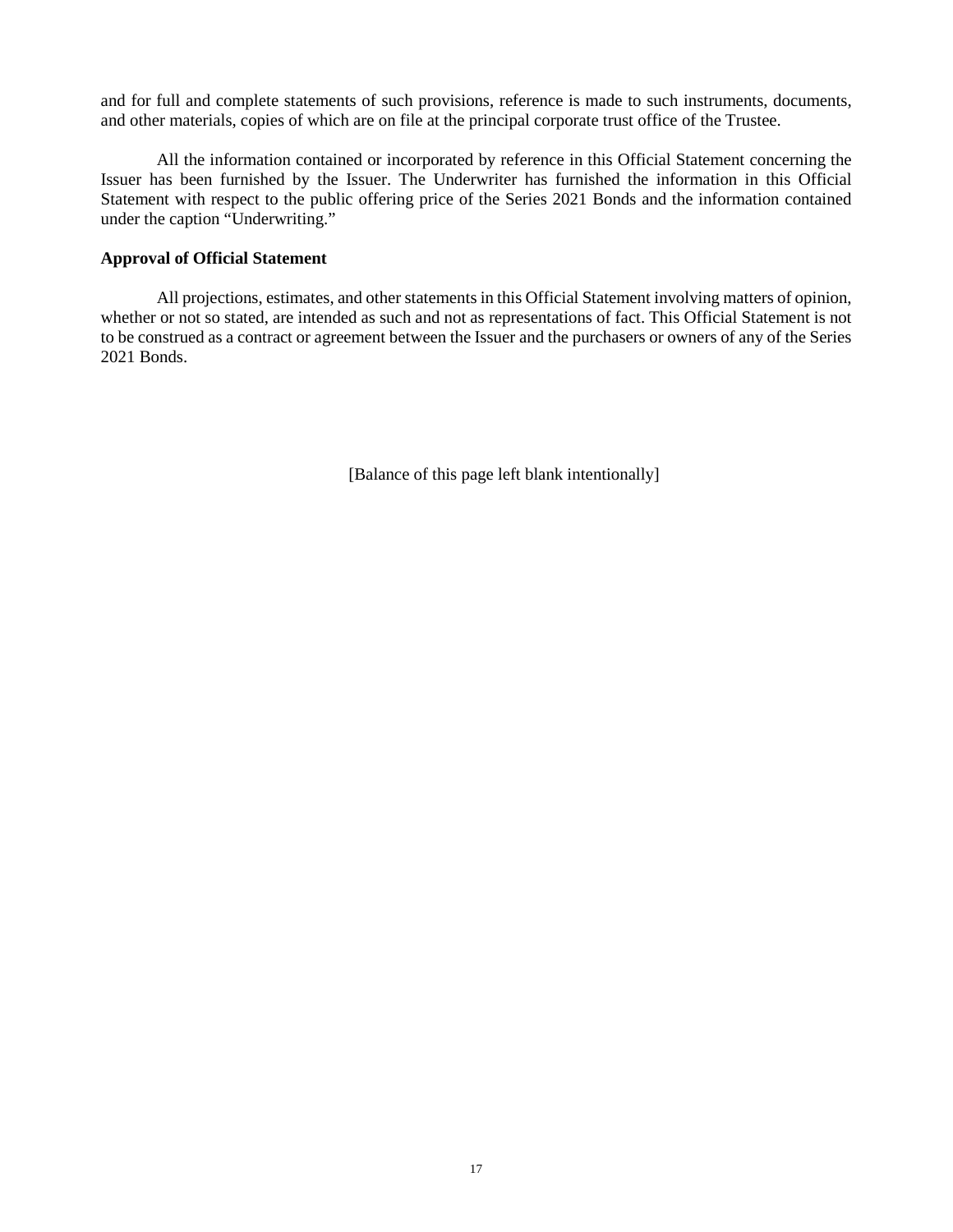and for full and complete statements of such provisions, reference is made to such instruments, documents, and other materials, copies of which are on file at the principal corporate trust office of the Trustee.

All the information contained or incorporated by reference in this Official Statement concerning the Issuer has been furnished by the Issuer. The Underwriter has furnished the information in this Official Statement with respect to the public offering price of the Series 2021 Bonds and the information contained under the caption "Underwriting."

**Approval of Official Statement**

All projections, estimates, and other statements in this Official Statement involving matters of opinion, whether or not so stated, are intended as such and not as representations of fact. This Official Statement is not to be construed as a contract or agreement between the Issuer and the purchasers or owners of any of the Series 2021 Bonds.

[Balance of this page left blank intentionally]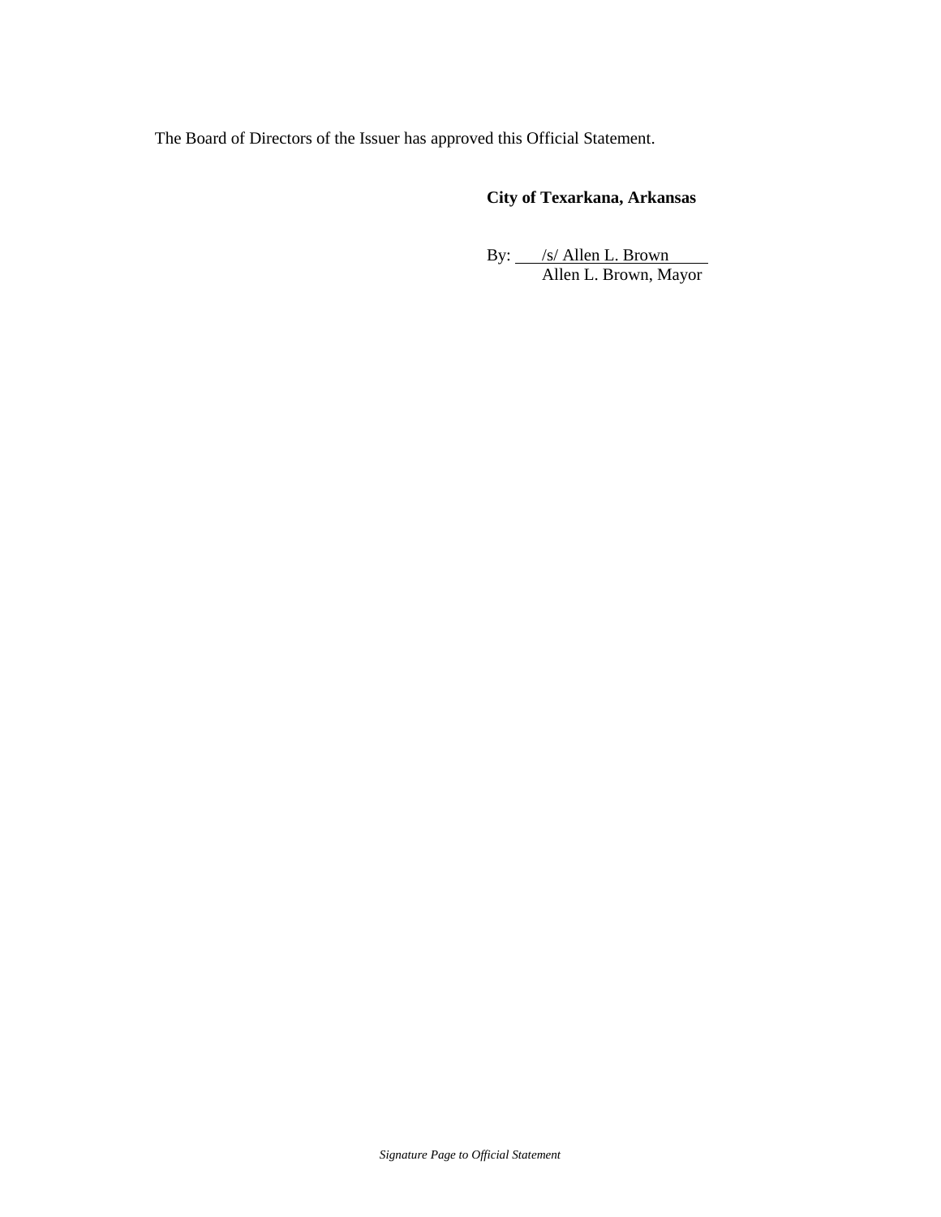The Board of Directors of the Issuer has approved this Official Statement.

**City of Texarkana, Arkansas**

By: /s/ Allen L. Brown
Allen L. Brown, Mayor

*Signature Page to Official Statement*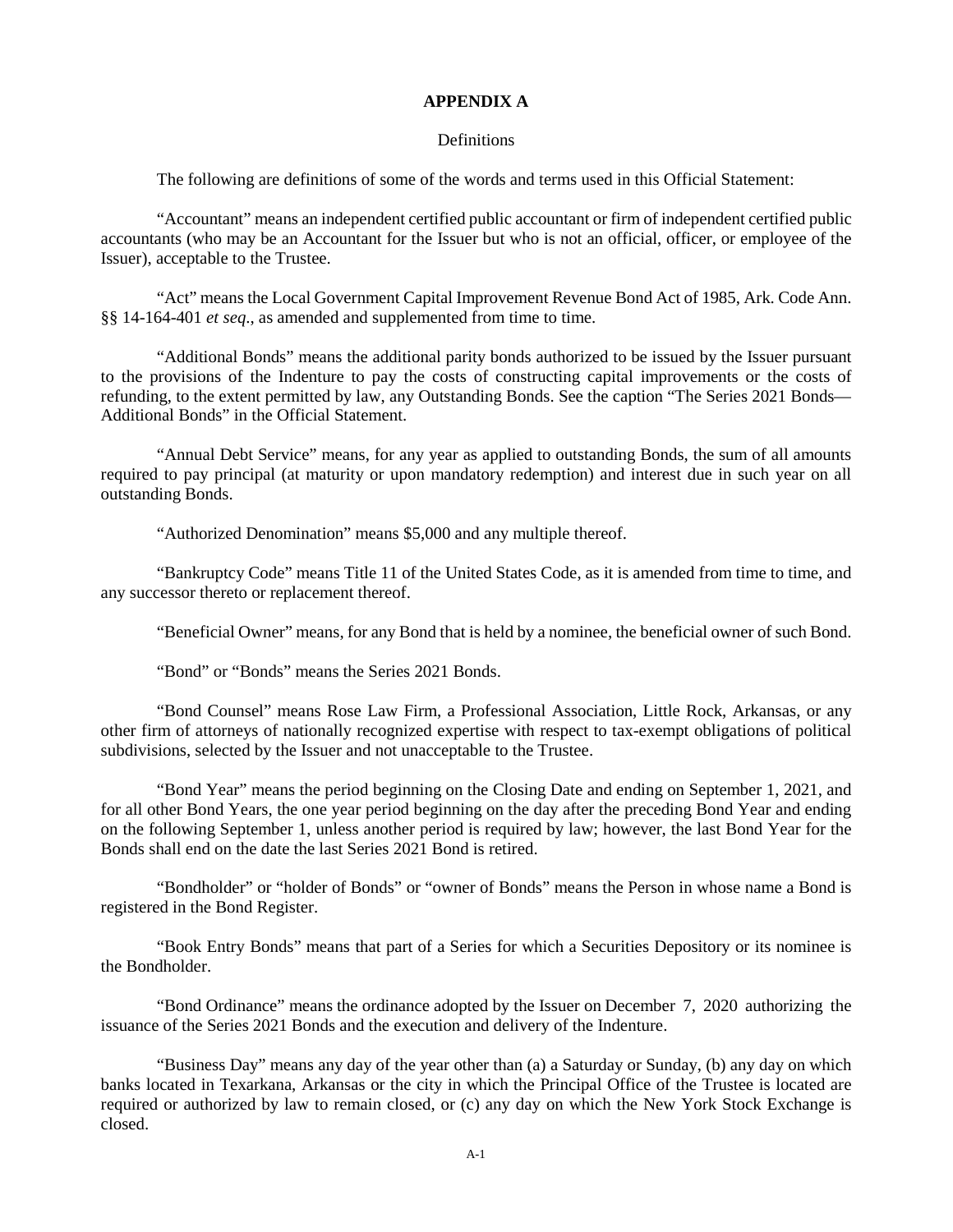# APPENDIX A

Definitions

The following are definitions of some of the words and terms used in this Official Statement:

"Accountant" means an independent certified public accountant or firm of independent certified public accountants (who may be an Accountant for the Issuer but who is not an official, officer, or employee of the Issuer), acceptable to the Trustee.

"Act" means the Local Government Capital Improvement Revenue Bond Act of 1985, Ark. Code Ann. §§ 14-164-401 *et seq*., as amended and supplemented from time to time.

"Additional Bonds" means the additional parity bonds authorized to be issued by the Issuer pursuant to the provisions of the Indenture to pay the costs of constructing capital improvements or the costs of refunding, to the extent permitted by law, any Outstanding Bonds. See the caption "The Series 2021 Bonds—Additional Bonds" in the Official Statement.

"Annual Debt Service" means, for any year as applied to outstanding Bonds, the sum of all amounts required to pay principal (at maturity or upon mandatory redemption) and interest due in such year on all outstanding Bonds.

"Authorized Denomination" means $5,000 and any multiple thereof.

"Bankruptcy Code" means Title 11 of the United States Code, as it is amended from time to time, and any successor thereto or replacement thereof.

"Beneficial Owner" means, for any Bond that is held by a nominee, the beneficial owner of such Bond.

"Bond" or "Bonds" means the Series 2021 Bonds.

"Bond Counsel" means Rose Law Firm, a Professional Association, Little Rock, Arkansas, or any other firm of attorneys of nationally recognized expertise with respect to tax-exempt obligations of political subdivisions, selected by the Issuer and not unacceptable to the Trustee.

"Bond Year" means the period beginning on the Closing Date and ending on September 1, 2021, and for all other Bond Years, the one year period beginning on the day after the preceding Bond Year and ending on the following September 1, unless another period is required by law; however, the last Bond Year for the Bonds shall end on the date the last Series 2021 Bond is retired.

"Bondholder" or "holder of Bonds" or "owner of Bonds" means the Person in whose name a Bond is registered in the Bond Register.

"Book Entry Bonds" means that part of a Series for which a Securities Depository or its nominee is the Bondholder.

"Bond Ordinance" means the ordinance adopted by the Issuer on December 7, 2020 authorizing the issuance of the Series 2021 Bonds and the execution and delivery of the Indenture.

"Business Day" means any day of the year other than (a) a Saturday or Sunday, (b) any day on which banks located in Texarkana, Arkansas or the city in which the Principal Office of the Trustee is located are required or authorized by law to remain closed, or (c) any day on which the New York Stock Exchange is closed.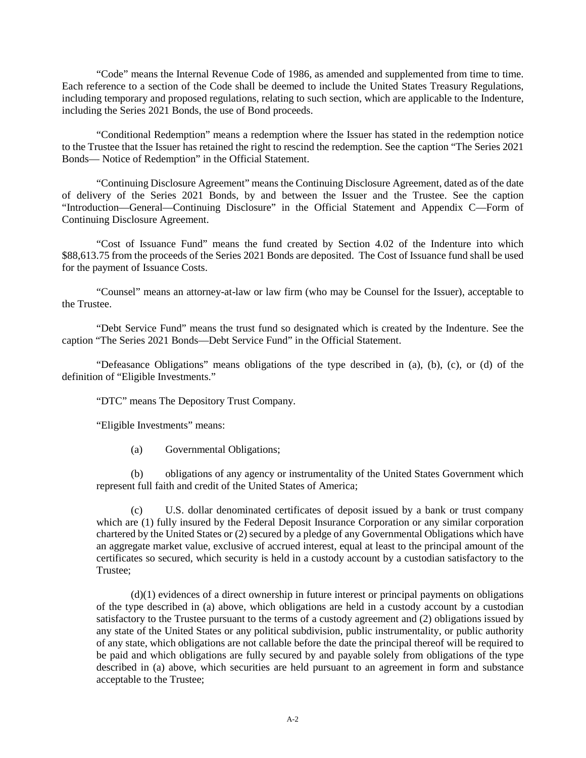"Code" means the Internal Revenue Code of 1986, as amended and supplemented from time to time. Each reference to a section of the Code shall be deemed to include the United States Treasury Regulations, including temporary and proposed regulations, relating to such section, which are applicable to the Indenture, including the Series 2021 Bonds, the use of Bond proceeds.

"Conditional Redemption" means a redemption where the Issuer has stated in the redemption notice to the Trustee that the Issuer has retained the right to rescind the redemption. See the caption "The Series 2021 Bonds— Notice of Redemption" in the Official Statement.

"Continuing Disclosure Agreement" means the Continuing Disclosure Agreement, dated as of the date of delivery of the Series 2021 Bonds, by and between the Issuer and the Trustee. See the caption "Introduction—General—Continuing Disclosure" in the Official Statement and Appendix C—Form of Continuing Disclosure Agreement.

"Cost of Issuance Fund" means the fund created by Section 4.02 of the Indenture into which $88,613.75 from the proceeds of the Series 2021 Bonds are deposited. The Cost of Issuance fund shall be used for the payment of Issuance Costs.

"Counsel" means an attorney-at-law or law firm (who may be Counsel for the Issuer), acceptable to the Trustee.

"Debt Service Fund" means the trust fund so designated which is created by the Indenture. See the caption "The Series 2021 Bonds—Debt Service Fund" in the Official Statement.

"Defeasance Obligations" means obligations of the type described in (a), (b), (c), or (d) of the definition of "Eligible Investments."

"DTC" means The Depository Trust Company.

"Eligible Investments" means:

(a) Governmental Obligations;

(b) obligations of any agency or instrumentality of the United States Government which represent full faith and credit of the United States of America;

(c) U.S. dollar denominated certificates of deposit issued by a bank or trust company which are (1) fully insured by the Federal Deposit Insurance Corporation or any similar corporation chartered by the United States or (2) secured by a pledge of any Governmental Obligations which have an aggregate market value, exclusive of accrued interest, equal at least to the principal amount of the certificates so secured, which security is held in a custody account by a custodian satisfactory to the Trustee;

(d)(1) evidences of a direct ownership in future interest or principal payments on obligations of the type described in (a) above, which obligations are held in a custody account by a custodian satisfactory to the Trustee pursuant to the terms of a custody agreement and (2) obligations issued by any state of the United States or any political subdivision, public instrumentality, or public authority of any state, which obligations are not callable before the date the principal thereof will be required to be paid and which obligations are fully secured by and payable solely from obligations of the type described in (a) above, which securities are held pursuant to an agreement in form and substance acceptable to the Trustee;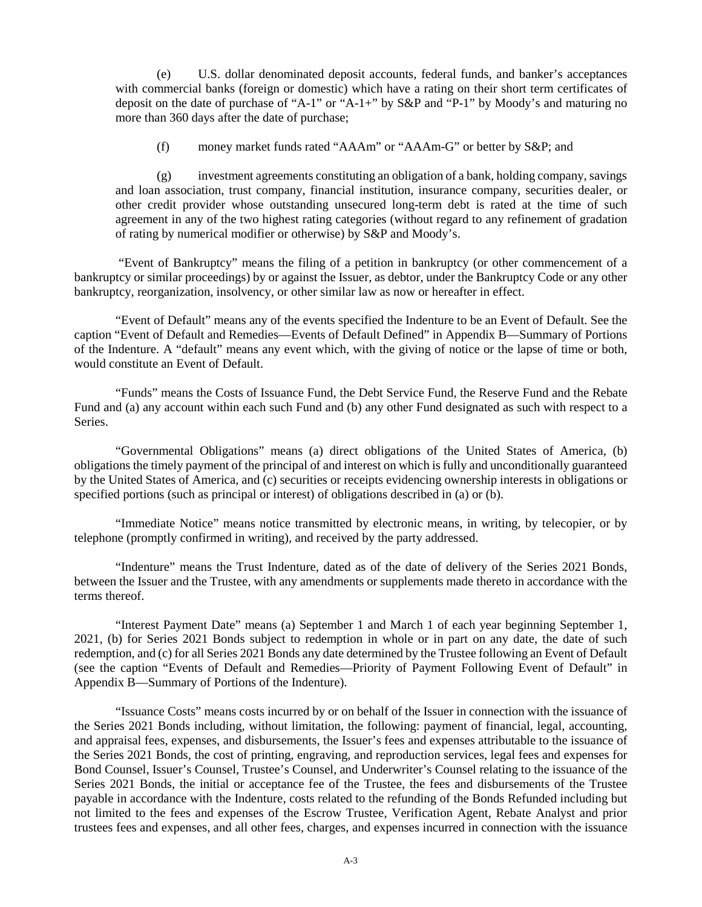(e) U.S. dollar denominated deposit accounts, federal funds, and banker's acceptances with commercial banks (foreign or domestic) which have a rating on their short term certificates of deposit on the date of purchase of "A-1" or "A-1+" by S&P and "P-1" by Moody's and maturing no more than 360 days after the date of purchase;

(f) money market funds rated "AAAm" or "AAAm-G" or better by S&P; and

(g) investment agreements constituting an obligation of a bank, holding company, savings and loan association, trust company, financial institution, insurance company, securities dealer, or other credit provider whose outstanding unsecured long-term debt is rated at the time of such agreement in any of the two highest rating categories (without regard to any refinement of gradation of rating by numerical modifier or otherwise) by S&P and Moody's.

"Event of Bankruptcy" means the filing of a petition in bankruptcy (or other commencement of a bankruptcy or similar proceedings) by or against the Issuer, as debtor, under the Bankruptcy Code or any other bankruptcy, reorganization, insolvency, or other similar law as now or hereafter in effect.

"Event of Default" means any of the events specified the Indenture to be an Event of Default. See the caption "Event of Default and Remedies—Events of Default Defined" in Appendix B—Summary of Portions of the Indenture. A "default" means any event which, with the giving of notice or the lapse of time or both, would constitute an Event of Default.

"Funds" means the Costs of Issuance Fund, the Debt Service Fund, the Reserve Fund and the Rebate Fund and (a) any account within each such Fund and (b) any other Fund designated as such with respect to a Series.

"Governmental Obligations" means (a) direct obligations of the United States of America, (b) obligations the timely payment of the principal of and interest on which is fully and unconditionally guaranteed by the United States of America, and (c) securities or receipts evidencing ownership interests in obligations or specified portions (such as principal or interest) of obligations described in (a) or (b).

"Immediate Notice" means notice transmitted by electronic means, in writing, by telecopier, or by telephone (promptly confirmed in writing), and received by the party addressed.

"Indenture" means the Trust Indenture, dated as of the date of delivery of the Series 2021 Bonds, between the Issuer and the Trustee, with any amendments or supplements made thereto in accordance with the terms thereof.

"Interest Payment Date" means (a) September 1 and March 1 of each year beginning September 1, 2021, (b) for Series 2021 Bonds subject to redemption in whole or in part on any date, the date of such redemption, and (c) for all Series 2021 Bonds any date determined by the Trustee following an Event of Default (see the caption "Events of Default and Remedies—Priority of Payment Following Event of Default" in Appendix B—Summary of Portions of the Indenture).

"Issuance Costs" means costs incurred by or on behalf of the Issuer in connection with the issuance of the Series 2021 Bonds including, without limitation, the following: payment of financial, legal, accounting, and appraisal fees, expenses, and disbursements, the Issuer's fees and expenses attributable to the issuance of the Series 2021 Bonds, the cost of printing, engraving, and reproduction services, legal fees and expenses for Bond Counsel, Issuer's Counsel, Trustee's Counsel, and Underwriter's Counsel relating to the issuance of the Series 2021 Bonds, the initial or acceptance fee of the Trustee, the fees and disbursements of the Trustee payable in accordance with the Indenture, costs related to the refunding of the Bonds Refunded including but not limited to the fees and expenses of the Escrow Trustee, Verification Agent, Rebate Analyst and prior trustees fees and expenses, and all other fees, charges, and expenses incurred in connection with the issuance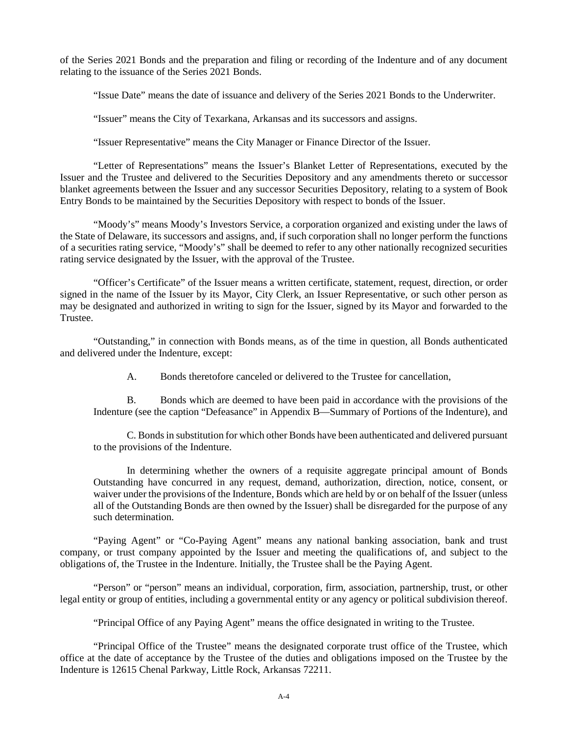of the Series 2021 Bonds and the preparation and filing or recording of the Indenture and of any document relating to the issuance of the Series 2021 Bonds.

"Issue Date" means the date of issuance and delivery of the Series 2021 Bonds to the Underwriter.

"Issuer" means the City of Texarkana, Arkansas and its successors and assigns.

"Issuer Representative" means the City Manager or Finance Director of the Issuer.

"Letter of Representations" means the Issuer's Blanket Letter of Representations, executed by the Issuer and the Trustee and delivered to the Securities Depository and any amendments thereto or successor blanket agreements between the Issuer and any successor Securities Depository, relating to a system of Book Entry Bonds to be maintained by the Securities Depository with respect to bonds of the Issuer.

"Moody's" means Moody's Investors Service, a corporation organized and existing under the laws of the State of Delaware, its successors and assigns, and, if such corporation shall no longer perform the functions of a securities rating service, "Moody's" shall be deemed to refer to any other nationally recognized securities rating service designated by the Issuer, with the approval of the Trustee.

"Officer's Certificate" of the Issuer means a written certificate, statement, request, direction, or order signed in the name of the Issuer by its Mayor, City Clerk, an Issuer Representative, or such other person as may be designated and authorized in writing to sign for the Issuer, signed by its Mayor and forwarded to the Trustee.

"Outstanding," in connection with Bonds means, as of the time in question, all Bonds authenticated and delivered under the Indenture, except:

A. Bonds theretofore canceled or delivered to the Trustee for cancellation,

B. Bonds which are deemed to have been paid in accordance with the provisions of the Indenture (see the caption "Defeasance" in Appendix B—Summary of Portions of the Indenture), and

C. Bonds in substitution for which other Bonds have been authenticated and delivered pursuant to the provisions of the Indenture.

In determining whether the owners of a requisite aggregate principal amount of Bonds Outstanding have concurred in any request, demand, authorization, direction, notice, consent, or waiver under the provisions of the Indenture, Bonds which are held by or on behalf of the Issuer (unless all of the Outstanding Bonds are then owned by the Issuer) shall be disregarded for the purpose of any such determination.

"Paying Agent" or "Co-Paying Agent" means any national banking association, bank and trust company, or trust company appointed by the Issuer and meeting the qualifications of, and subject to the obligations of, the Trustee in the Indenture. Initially, the Trustee shall be the Paying Agent.

"Person" or "person" means an individual, corporation, firm, association, partnership, trust, or other legal entity or group of entities, including a governmental entity or any agency or political subdivision thereof.

"Principal Office of any Paying Agent" means the office designated in writing to the Trustee.

"Principal Office of the Trustee" means the designated corporate trust office of the Trustee, which office at the date of acceptance by the Trustee of the duties and obligations imposed on the Trustee by the Indenture is 12615 Chenal Parkway, Little Rock, Arkansas 72211.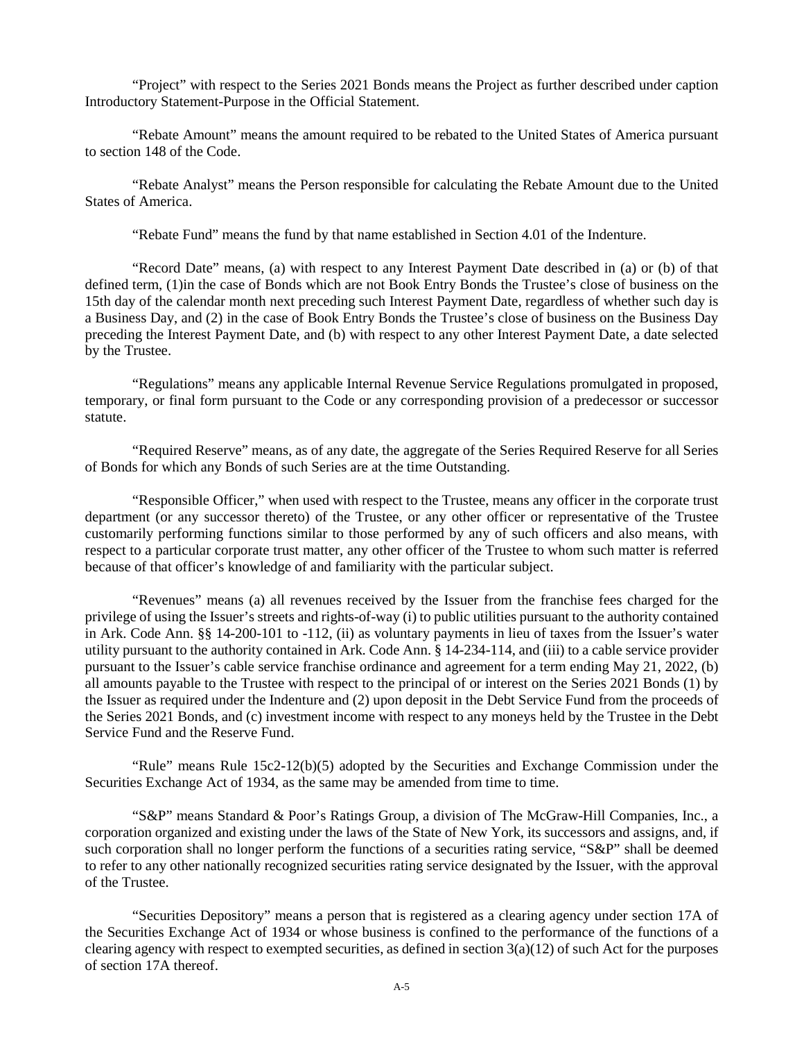"Project" with respect to the Series 2021 Bonds means the Project as further described under caption Introductory Statement-Purpose in the Official Statement.

"Rebate Amount" means the amount required to be rebated to the United States of America pursuant to section 148 of the Code.

"Rebate Analyst" means the Person responsible for calculating the Rebate Amount due to the United States of America.

"Rebate Fund" means the fund by that name established in Section 4.01 of the Indenture.

"Record Date" means, (a) with respect to any Interest Payment Date described in (a) or (b) of that defined term, (1)in the case of Bonds which are not Book Entry Bonds the Trustee's close of business on the 15th day of the calendar month next preceding such Interest Payment Date, regardless of whether such day is a Business Day, and (2) in the case of Book Entry Bonds the Trustee's close of business on the Business Day preceding the Interest Payment Date, and (b) with respect to any other Interest Payment Date, a date selected by the Trustee.

"Regulations" means any applicable Internal Revenue Service Regulations promulgated in proposed, temporary, or final form pursuant to the Code or any corresponding provision of a predecessor or successor statute.

"Required Reserve" means, as of any date, the aggregate of the Series Required Reserve for all Series of Bonds for which any Bonds of such Series are at the time Outstanding.

"Responsible Officer," when used with respect to the Trustee, means any officer in the corporate trust department (or any successor thereto) of the Trustee, or any other officer or representative of the Trustee customarily performing functions similar to those performed by any of such officers and also means, with respect to a particular corporate trust matter, any other officer of the Trustee to whom such matter is referred because of that officer's knowledge of and familiarity with the particular subject.

"Revenues" means (a) all revenues received by the Issuer from the franchise fees charged for the privilege of using the Issuer's streets and rights-of-way (i) to public utilities pursuant to the authority contained in Ark. Code Ann. §§ 14-200-101 to -112, (ii) as voluntary payments in lieu of taxes from the Issuer's water utility pursuant to the authority contained in Ark. Code Ann. § 14-234-114, and (iii) to a cable service provider pursuant to the Issuer's cable service franchise ordinance and agreement for a term ending May 21, 2022, (b) all amounts payable to the Trustee with respect to the principal of or interest on the Series 2021 Bonds (1) by the Issuer as required under the Indenture and (2) upon deposit in the Debt Service Fund from the proceeds of the Series 2021 Bonds, and (c) investment income with respect to any moneys held by the Trustee in the Debt Service Fund and the Reserve Fund.

"Rule" means Rule 15c2-12(b)(5) adopted by the Securities and Exchange Commission under the Securities Exchange Act of 1934, as the same may be amended from time to time.

"S&P" means Standard & Poor's Ratings Group, a division of The McGraw-Hill Companies, Inc., a corporation organized and existing under the laws of the State of New York, its successors and assigns, and, if such corporation shall no longer perform the functions of a securities rating service, "S&P" shall be deemed to refer to any other nationally recognized securities rating service designated by the Issuer, with the approval of the Trustee.

"Securities Depository" means a person that is registered as a clearing agency under section 17A of the Securities Exchange Act of 1934 or whose business is confined to the performance of the functions of a clearing agency with respect to exempted securities, as defined in section 3(a)(12) of such Act for the purposes of section 17A thereof.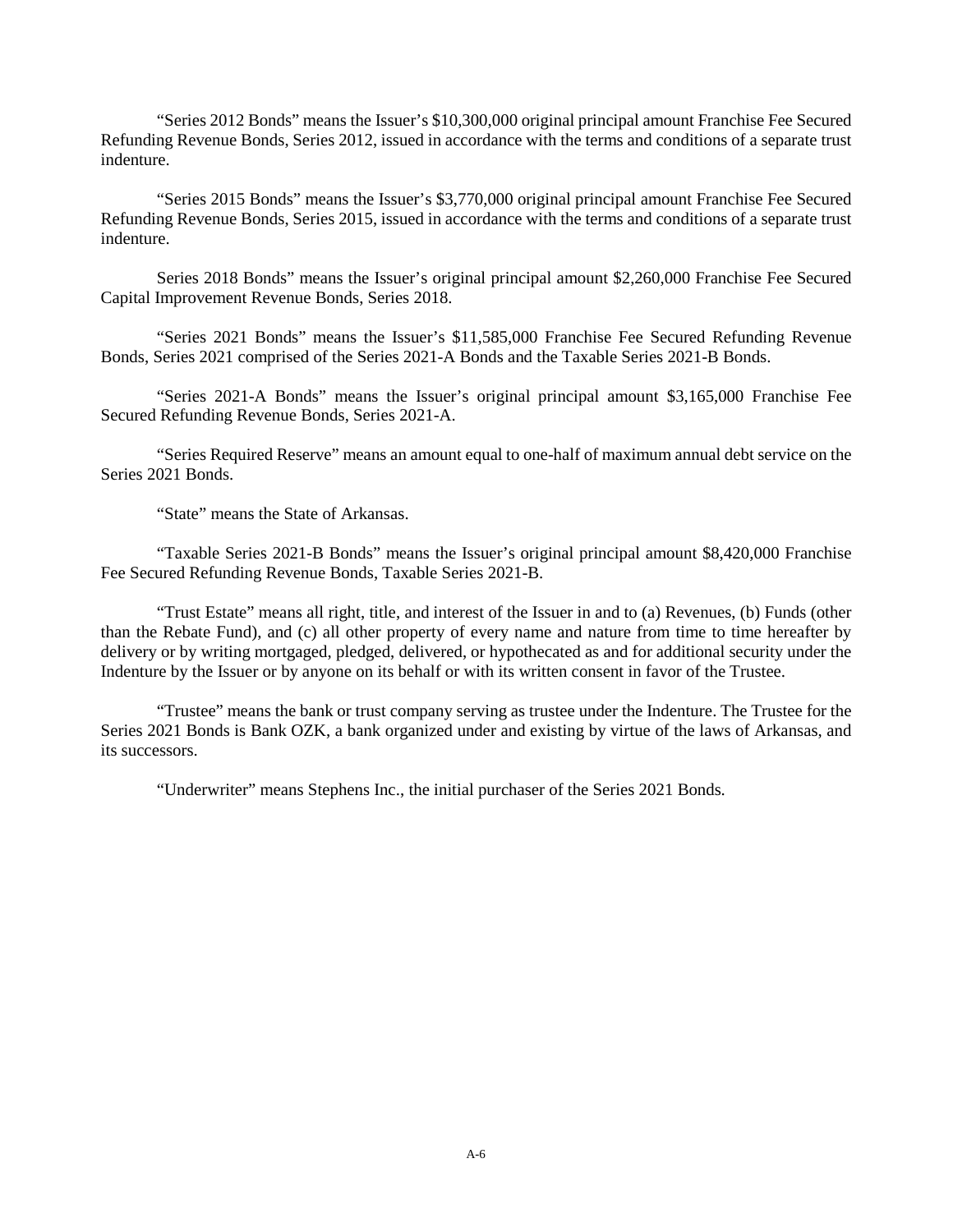"Series 2012 Bonds" means the Issuer's \$10,300,000 original principal amount Franchise Fee Secured Refunding Revenue Bonds, Series 2012, issued in accordance with the terms and conditions of a separate trust indenture.

"Series 2015 Bonds" means the Issuer's \$3,770,000 original principal amount Franchise Fee Secured Refunding Revenue Bonds, Series 2015, issued in accordance with the terms and conditions of a separate trust indenture.

Series 2018 Bonds" means the Issuer's original principal amount \$2,260,000 Franchise Fee Secured Capital Improvement Revenue Bonds, Series 2018.

"Series 2021 Bonds" means the Issuer's \$11,585,000 Franchise Fee Secured Refunding Revenue Bonds, Series 2021 comprised of the Series 2021-A Bonds and the Taxable Series 2021-B Bonds.

"Series 2021-A Bonds" means the Issuer's original principal amount \$3,165,000 Franchise Fee Secured Refunding Revenue Bonds, Series 2021-A.

"Series Required Reserve" means an amount equal to one-half of maximum annual debt service on the Series 2021 Bonds.

"State" means the State of Arkansas.

"Taxable Series 2021-B Bonds" means the Issuer's original principal amount \$8,420,000 Franchise Fee Secured Refunding Revenue Bonds, Taxable Series 2021-B.

"Trust Estate" means all right, title, and interest of the Issuer in and to (a) Revenues, (b) Funds (other than the Rebate Fund), and (c) all other property of every name and nature from time to time hereafter by delivery or by writing mortgaged, pledged, delivered, or hypothecated as and for additional security under the Indenture by the Issuer or by anyone on its behalf or with its written consent in favor of the Trustee.

"Trustee" means the bank or trust company serving as trustee under the Indenture. The Trustee for the Series 2021 Bonds is Bank OZK, a bank organized under and existing by virtue of the laws of Arkansas, and its successors.

"Underwriter" means Stephens Inc., the initial purchaser of the Series 2021 Bonds.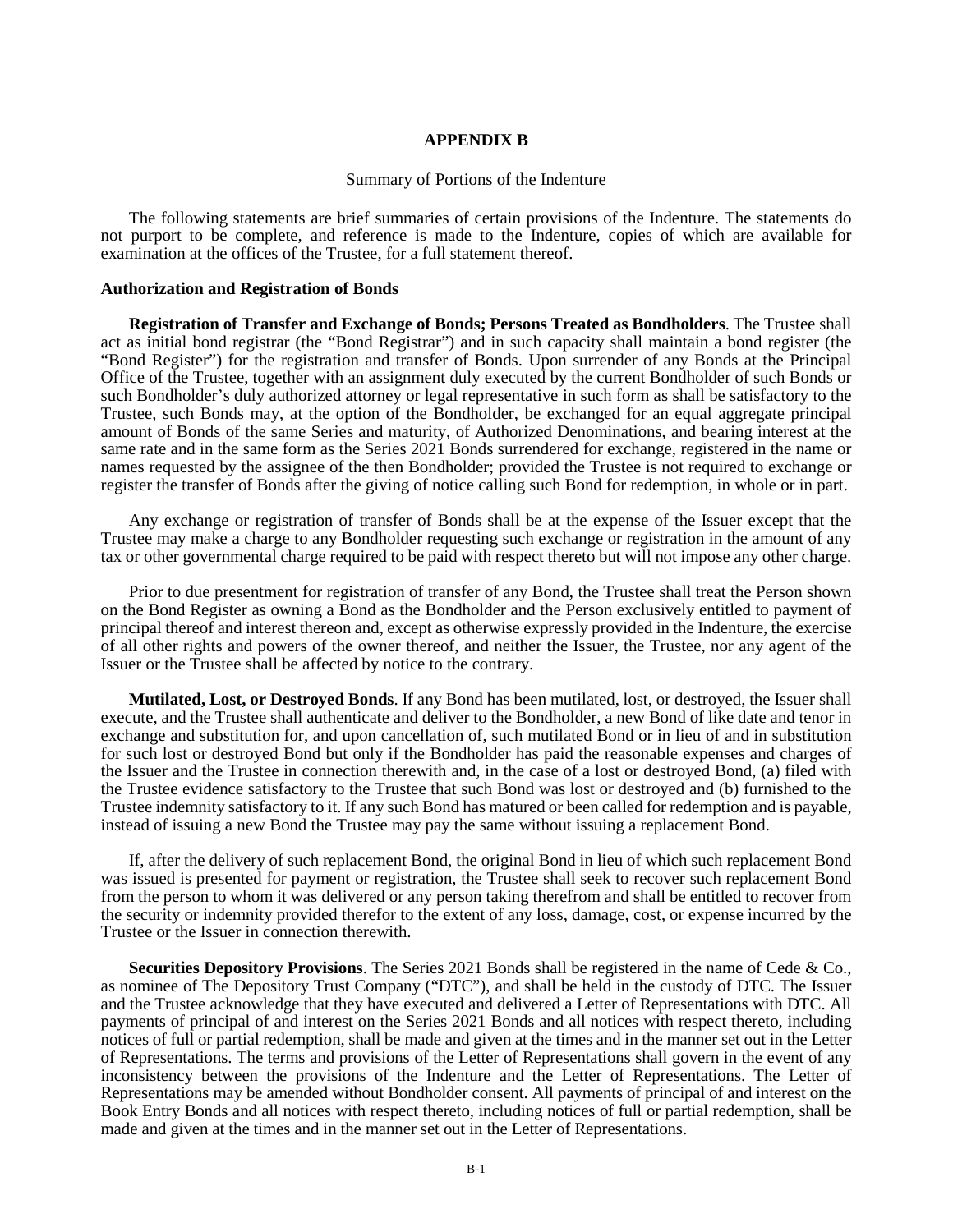# APPENDIX B

## Summary of Portions of the Indenture

The following statements are brief summaries of certain provisions of the Indenture. The statements do not purport to be complete, and reference is made to the Indenture, copies of which are available for examination at the offices of the Trustee, for a full statement thereof.

### Authorization and Registration of Bonds

**Registration of Transfer and Exchange of Bonds; Persons Treated as Bondholders**. The Trustee shall act as initial bond registrar (the "Bond Registrar") and in such capacity shall maintain a bond register (the "Bond Register") for the registration and transfer of Bonds. Upon surrender of any Bonds at the Principal Office of the Trustee, together with an assignment duly executed by the current Bondholder of such Bonds or such Bondholder's duly authorized attorney or legal representative in such form as shall be satisfactory to the Trustee, such Bonds may, at the option of the Bondholder, be exchanged for an equal aggregate principal amount of Bonds of the same Series and maturity, of Authorized Denominations, and bearing interest at the same rate and in the same form as the Series 2021 Bonds surrendered for exchange, registered in the name or names requested by the assignee of the then Bondholder; provided the Trustee is not required to exchange or register the transfer of Bonds after the giving of notice calling such Bond for redemption, in whole or in part.

Any exchange or registration of transfer of Bonds shall be at the expense of the Issuer except that the Trustee may make a charge to any Bondholder requesting such exchange or registration in the amount of any tax or other governmental charge required to be paid with respect thereto but will not impose any other charge.

Prior to due presentment for registration of transfer of any Bond, the Trustee shall treat the Person shown on the Bond Register as owning a Bond as the Bondholder and the Person exclusively entitled to payment of principal thereof and interest thereon and, except as otherwise expressly provided in the Indenture, the exercise of all other rights and powers of the owner thereof, and neither the Issuer, the Trustee, nor any agent of the Issuer or the Trustee shall be affected by notice to the contrary.

**Mutilated, Lost, or Destroyed Bonds**. If any Bond has been mutilated, lost, or destroyed, the Issuer shall execute, and the Trustee shall authenticate and deliver to the Bondholder, a new Bond of like date and tenor in exchange and substitution for, and upon cancellation of, such mutilated Bond or in lieu of and in substitution for such lost or destroyed Bond but only if the Bondholder has paid the reasonable expenses and charges of the Issuer and the Trustee in connection therewith and, in the case of a lost or destroyed Bond, (a) filed with the Trustee evidence satisfactory to the Trustee that such Bond was lost or destroyed and (b) furnished to the Trustee indemnity satisfactory to it. If any such Bond has matured or been called for redemption and is payable, instead of issuing a new Bond the Trustee may pay the same without issuing a replacement Bond.

If, after the delivery of such replacement Bond, the original Bond in lieu of which such replacement Bond was issued is presented for payment or registration, the Trustee shall seek to recover such replacement Bond from the person to whom it was delivered or any person taking therefrom and shall be entitled to recover from the security or indemnity provided therefor to the extent of any loss, damage, cost, or expense incurred by the Trustee or the Issuer in connection therewith.

**Securities Depository Provisions**. The Series 2021 Bonds shall be registered in the name of Cede & Co., as nominee of The Depository Trust Company ("DTC"), and shall be held in the custody of DTC. The Issuer and the Trustee acknowledge that they have executed and delivered a Letter of Representations with DTC. All payments of principal of and interest on the Series 2021 Bonds and all notices with respect thereto, including notices of full or partial redemption, shall be made and given at the times and in the manner set out in the Letter of Representations. The terms and provisions of the Letter of Representations shall govern in the event of any inconsistency between the provisions of the Indenture and the Letter of Representations. The Letter of Representations may be amended without Bondholder consent. All payments of principal of and interest on the Book Entry Bonds and all notices with respect thereto, including notices of full or partial redemption, shall be made and given at the times and in the manner set out in the Letter of Representations.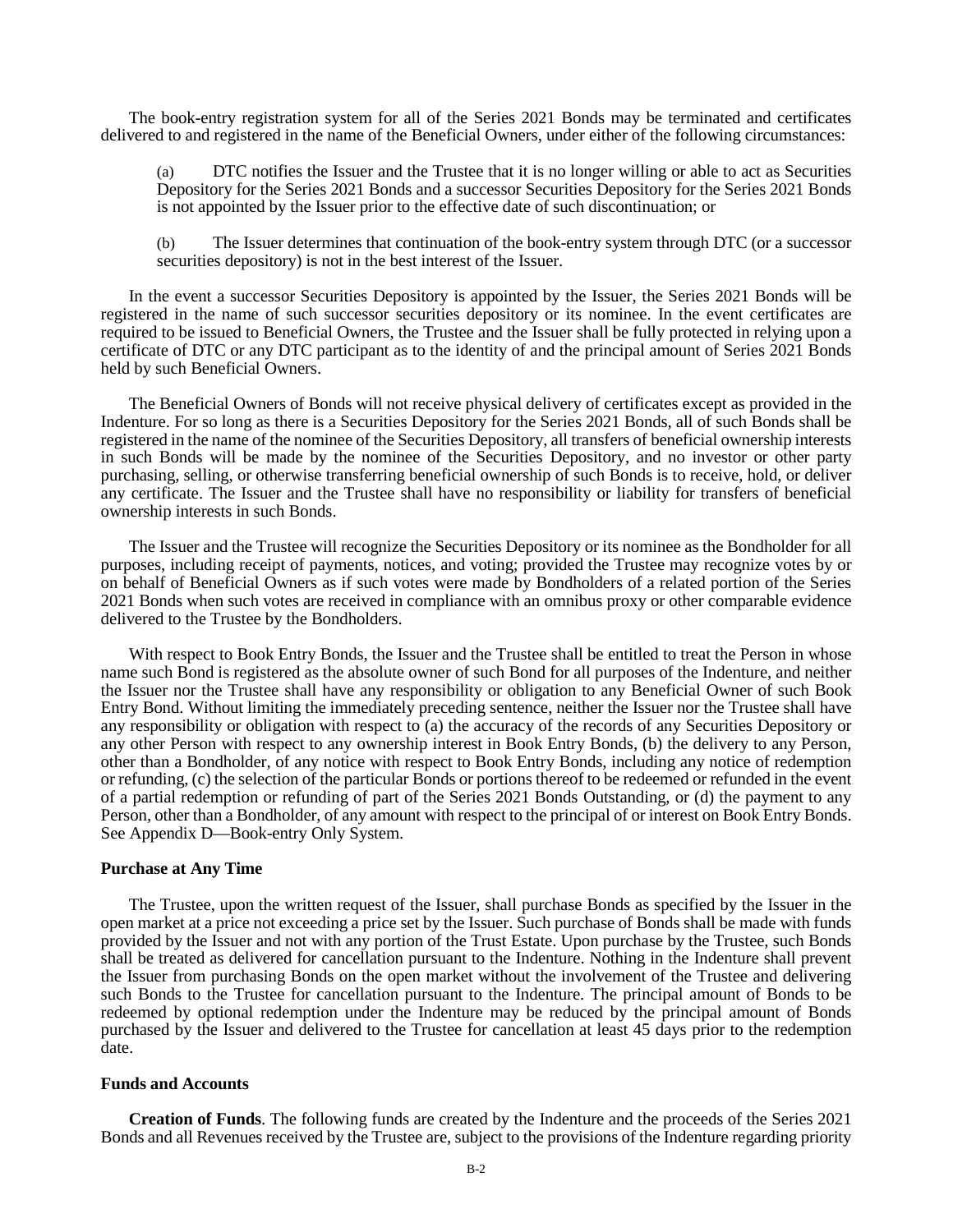The book-entry registration system for all of the Series 2021 Bonds may be terminated and certificates delivered to and registered in the name of the Beneficial Owners, under either of the following circumstances:

(a) DTC notifies the Issuer and the Trustee that it is no longer willing or able to act as Securities Depository for the Series 2021 Bonds and a successor Securities Depository for the Series 2021 Bonds is not appointed by the Issuer prior to the effective date of such discontinuation; or

(b) The Issuer determines that continuation of the book-entry system through DTC (or a successor securities depository) is not in the best interest of the Issuer.

In the event a successor Securities Depository is appointed by the Issuer, the Series 2021 Bonds will be registered in the name of such successor securities depository or its nominee. In the event certificates are required to be issued to Beneficial Owners, the Trustee and the Issuer shall be fully protected in relying upon a certificate of DTC or any DTC participant as to the identity of and the principal amount of Series 2021 Bonds held by such Beneficial Owners.

The Beneficial Owners of Bonds will not receive physical delivery of certificates except as provided in the Indenture. For so long as there is a Securities Depository for the Series 2021 Bonds, all of such Bonds shall be registered in the name of the nominee of the Securities Depository, all transfers of beneficial ownership interests in such Bonds will be made by the nominee of the Securities Depository, and no investor or other party purchasing, selling, or otherwise transferring beneficial ownership of such Bonds is to receive, hold, or deliver any certificate. The Issuer and the Trustee shall have no responsibility or liability for transfers of beneficial ownership interests in such Bonds.

The Issuer and the Trustee will recognize the Securities Depository or its nominee as the Bondholder for all purposes, including receipt of payments, notices, and voting; provided the Trustee may recognize votes by or on behalf of Beneficial Owners as if such votes were made by Bondholders of a related portion of the Series 2021 Bonds when such votes are received in compliance with an omnibus proxy or other comparable evidence delivered to the Trustee by the Bondholders.

With respect to Book Entry Bonds, the Issuer and the Trustee shall be entitled to treat the Person in whose name such Bond is registered as the absolute owner of such Bond for all purposes of the Indenture, and neither the Issuer nor the Trustee shall have any responsibility or obligation to any Beneficial Owner of such Book Entry Bond. Without limiting the immediately preceding sentence, neither the Issuer nor the Trustee shall have any responsibility or obligation with respect to (a) the accuracy of the records of any Securities Depository or any other Person with respect to any ownership interest in Book Entry Bonds, (b) the delivery to any Person, other than a Bondholder, of any notice with respect to Book Entry Bonds, including any notice of redemption or refunding, (c) the selection of the particular Bonds or portions thereof to be redeemed or refunded in the event of a partial redemption or refunding of part of the Series 2021 Bonds Outstanding, or (d) the payment to any Person, other than a Bondholder, of any amount with respect to the principal of or interest on Book Entry Bonds. See Appendix D—Book-entry Only System.

**Purchase at Any Time**

The Trustee, upon the written request of the Issuer, shall purchase Bonds as specified by the Issuer in the open market at a price not exceeding a price set by the Issuer. Such purchase of Bonds shall be made with funds provided by the Issuer and not with any portion of the Trust Estate. Upon purchase by the Trustee, such Bonds shall be treated as delivered for cancellation pursuant to the Indenture. Nothing in the Indenture shall prevent the Issuer from purchasing Bonds on the open market without the involvement of the Trustee and delivering such Bonds to the Trustee for cancellation pursuant to the Indenture. The principal amount of Bonds to be redeemed by optional redemption under the Indenture may be reduced by the principal amount of Bonds purchased by the Issuer and delivered to the Trustee for cancellation at least 45 days prior to the redemption date.

**Funds and Accounts**

**Creation of Funds**. The following funds are created by the Indenture and the proceeds of the Series 2021 Bonds and all Revenues received by the Trustee are, subject to the provisions of the Indenture regarding priority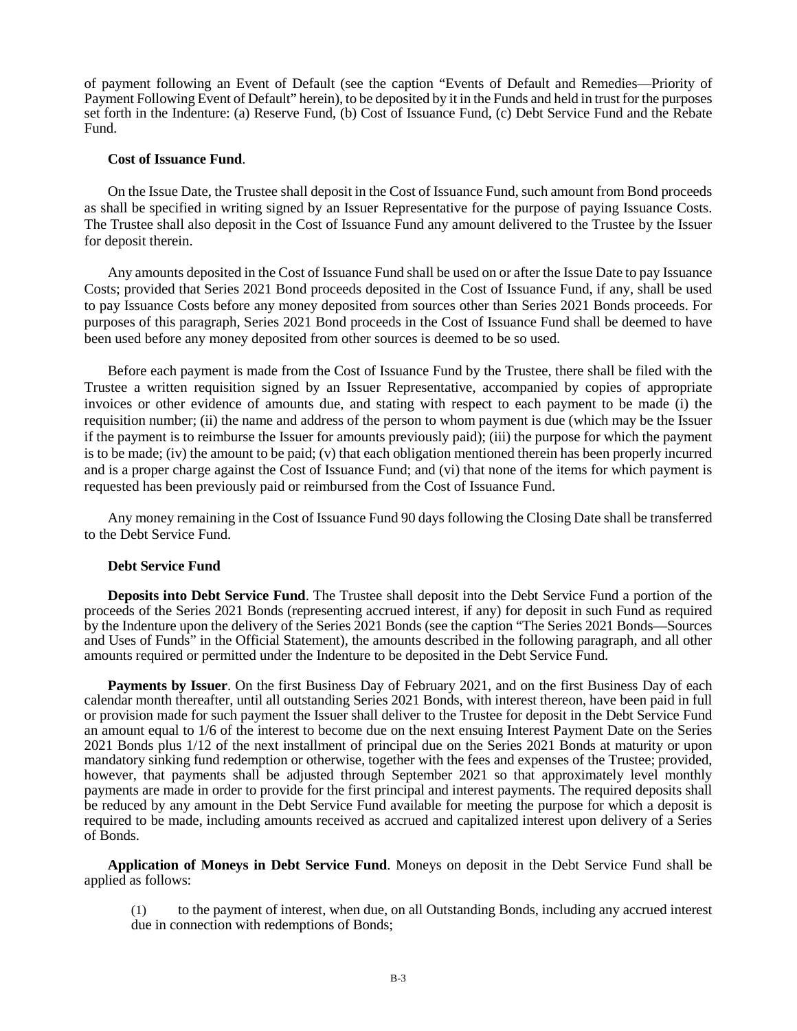of payment following an Event of Default (see the caption "Events of Default and Remedies—Priority of Payment Following Event of Default" herein), to be deposited by it in the Funds and held in trust for the purposes set forth in the Indenture: (a) Reserve Fund, (b) Cost of Issuance Fund, (c) Debt Service Fund and the Rebate Fund.

**Cost of Issuance Fund**.

On the Issue Date, the Trustee shall deposit in the Cost of Issuance Fund, such amount from Bond proceeds as shall be specified in writing signed by an Issuer Representative for the purpose of paying Issuance Costs. The Trustee shall also deposit in the Cost of Issuance Fund any amount delivered to the Trustee by the Issuer for deposit therein.

Any amounts deposited in the Cost of Issuance Fund shall be used on or after the Issue Date to pay Issuance Costs; provided that Series 2021 Bond proceeds deposited in the Cost of Issuance Fund, if any, shall be used to pay Issuance Costs before any money deposited from sources other than Series 2021 Bonds proceeds. For purposes of this paragraph, Series 2021 Bond proceeds in the Cost of Issuance Fund shall be deemed to have been used before any money deposited from other sources is deemed to be so used.

Before each payment is made from the Cost of Issuance Fund by the Trustee, there shall be filed with the Trustee a written requisition signed by an Issuer Representative, accompanied by copies of appropriate invoices or other evidence of amounts due, and stating with respect to each payment to be made (i) the requisition number; (ii) the name and address of the person to whom payment is due (which may be the Issuer if the payment is to reimburse the Issuer for amounts previously paid); (iii) the purpose for which the payment is to be made; (iv) the amount to be paid; (v) that each obligation mentioned therein has been properly incurred and is a proper charge against the Cost of Issuance Fund; and (vi) that none of the items for which payment is requested has been previously paid or reimbursed from the Cost of Issuance Fund.

Any money remaining in the Cost of Issuance Fund 90 days following the Closing Date shall be transferred to the Debt Service Fund.

**Debt Service Fund**

**Deposits into Debt Service Fund**. The Trustee shall deposit into the Debt Service Fund a portion of the proceeds of the Series 2021 Bonds (representing accrued interest, if any) for deposit in such Fund as required by the Indenture upon the delivery of the Series 2021 Bonds (see the caption "The Series 2021 Bonds—Sources and Uses of Funds" in the Official Statement), the amounts described in the following paragraph, and all other amounts required or permitted under the Indenture to be deposited in the Debt Service Fund.

**Payments by Issuer**. On the first Business Day of February 2021, and on the first Business Day of each calendar month thereafter, until all outstanding Series 2021 Bonds, with interest thereon, have been paid in full or provision made for such payment the Issuer shall deliver to the Trustee for deposit in the Debt Service Fund an amount equal to 1/6 of the interest to become due on the next ensuing Interest Payment Date on the Series 2021 Bonds plus 1/12 of the next installment of principal due on the Series 2021 Bonds at maturity or upon mandatory sinking fund redemption or otherwise, together with the fees and expenses of the Trustee; provided, however, that payments shall be adjusted through September 2021 so that approximately level monthly payments are made in order to provide for the first principal and interest payments. The required deposits shall be reduced by any amount in the Debt Service Fund available for meeting the purpose for which a deposit is required to be made, including amounts received as accrued and capitalized interest upon delivery of a Series of Bonds.

**Application of Moneys in Debt Service Fund**. Moneys on deposit in the Debt Service Fund shall be applied as follows:

(1) to the payment of interest, when due, on all Outstanding Bonds, including any accrued interest due in connection with redemptions of Bonds;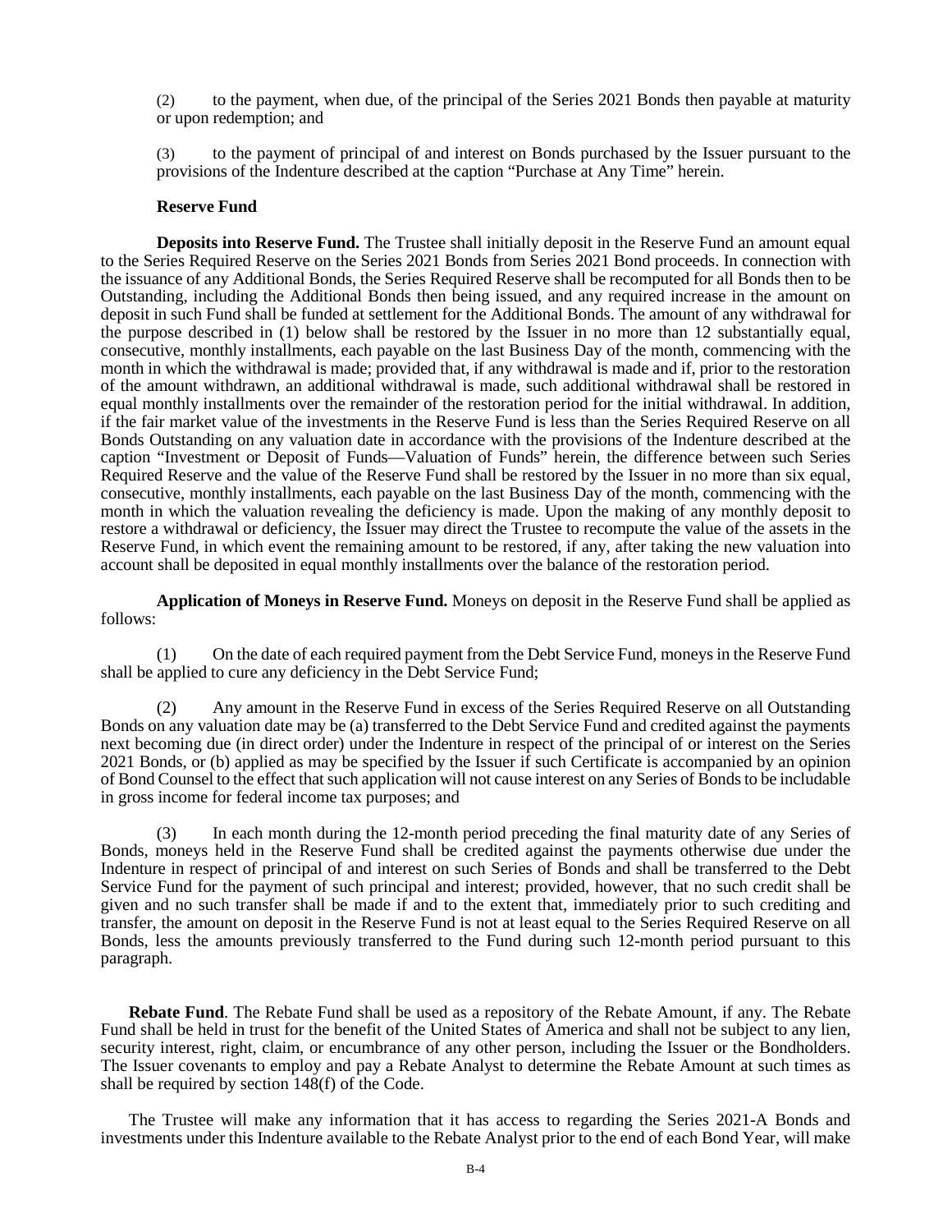(2) to the payment, when due, of the principal of the Series 2021 Bonds then payable at maturity or upon redemption; and

(3) to the payment of principal of and interest on Bonds purchased by the Issuer pursuant to the provisions of the Indenture described at the caption "Purchase at Any Time" herein.

**Reserve Fund**

**Deposits into Reserve Fund.** The Trustee shall initially deposit in the Reserve Fund an amount equal to the Series Required Reserve on the Series 2021 Bonds from Series 2021 Bond proceeds. In connection with the issuance of any Additional Bonds, the Series Required Reserve shall be recomputed for all Bonds then to be Outstanding, including the Additional Bonds then being issued, and any required increase in the amount on deposit in such Fund shall be funded at settlement for the Additional Bonds. The amount of any withdrawal for the purpose described in (1) below shall be restored by the Issuer in no more than 12 substantially equal, consecutive, monthly installments, each payable on the last Business Day of the month, commencing with the month in which the withdrawal is made; provided that, if any withdrawal is made and if, prior to the restoration of the amount withdrawn, an additional withdrawal is made, such additional withdrawal shall be restored in equal monthly installments over the remainder of the restoration period for the initial withdrawal. In addition, if the fair market value of the investments in the Reserve Fund is less than the Series Required Reserve on all Bonds Outstanding on any valuation date in accordance with the provisions of the Indenture described at the caption "Investment or Deposit of Funds—Valuation of Funds" herein, the difference between such Series Required Reserve and the value of the Reserve Fund shall be restored by the Issuer in no more than six equal, consecutive, monthly installments, each payable on the last Business Day of the month, commencing with the month in which the valuation revealing the deficiency is made. Upon the making of any monthly deposit to restore a withdrawal or deficiency, the Issuer may direct the Trustee to recompute the value of the assets in the Reserve Fund, in which event the remaining amount to be restored, if any, after taking the new valuation into account shall be deposited in equal monthly installments over the balance of the restoration period.

**Application of Moneys in Reserve Fund.** Moneys on deposit in the Reserve Fund shall be applied as follows:

(1) On the date of each required payment from the Debt Service Fund, moneys in the Reserve Fund shall be applied to cure any deficiency in the Debt Service Fund;

(2) Any amount in the Reserve Fund in excess of the Series Required Reserve on all Outstanding Bonds on any valuation date may be (a) transferred to the Debt Service Fund and credited against the payments next becoming due (in direct order) under the Indenture in respect of the principal of or interest on the Series 2021 Bonds, or (b) applied as may be specified by the Issuer if such Certificate is accompanied by an opinion of Bond Counsel to the effect that such application will not cause interest on any Series of Bonds to be includable in gross income for federal income tax purposes; and

(3) In each month during the 12-month period preceding the final maturity date of any Series of Bonds, moneys held in the Reserve Fund shall be credited against the payments otherwise due under the Indenture in respect of principal of and interest on such Series of Bonds and shall be transferred to the Debt Service Fund for the payment of such principal and interest; provided, however, that no such credit shall be given and no such transfer shall be made if and to the extent that, immediately prior to such crediting and transfer, the amount on deposit in the Reserve Fund is not at least equal to the Series Required Reserve on all Bonds, less the amounts previously transferred to the Fund during such 12-month period pursuant to this paragraph.

**Rebate Fund**. The Rebate Fund shall be used as a repository of the Rebate Amount, if any. The Rebate Fund shall be held in trust for the benefit of the United States of America and shall not be subject to any lien, security interest, right, claim, or encumbrance of any other person, including the Issuer or the Bondholders. The Issuer covenants to employ and pay a Rebate Analyst to determine the Rebate Amount at such times as shall be required by section 148(f) of the Code.

The Trustee will make any information that it has access to regarding the Series 2021-A Bonds and investments under this Indenture available to the Rebate Analyst prior to the end of each Bond Year, will make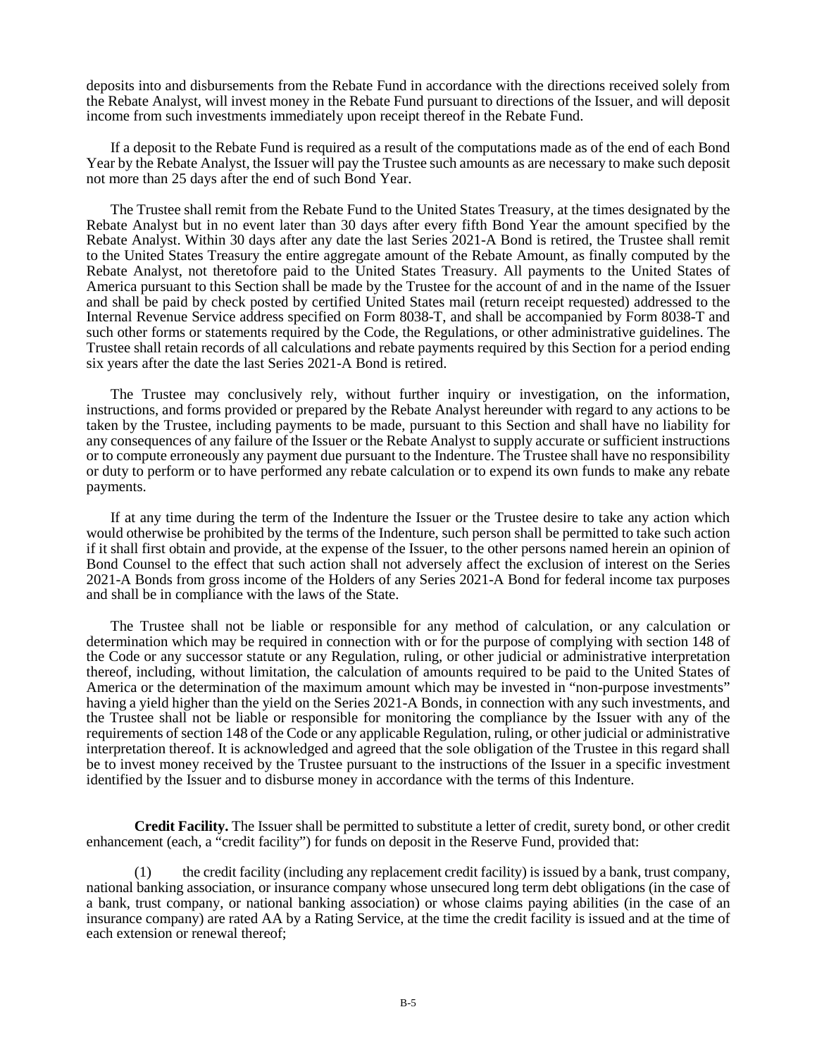deposits into and disbursements from the Rebate Fund in accordance with the directions received solely from the Rebate Analyst, will invest money in the Rebate Fund pursuant to directions of the Issuer, and will deposit income from such investments immediately upon receipt thereof in the Rebate Fund.

If a deposit to the Rebate Fund is required as a result of the computations made as of the end of each Bond Year by the Rebate Analyst, the Issuer will pay the Trustee such amounts as are necessary to make such deposit not more than 25 days after the end of such Bond Year.

The Trustee shall remit from the Rebate Fund to the United States Treasury, at the times designated by the Rebate Analyst but in no event later than 30 days after every fifth Bond Year the amount specified by the Rebate Analyst. Within 30 days after any date the last Series 2021-A Bond is retired, the Trustee shall remit to the United States Treasury the entire aggregate amount of the Rebate Amount, as finally computed by the Rebate Analyst, not theretofore paid to the United States Treasury. All payments to the United States of America pursuant to this Section shall be made by the Trustee for the account of and in the name of the Issuer and shall be paid by check posted by certified United States mail (return receipt requested) addressed to the Internal Revenue Service address specified on Form 8038-T, and shall be accompanied by Form 8038-T and such other forms or statements required by the Code, the Regulations, or other administrative guidelines. The Trustee shall retain records of all calculations and rebate payments required by this Section for a period ending six years after the date the last Series 2021-A Bond is retired.

The Trustee may conclusively rely, without further inquiry or investigation, on the information, instructions, and forms provided or prepared by the Rebate Analyst hereunder with regard to any actions to be taken by the Trustee, including payments to be made, pursuant to this Section and shall have no liability for any consequences of any failure of the Issuer or the Rebate Analyst to supply accurate or sufficient instructions or to compute erroneously any payment due pursuant to the Indenture. The Trustee shall have no responsibility or duty to perform or to have performed any rebate calculation or to expend its own funds to make any rebate payments.

If at any time during the term of the Indenture the Issuer or the Trustee desire to take any action which would otherwise be prohibited by the terms of the Indenture, such person shall be permitted to take such action if it shall first obtain and provide, at the expense of the Issuer, to the other persons named herein an opinion of Bond Counsel to the effect that such action shall not adversely affect the exclusion of interest on the Series 2021-A Bonds from gross income of the Holders of any Series 2021-A Bond for federal income tax purposes and shall be in compliance with the laws of the State.

The Trustee shall not be liable or responsible for any method of calculation, or any calculation or determination which may be required in connection with or for the purpose of complying with section 148 of the Code or any successor statute or any Regulation, ruling, or other judicial or administrative interpretation thereof, including, without limitation, the calculation of amounts required to be paid to the United States of America or the determination of the maximum amount which may be invested in "non-purpose investments" having a yield higher than the yield on the Series 2021-A Bonds, in connection with any such investments, and the Trustee shall not be liable or responsible for monitoring the compliance by the Issuer with any of the requirements of section 148 of the Code or any applicable Regulation, ruling, or other judicial or administrative interpretation thereof. It is acknowledged and agreed that the sole obligation of the Trustee in this regard shall be to invest money received by the Trustee pursuant to the instructions of the Issuer in a specific investment identified by the Issuer and to disburse money in accordance with the terms of this Indenture.

**Credit Facility.** The Issuer shall be permitted to substitute a letter of credit, surety bond, or other credit enhancement (each, a "credit facility") for funds on deposit in the Reserve Fund, provided that:

(1) the credit facility (including any replacement credit facility) is issued by a bank, trust company, national banking association, or insurance company whose unsecured long term debt obligations (in the case of a bank, trust company, or national banking association) or whose claims paying abilities (in the case of an insurance company) are rated AA by a Rating Service, at the time the credit facility is issued and at the time of each extension or renewal thereof;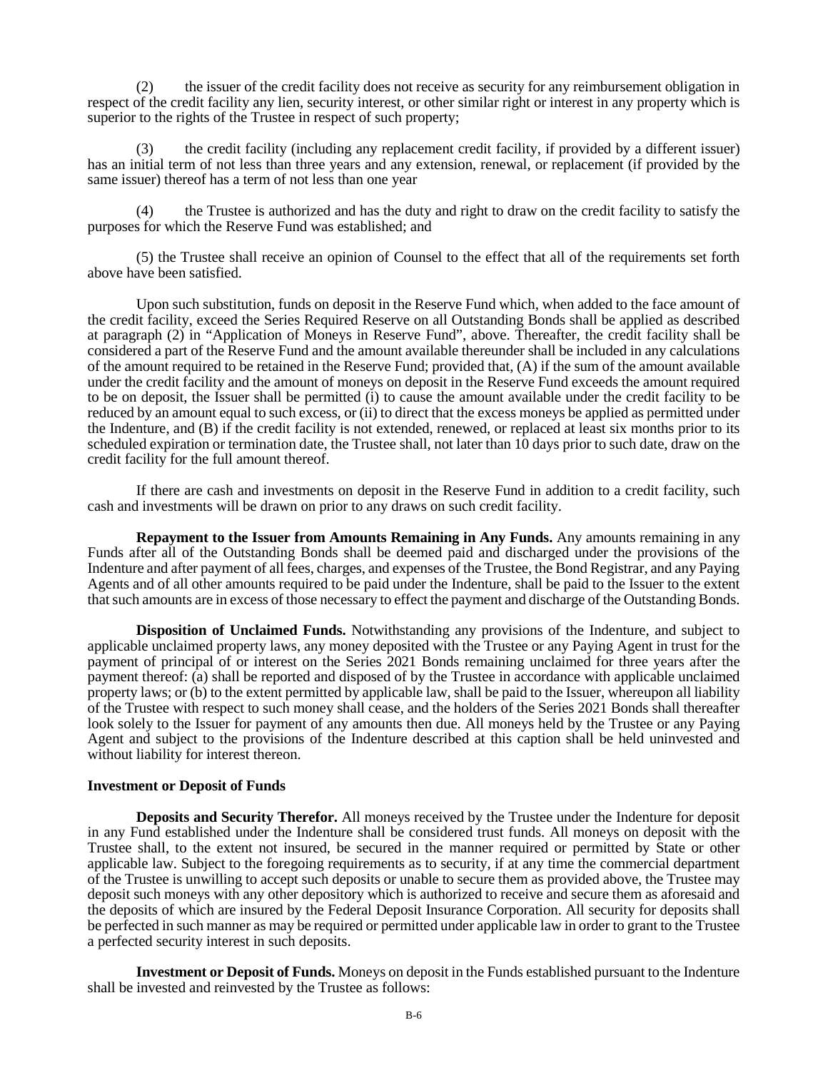(2) the issuer of the credit facility does not receive as security for any reimbursement obligation in respect of the credit facility any lien, security interest, or other similar right or interest in any property which is superior to the rights of the Trustee in respect of such property;

(3) the credit facility (including any replacement credit facility, if provided by a different issuer) has an initial term of not less than three years and any extension, renewal, or replacement (if provided by the same issuer) thereof has a term of not less than one year

(4) the Trustee is authorized and has the duty and right to draw on the credit facility to satisfy the purposes for which the Reserve Fund was established; and

(5) the Trustee shall receive an opinion of Counsel to the effect that all of the requirements set forth above have been satisfied.

Upon such substitution, funds on deposit in the Reserve Fund which, when added to the face amount of the credit facility, exceed the Series Required Reserve on all Outstanding Bonds shall be applied as described at paragraph (2) in "Application of Moneys in Reserve Fund", above. Thereafter, the credit facility shall be considered a part of the Reserve Fund and the amount available thereunder shall be included in any calculations of the amount required to be retained in the Reserve Fund; provided that, (A) if the sum of the amount available under the credit facility and the amount of moneys on deposit in the Reserve Fund exceeds the amount required to be on deposit, the Issuer shall be permitted (i) to cause the amount available under the credit facility to be reduced by an amount equal to such excess, or (ii) to direct that the excess moneys be applied as permitted under the Indenture, and (B) if the credit facility is not extended, renewed, or replaced at least six months prior to its scheduled expiration or termination date, the Trustee shall, not later than 10 days prior to such date, draw on the credit facility for the full amount thereof.

If there are cash and investments on deposit in the Reserve Fund in addition to a credit facility, such cash and investments will be drawn on prior to any draws on such credit facility.

**Repayment to the Issuer from Amounts Remaining in Any Funds.** Any amounts remaining in any Funds after all of the Outstanding Bonds shall be deemed paid and discharged under the provisions of the Indenture and after payment of all fees, charges, and expenses of the Trustee, the Bond Registrar, and any Paying Agents and of all other amounts required to be paid under the Indenture, shall be paid to the Issuer to the extent that such amounts are in excess of those necessary to effect the payment and discharge of the Outstanding Bonds.

**Disposition of Unclaimed Funds.** Notwithstanding any provisions of the Indenture, and subject to applicable unclaimed property laws, any money deposited with the Trustee or any Paying Agent in trust for the payment of principal of or interest on the Series 2021 Bonds remaining unclaimed for three years after the payment thereof: (a) shall be reported and disposed of by the Trustee in accordance with applicable unclaimed property laws; or (b) to the extent permitted by applicable law, shall be paid to the Issuer, whereupon all liability of the Trustee with respect to such money shall cease, and the holders of the Series 2021 Bonds shall thereafter look solely to the Issuer for payment of any amounts then due. All moneys held by the Trustee or any Paying Agent and subject to the provisions of the Indenture described at this caption shall be held uninvested and without liability for interest thereon.

**Investment or Deposit of Funds**

**Deposits and Security Therefor.** All moneys received by the Trustee under the Indenture for deposit in any Fund established under the Indenture shall be considered trust funds. All moneys on deposit with the Trustee shall, to the extent not insured, be secured in the manner required or permitted by State or other applicable law. Subject to the foregoing requirements as to security, if at any time the commercial department of the Trustee is unwilling to accept such deposits or unable to secure them as provided above, the Trustee may deposit such moneys with any other depository which is authorized to receive and secure them as aforesaid and the deposits of which are insured by the Federal Deposit Insurance Corporation. All security for deposits shall be perfected in such manner as may be required or permitted under applicable law in order to grant to the Trustee a perfected security interest in such deposits.

**Investment or Deposit of Funds.** Moneys on deposit in the Funds established pursuant to the Indenture shall be invested and reinvested by the Trustee as follows: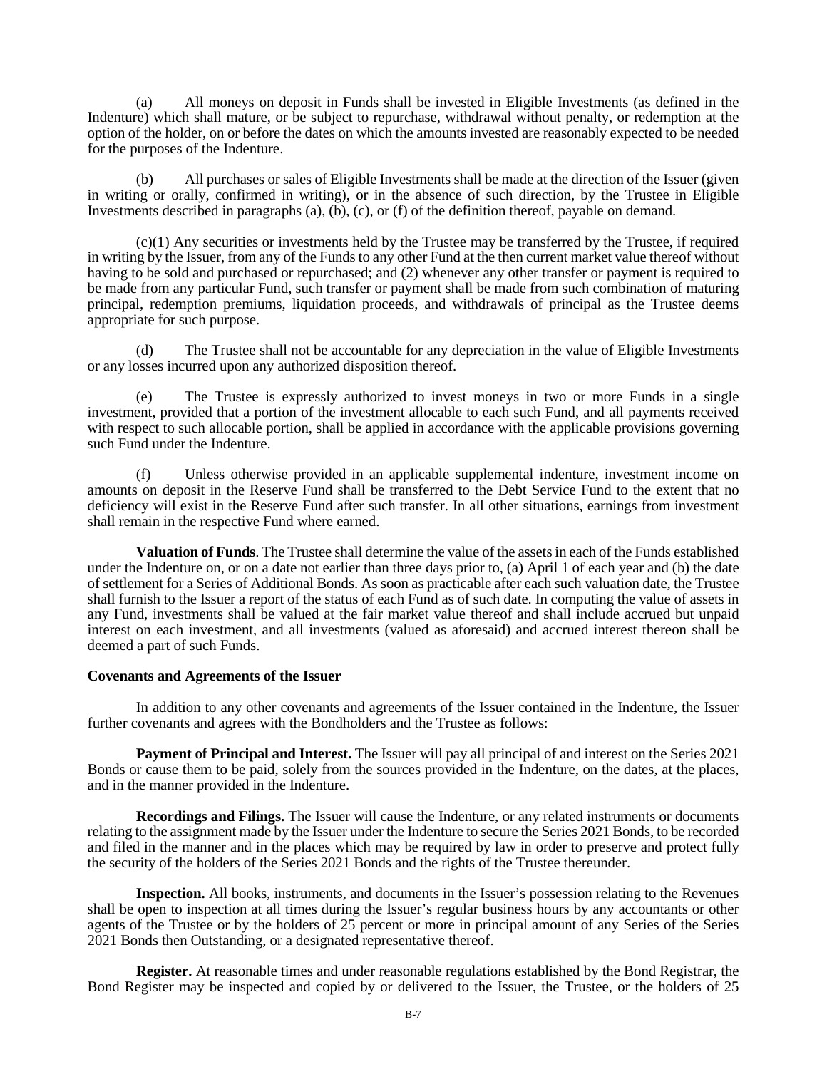(a) All moneys on deposit in Funds shall be invested in Eligible Investments (as defined in the Indenture) which shall mature, or be subject to repurchase, withdrawal without penalty, or redemption at the option of the holder, on or before the dates on which the amounts invested are reasonably expected to be needed for the purposes of the Indenture.

(b) All purchases or sales of Eligible Investments shall be made at the direction of the Issuer (given in writing or orally, confirmed in writing), or in the absence of such direction, by the Trustee in Eligible Investments described in paragraphs (a), (b), (c), or (f) of the definition thereof, payable on demand.

(c)(1) Any securities or investments held by the Trustee may be transferred by the Trustee, if required in writing by the Issuer, from any of the Funds to any other Fund at the then current market value thereof without having to be sold and purchased or repurchased; and (2) whenever any other transfer or payment is required to be made from any particular Fund, such transfer or payment shall be made from such combination of maturing principal, redemption premiums, liquidation proceeds, and withdrawals of principal as the Trustee deems appropriate for such purpose.

(d) The Trustee shall not be accountable for any depreciation in the value of Eligible Investments or any losses incurred upon any authorized disposition thereof.

(e) The Trustee is expressly authorized to invest moneys in two or more Funds in a single investment, provided that a portion of the investment allocable to each such Fund, and all payments received with respect to such allocable portion, shall be applied in accordance with the applicable provisions governing such Fund under the Indenture.

(f) Unless otherwise provided in an applicable supplemental indenture, investment income on amounts on deposit in the Reserve Fund shall be transferred to the Debt Service Fund to the extent that no deficiency will exist in the Reserve Fund after such transfer. In all other situations, earnings from investment shall remain in the respective Fund where earned.

**Valuation of Funds**. The Trustee shall determine the value of the assets in each of the Funds established under the Indenture on, or on a date not earlier than three days prior to, (a) April 1 of each year and (b) the date of settlement for a Series of Additional Bonds. As soon as practicable after each such valuation date, the Trustee shall furnish to the Issuer a report of the status of each Fund as of such date. In computing the value of assets in any Fund, investments shall be valued at the fair market value thereof and shall include accrued but unpaid interest on each investment, and all investments (valued as aforesaid) and accrued interest thereon shall be deemed a part of such Funds.

**Covenants and Agreements of the Issuer**

In addition to any other covenants and agreements of the Issuer contained in the Indenture, the Issuer further covenants and agrees with the Bondholders and the Trustee as follows:

**Payment of Principal and Interest.** The Issuer will pay all principal of and interest on the Series 2021 Bonds or cause them to be paid, solely from the sources provided in the Indenture, on the dates, at the places, and in the manner provided in the Indenture.

**Recordings and Filings.** The Issuer will cause the Indenture, or any related instruments or documents relating to the assignment made by the Issuer under the Indenture to secure the Series 2021 Bonds, to be recorded and filed in the manner and in the places which may be required by law in order to preserve and protect fully the security of the holders of the Series 2021 Bonds and the rights of the Trustee thereunder.

**Inspection.** All books, instruments, and documents in the Issuer's possession relating to the Revenues shall be open to inspection at all times during the Issuer's regular business hours by any accountants or other agents of the Trustee or by the holders of 25 percent or more in principal amount of any Series of the Series 2021 Bonds then Outstanding, or a designated representative thereof.

**Register.** At reasonable times and under reasonable regulations established by the Bond Registrar, the Bond Register may be inspected and copied by or delivered to the Issuer, the Trustee, or the holders of 25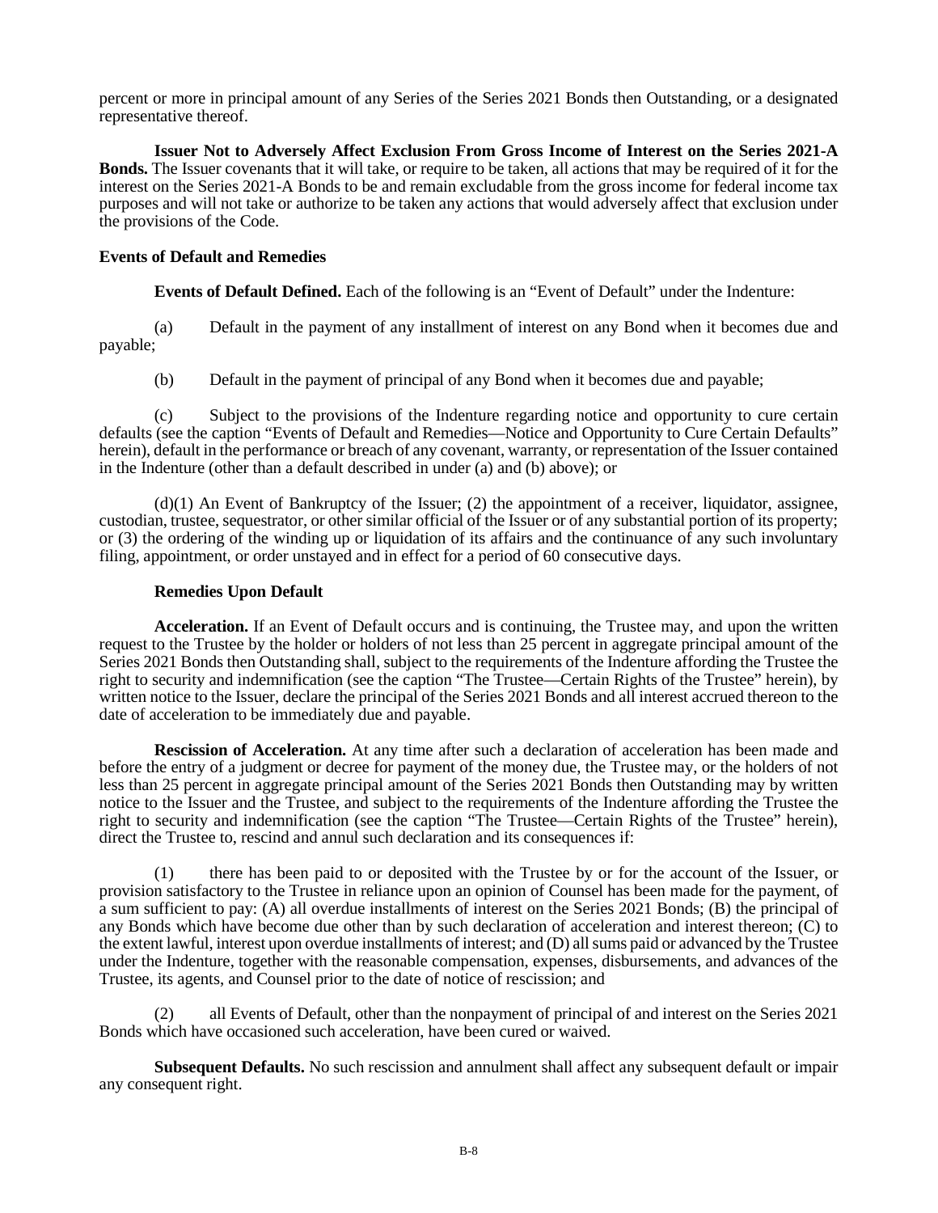percent or more in principal amount of any Series of the Series 2021 Bonds then Outstanding, or a designated representative thereof.

**Issuer Not to Adversely Affect Exclusion From Gross Income of Interest on the Series 2021-A Bonds.** The Issuer covenants that it will take, or require to be taken, all actions that may be required of it for the interest on the Series 2021-A Bonds to be and remain excludable from the gross income for federal income tax purposes and will not take or authorize to be taken any actions that would adversely affect that exclusion under the provisions of the Code.

**Events of Default and Remedies**

**Events of Default Defined.** Each of the following is an "Event of Default" under the Indenture:

(a) Default in the payment of any installment of interest on any Bond when it becomes due and payable;

(b) Default in the payment of principal of any Bond when it becomes due and payable;

(c) Subject to the provisions of the Indenture regarding notice and opportunity to cure certain defaults (see the caption "Events of Default and Remedies—Notice and Opportunity to Cure Certain Defaults" herein), default in the performance or breach of any covenant, warranty, or representation of the Issuer contained in the Indenture (other than a default described in under (a) and (b) above); or

(d)(1) An Event of Bankruptcy of the Issuer; (2) the appointment of a receiver, liquidator, assignee, custodian, trustee, sequestrator, or other similar official of the Issuer or of any substantial portion of its property; or (3) the ordering of the winding up or liquidation of its affairs and the continuance of any such involuntary filing, appointment, or order unstayed and in effect for a period of 60 consecutive days.

**Remedies Upon Default**

**Acceleration.** If an Event of Default occurs and is continuing, the Trustee may, and upon the written request to the Trustee by the holder or holders of not less than 25 percent in aggregate principal amount of the Series 2021 Bonds then Outstanding shall, subject to the requirements of the Indenture affording the Trustee the right to security and indemnification (see the caption "The Trustee—Certain Rights of the Trustee" herein), by written notice to the Issuer, declare the principal of the Series 2021 Bonds and all interest accrued thereon to the date of acceleration to be immediately due and payable.

**Rescission of Acceleration.** At any time after such a declaration of acceleration has been made and before the entry of a judgment or decree for payment of the money due, the Trustee may, or the holders of not less than 25 percent in aggregate principal amount of the Series 2021 Bonds then Outstanding may by written notice to the Issuer and the Trustee, and subject to the requirements of the Indenture affording the Trustee the right to security and indemnification (see the caption "The Trustee—Certain Rights of the Trustee" herein), direct the Trustee to, rescind and annul such declaration and its consequences if:

(1) there has been paid to or deposited with the Trustee by or for the account of the Issuer, or provision satisfactory to the Trustee in reliance upon an opinion of Counsel has been made for the payment, of a sum sufficient to pay: (A) all overdue installments of interest on the Series 2021 Bonds; (B) the principal of any Bonds which have become due other than by such declaration of acceleration and interest thereon; (C) to the extent lawful, interest upon overdue installments of interest; and (D) all sums paid or advanced by the Trustee under the Indenture, together with the reasonable compensation, expenses, disbursements, and advances of the Trustee, its agents, and Counsel prior to the date of notice of rescission; and

(2) all Events of Default, other than the nonpayment of principal of and interest on the Series 2021 Bonds which have occasioned such acceleration, have been cured or waived.

**Subsequent Defaults.** No such rescission and annulment shall affect any subsequent default or impair any consequent right.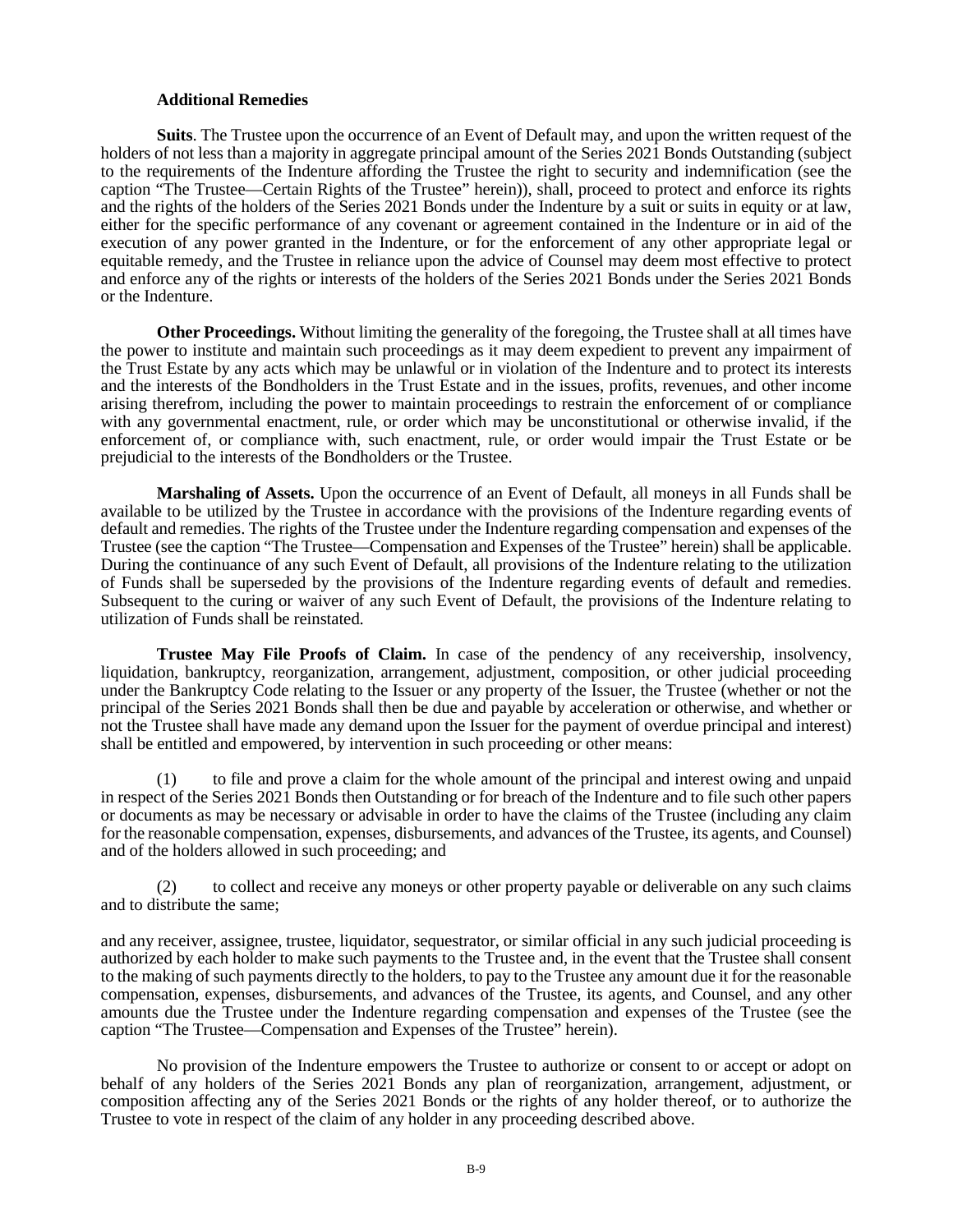**Additional Remedies**

**Suits**. The Trustee upon the occurrence of an Event of Default may, and upon the written request of the holders of not less than a majority in aggregate principal amount of the Series 2021 Bonds Outstanding (subject to the requirements of the Indenture affording the Trustee the right to security and indemnification (see the caption "The Trustee—Certain Rights of the Trustee" herein)), shall, proceed to protect and enforce its rights and the rights of the holders of the Series 2021 Bonds under the Indenture by a suit or suits in equity or at law, either for the specific performance of any covenant or agreement contained in the Indenture or in aid of the execution of any power granted in the Indenture, or for the enforcement of any other appropriate legal or equitable remedy, and the Trustee in reliance upon the advice of Counsel may deem most effective to protect and enforce any of the rights or interests of the holders of the Series 2021 Bonds under the Series 2021 Bonds or the Indenture.

**Other Proceedings.** Without limiting the generality of the foregoing, the Trustee shall at all times have the power to institute and maintain such proceedings as it may deem expedient to prevent any impairment of the Trust Estate by any acts which may be unlawful or in violation of the Indenture and to protect its interests and the interests of the Bondholders in the Trust Estate and in the issues, profits, revenues, and other income arising therefrom, including the power to maintain proceedings to restrain the enforcement of or compliance with any governmental enactment, rule, or order which may be unconstitutional or otherwise invalid, if the enforcement of, or compliance with, such enactment, rule, or order would impair the Trust Estate or be prejudicial to the interests of the Bondholders or the Trustee.

**Marshaling of Assets.** Upon the occurrence of an Event of Default, all moneys in all Funds shall be available to be utilized by the Trustee in accordance with the provisions of the Indenture regarding events of default and remedies. The rights of the Trustee under the Indenture regarding compensation and expenses of the Trustee (see the caption "The Trustee—Compensation and Expenses of the Trustee" herein) shall be applicable. During the continuance of any such Event of Default, all provisions of the Indenture relating to the utilization of Funds shall be superseded by the provisions of the Indenture regarding events of default and remedies. Subsequent to the curing or waiver of any such Event of Default, the provisions of the Indenture relating to utilization of Funds shall be reinstated.

**Trustee May File Proofs of Claim.** In case of the pendency of any receivership, insolvency, liquidation, bankruptcy, reorganization, arrangement, adjustment, composition, or other judicial proceeding under the Bankruptcy Code relating to the Issuer or any property of the Issuer, the Trustee (whether or not the principal of the Series 2021 Bonds shall then be due and payable by acceleration or otherwise, and whether or not the Trustee shall have made any demand upon the Issuer for the payment of overdue principal and interest) shall be entitled and empowered, by intervention in such proceeding or other means:

(1) to file and prove a claim for the whole amount of the principal and interest owing and unpaid in respect of the Series 2021 Bonds then Outstanding or for breach of the Indenture and to file such other papers or documents as may be necessary or advisable in order to have the claims of the Trustee (including any claim for the reasonable compensation, expenses, disbursements, and advances of the Trustee, its agents, and Counsel) and of the holders allowed in such proceeding; and

(2) to collect and receive any moneys or other property payable or deliverable on any such claims and to distribute the same;

and any receiver, assignee, trustee, liquidator, sequestrator, or similar official in any such judicial proceeding is authorized by each holder to make such payments to the Trustee and, in the event that the Trustee shall consent to the making of such payments directly to the holders, to pay to the Trustee any amount due it for the reasonable compensation, expenses, disbursements, and advances of the Trustee, its agents, and Counsel, and any other amounts due the Trustee under the Indenture regarding compensation and expenses of the Trustee (see the caption "The Trustee—Compensation and Expenses of the Trustee" herein).

No provision of the Indenture empowers the Trustee to authorize or consent to or accept or adopt on behalf of any holders of the Series 2021 Bonds any plan of reorganization, arrangement, adjustment, or composition affecting any of the Series 2021 Bonds or the rights of any holder thereof, or to authorize the Trustee to vote in respect of the claim of any holder in any proceeding described above.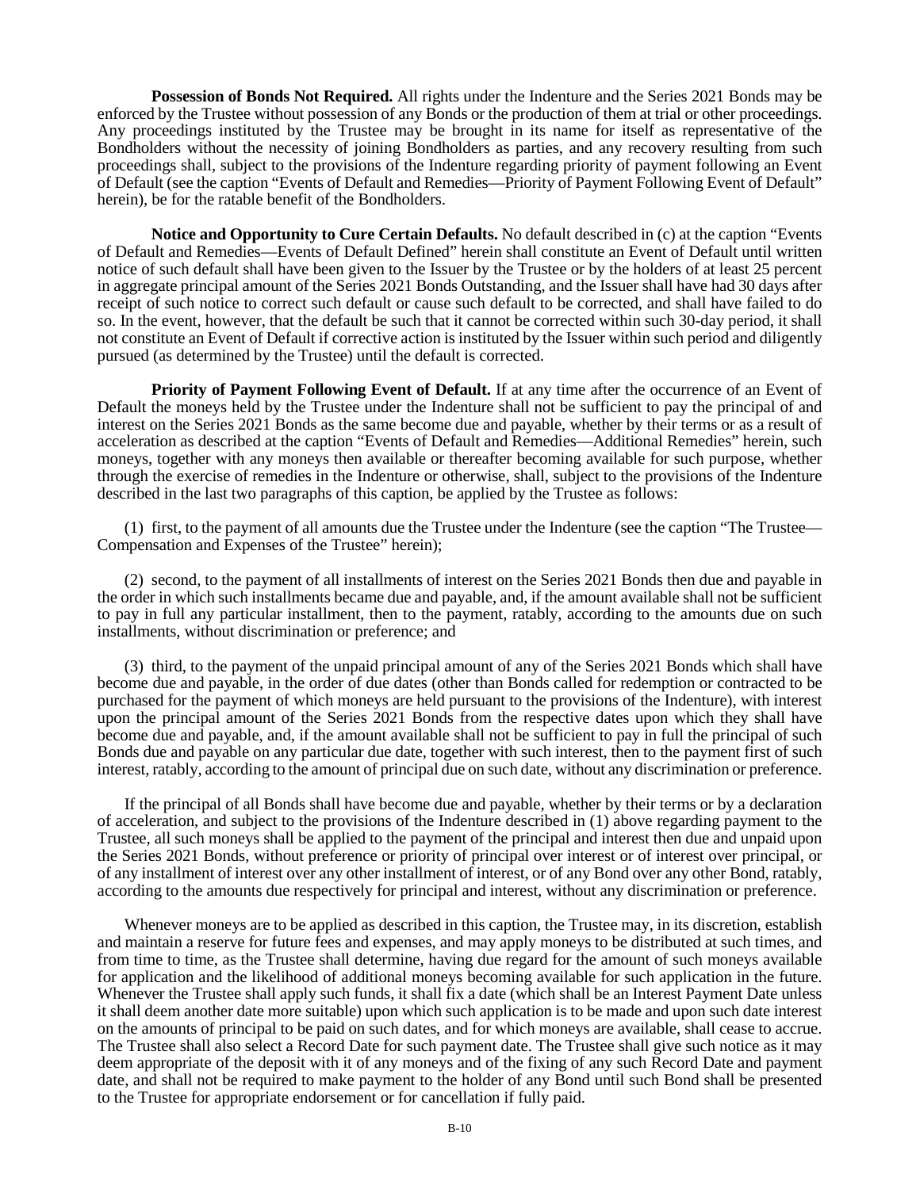**Possession of Bonds Not Required.** All rights under the Indenture and the Series 2021 Bonds may be enforced by the Trustee without possession of any Bonds or the production of them at trial or other proceedings. Any proceedings instituted by the Trustee may be brought in its name for itself as representative of the Bondholders without the necessity of joining Bondholders as parties, and any recovery resulting from such proceedings shall, subject to the provisions of the Indenture regarding priority of payment following an Event of Default (see the caption "Events of Default and Remedies—Priority of Payment Following Event of Default" herein), be for the ratable benefit of the Bondholders.

**Notice and Opportunity to Cure Certain Defaults.** No default described in (c) at the caption "Events of Default and Remedies—Events of Default Defined" herein shall constitute an Event of Default until written notice of such default shall have been given to the Issuer by the Trustee or by the holders of at least 25 percent in aggregate principal amount of the Series 2021 Bonds Outstanding, and the Issuer shall have had 30 days after receipt of such notice to correct such default or cause such default to be corrected, and shall have failed to do so. In the event, however, that the default be such that it cannot be corrected within such 30-day period, it shall not constitute an Event of Default if corrective action is instituted by the Issuer within such period and diligently pursued (as determined by the Trustee) until the default is corrected.

**Priority of Payment Following Event of Default.** If at any time after the occurrence of an Event of Default the moneys held by the Trustee under the Indenture shall not be sufficient to pay the principal of and interest on the Series 2021 Bonds as the same become due and payable, whether by their terms or as a result of acceleration as described at the caption "Events of Default and Remedies—Additional Remedies" herein, such moneys, together with any moneys then available or thereafter becoming available for such purpose, whether through the exercise of remedies in the Indenture or otherwise, shall, subject to the provisions of the Indenture described in the last two paragraphs of this caption, be applied by the Trustee as follows:

(1) first, to the payment of all amounts due the Trustee under the Indenture (see the caption "The Trustee—Compensation and Expenses of the Trustee" herein);

(2) second, to the payment of all installments of interest on the Series 2021 Bonds then due and payable in the order in which such installments became due and payable, and, if the amount available shall not be sufficient to pay in full any particular installment, then to the payment, ratably, according to the amounts due on such installments, without discrimination or preference; and

(3) third, to the payment of the unpaid principal amount of any of the Series 2021 Bonds which shall have become due and payable, in the order of due dates (other than Bonds called for redemption or contracted to be purchased for the payment of which moneys are held pursuant to the provisions of the Indenture), with interest upon the principal amount of the Series 2021 Bonds from the respective dates upon which they shall have become due and payable, and, if the amount available shall not be sufficient to pay in full the principal of such Bonds due and payable on any particular due date, together with such interest, then to the payment first of such interest, ratably, according to the amount of principal due on such date, without any discrimination or preference.

If the principal of all Bonds shall have become due and payable, whether by their terms or by a declaration of acceleration, and subject to the provisions of the Indenture described in (1) above regarding payment to the Trustee, all such moneys shall be applied to the payment of the principal and interest then due and unpaid upon the Series 2021 Bonds, without preference or priority of principal over interest or of interest over principal, or of any installment of interest over any other installment of interest, or of any Bond over any other Bond, ratably, according to the amounts due respectively for principal and interest, without any discrimination or preference.

Whenever moneys are to be applied as described in this caption, the Trustee may, in its discretion, establish and maintain a reserve for future fees and expenses, and may apply moneys to be distributed at such times, and from time to time, as the Trustee shall determine, having due regard for the amount of such moneys available for application and the likelihood of additional moneys becoming available for such application in the future. Whenever the Trustee shall apply such funds, it shall fix a date (which shall be an Interest Payment Date unless it shall deem another date more suitable) upon which such application is to be made and upon such date interest on the amounts of principal to be paid on such dates, and for which moneys are available, shall cease to accrue. The Trustee shall also select a Record Date for such payment date. The Trustee shall give such notice as it may deem appropriate of the deposit with it of any moneys and of the fixing of any such Record Date and payment date, and shall not be required to make payment to the holder of any Bond until such Bond shall be presented to the Trustee for appropriate endorsement or for cancellation if fully paid.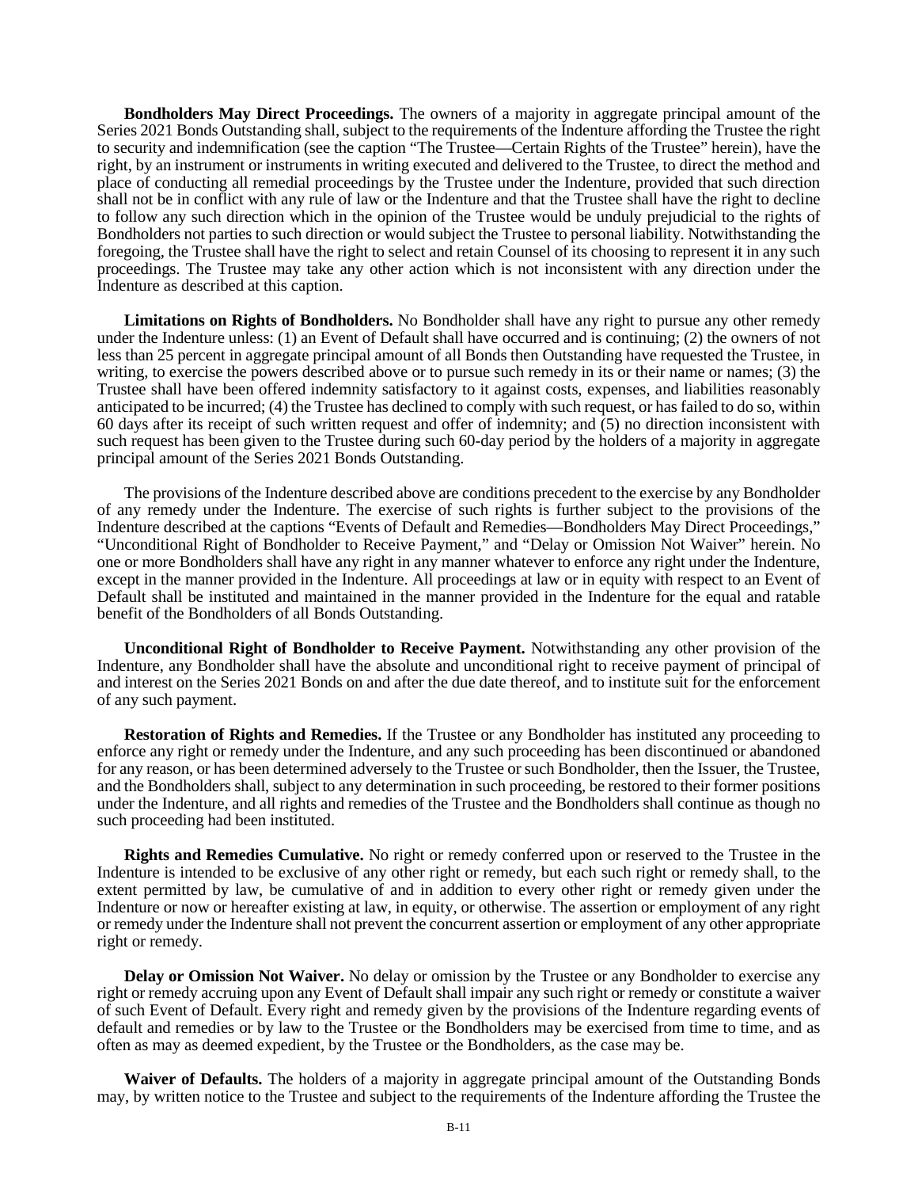**Bondholders May Direct Proceedings.** The owners of a majority in aggregate principal amount of the Series 2021 Bonds Outstanding shall, subject to the requirements of the Indenture affording the Trustee the right to security and indemnification (see the caption "The Trustee—Certain Rights of the Trustee" herein), have the right, by an instrument or instruments in writing executed and delivered to the Trustee, to direct the method and place of conducting all remedial proceedings by the Trustee under the Indenture, provided that such direction shall not be in conflict with any rule of law or the Indenture and that the Trustee shall have the right to decline to follow any such direction which in the opinion of the Trustee would be unduly prejudicial to the rights of Bondholders not parties to such direction or would subject the Trustee to personal liability. Notwithstanding the foregoing, the Trustee shall have the right to select and retain Counsel of its choosing to represent it in any such proceedings. The Trustee may take any other action which is not inconsistent with any direction under the Indenture as described at this caption.

**Limitations on Rights of Bondholders.** No Bondholder shall have any right to pursue any other remedy under the Indenture unless: (1) an Event of Default shall have occurred and is continuing; (2) the owners of not less than 25 percent in aggregate principal amount of all Bonds then Outstanding have requested the Trustee, in writing, to exercise the powers described above or to pursue such remedy in its or their name or names; (3) the Trustee shall have been offered indemnity satisfactory to it against costs, expenses, and liabilities reasonably anticipated to be incurred; (4) the Trustee has declined to comply with such request, or has failed to do so, within 60 days after its receipt of such written request and offer of indemnity; and (5) no direction inconsistent with such request has been given to the Trustee during such 60-day period by the holders of a majority in aggregate principal amount of the Series 2021 Bonds Outstanding.

The provisions of the Indenture described above are conditions precedent to the exercise by any Bondholder of any remedy under the Indenture. The exercise of such rights is further subject to the provisions of the Indenture described at the captions "Events of Default and Remedies—Bondholders May Direct Proceedings," "Unconditional Right of Bondholder to Receive Payment," and "Delay or Omission Not Waiver" herein. No one or more Bondholders shall have any right in any manner whatever to enforce any right under the Indenture, except in the manner provided in the Indenture. All proceedings at law or in equity with respect to an Event of Default shall be instituted and maintained in the manner provided in the Indenture for the equal and ratable benefit of the Bondholders of all Bonds Outstanding.

**Unconditional Right of Bondholder to Receive Payment.** Notwithstanding any other provision of the Indenture, any Bondholder shall have the absolute and unconditional right to receive payment of principal of and interest on the Series 2021 Bonds on and after the due date thereof, and to institute suit for the enforcement of any such payment.

**Restoration of Rights and Remedies.** If the Trustee or any Bondholder has instituted any proceeding to enforce any right or remedy under the Indenture, and any such proceeding has been discontinued or abandoned for any reason, or has been determined adversely to the Trustee or such Bondholder, then the Issuer, the Trustee, and the Bondholders shall, subject to any determination in such proceeding, be restored to their former positions under the Indenture, and all rights and remedies of the Trustee and the Bondholders shall continue as though no such proceeding had been instituted.

**Rights and Remedies Cumulative.** No right or remedy conferred upon or reserved to the Trustee in the Indenture is intended to be exclusive of any other right or remedy, but each such right or remedy shall, to the extent permitted by law, be cumulative of and in addition to every other right or remedy given under the Indenture or now or hereafter existing at law, in equity, or otherwise. The assertion or employment of any right or remedy under the Indenture shall not prevent the concurrent assertion or employment of any other appropriate right or remedy.

**Delay or Omission Not Waiver.** No delay or omission by the Trustee or any Bondholder to exercise any right or remedy accruing upon any Event of Default shall impair any such right or remedy or constitute a waiver of such Event of Default. Every right and remedy given by the provisions of the Indenture regarding events of default and remedies or by law to the Trustee or the Bondholders may be exercised from time to time, and as often as may as deemed expedient, by the Trustee or the Bondholders, as the case may be.

**Waiver of Defaults.** The holders of a majority in aggregate principal amount of the Outstanding Bonds may, by written notice to the Trustee and subject to the requirements of the Indenture affording the Trustee the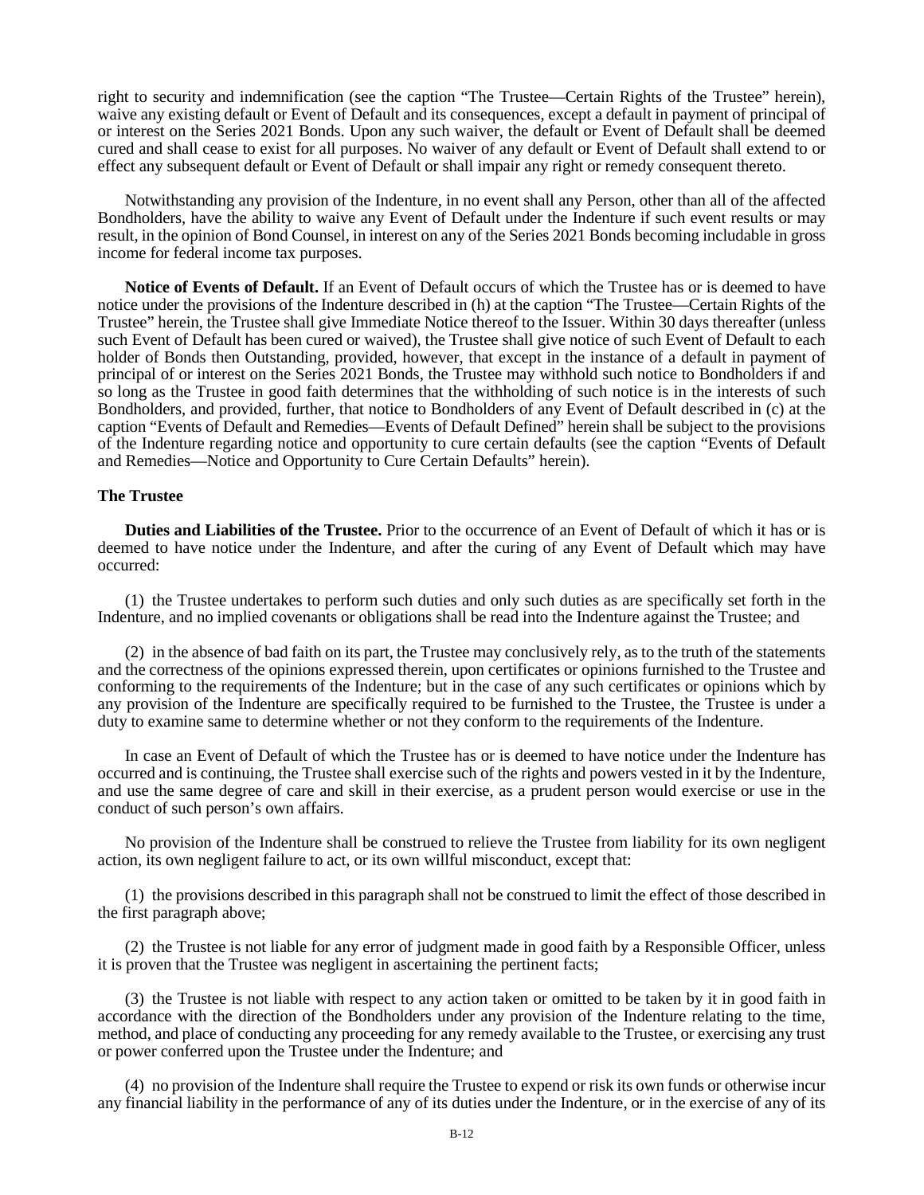right to security and indemnification (see the caption "The Trustee—Certain Rights of the Trustee" herein), waive any existing default or Event of Default and its consequences, except a default in payment of principal of or interest on the Series 2021 Bonds. Upon any such waiver, the default or Event of Default shall be deemed cured and shall cease to exist for all purposes. No waiver of any default or Event of Default shall extend to or effect any subsequent default or Event of Default or shall impair any right or remedy consequent thereto.

Notwithstanding any provision of the Indenture, in no event shall any Person, other than all of the affected Bondholders, have the ability to waive any Event of Default under the Indenture if such event results or may result, in the opinion of Bond Counsel, in interest on any of the Series 2021 Bonds becoming includable in gross income for federal income tax purposes.

**Notice of Events of Default.** If an Event of Default occurs of which the Trustee has or is deemed to have notice under the provisions of the Indenture described in (h) at the caption "The Trustee—Certain Rights of the Trustee" herein, the Trustee shall give Immediate Notice thereof to the Issuer. Within 30 days thereafter (unless such Event of Default has been cured or waived), the Trustee shall give notice of such Event of Default to each holder of Bonds then Outstanding, provided, however, that except in the instance of a default in payment of principal of or interest on the Series 2021 Bonds, the Trustee may withhold such notice to Bondholders if and so long as the Trustee in good faith determines that the withholding of such notice is in the interests of such Bondholders, and provided, further, that notice to Bondholders of any Event of Default described in (c) at the caption "Events of Default and Remedies—Events of Default Defined" herein shall be subject to the provisions of the Indenture regarding notice and opportunity to cure certain defaults (see the caption "Events of Default and Remedies—Notice and Opportunity to Cure Certain Defaults" herein).

### The Trustee

**Duties and Liabilities of the Trustee.** Prior to the occurrence of an Event of Default of which it has or is deemed to have notice under the Indenture, and after the curing of any Event of Default which may have occurred:

(1) the Trustee undertakes to perform such duties and only such duties as are specifically set forth in the Indenture, and no implied covenants or obligations shall be read into the Indenture against the Trustee; and

(2) in the absence of bad faith on its part, the Trustee may conclusively rely, as to the truth of the statements and the correctness of the opinions expressed therein, upon certificates or opinions furnished to the Trustee and conforming to the requirements of the Indenture; but in the case of any such certificates or opinions which by any provision of the Indenture are specifically required to be furnished to the Trustee, the Trustee is under a duty to examine same to determine whether or not they conform to the requirements of the Indenture.

In case an Event of Default of which the Trustee has or is deemed to have notice under the Indenture has occurred and is continuing, the Trustee shall exercise such of the rights and powers vested in it by the Indenture, and use the same degree of care and skill in their exercise, as a prudent person would exercise or use in the conduct of such person's own affairs.

No provision of the Indenture shall be construed to relieve the Trustee from liability for its own negligent action, its own negligent failure to act, or its own willful misconduct, except that:

(1) the provisions described in this paragraph shall not be construed to limit the effect of those described in the first paragraph above;

(2) the Trustee is not liable for any error of judgment made in good faith by a Responsible Officer, unless it is proven that the Trustee was negligent in ascertaining the pertinent facts;

(3) the Trustee is not liable with respect to any action taken or omitted to be taken by it in good faith in accordance with the direction of the Bondholders under any provision of the Indenture relating to the time, method, and place of conducting any proceeding for any remedy available to the Trustee, or exercising any trust or power conferred upon the Trustee under the Indenture; and

(4) no provision of the Indenture shall require the Trustee to expend or risk its own funds or otherwise incur any financial liability in the performance of any of its duties under the Indenture, or in the exercise of any of its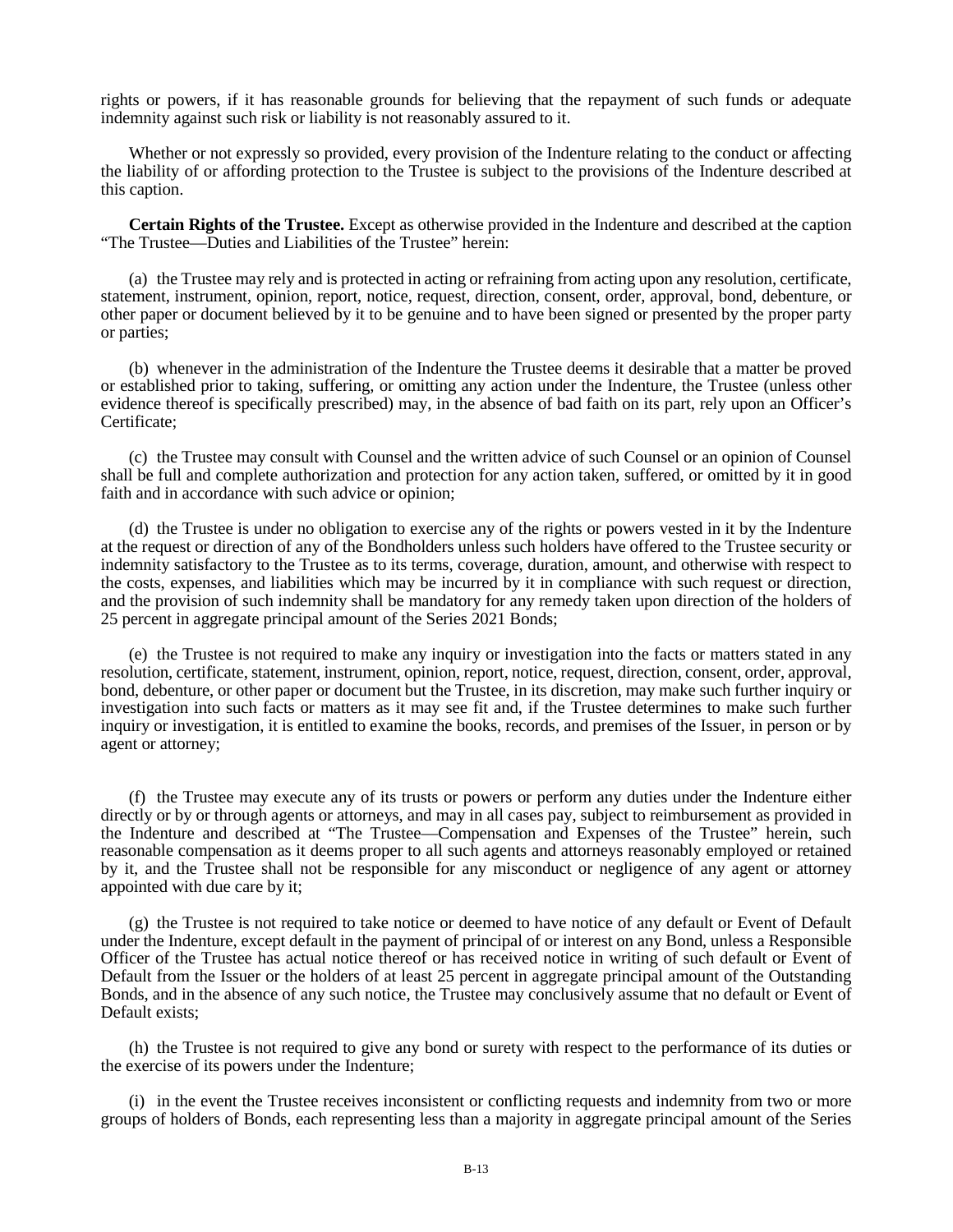rights or powers, if it has reasonable grounds for believing that the repayment of such funds or adequate indemnity against such risk or liability is not reasonably assured to it.

Whether or not expressly so provided, every provision of the Indenture relating to the conduct or affecting the liability of or affording protection to the Trustee is subject to the provisions of the Indenture described at this caption.

**Certain Rights of the Trustee.** Except as otherwise provided in the Indenture and described at the caption "The Trustee—Duties and Liabilities of the Trustee" herein:

(a) the Trustee may rely and is protected in acting or refraining from acting upon any resolution, certificate, statement, instrument, opinion, report, notice, request, direction, consent, order, approval, bond, debenture, or other paper or document believed by it to be genuine and to have been signed or presented by the proper party or parties;

(b) whenever in the administration of the Indenture the Trustee deems it desirable that a matter be proved or established prior to taking, suffering, or omitting any action under the Indenture, the Trustee (unless other evidence thereof is specifically prescribed) may, in the absence of bad faith on its part, rely upon an Officer's Certificate;

(c) the Trustee may consult with Counsel and the written advice of such Counsel or an opinion of Counsel shall be full and complete authorization and protection for any action taken, suffered, or omitted by it in good faith and in accordance with such advice or opinion;

(d) the Trustee is under no obligation to exercise any of the rights or powers vested in it by the Indenture at the request or direction of any of the Bondholders unless such holders have offered to the Trustee security or indemnity satisfactory to the Trustee as to its terms, coverage, duration, amount, and otherwise with respect to the costs, expenses, and liabilities which may be incurred by it in compliance with such request or direction, and the provision of such indemnity shall be mandatory for any remedy taken upon direction of the holders of 25 percent in aggregate principal amount of the Series 2021 Bonds;

(e) the Trustee is not required to make any inquiry or investigation into the facts or matters stated in any resolution, certificate, statement, instrument, opinion, report, notice, request, direction, consent, order, approval, bond, debenture, or other paper or document but the Trustee, in its discretion, may make such further inquiry or investigation into such facts or matters as it may see fit and, if the Trustee determines to make such further inquiry or investigation, it is entitled to examine the books, records, and premises of the Issuer, in person or by agent or attorney;

(f) the Trustee may execute any of its trusts or powers or perform any duties under the Indenture either directly or by or through agents or attorneys, and may in all cases pay, subject to reimbursement as provided in the Indenture and described at "The Trustee—Compensation and Expenses of the Trustee" herein, such reasonable compensation as it deems proper to all such agents and attorneys reasonably employed or retained by it, and the Trustee shall not be responsible for any misconduct or negligence of any agent or attorney appointed with due care by it;

(g) the Trustee is not required to take notice or deemed to have notice of any default or Event of Default under the Indenture, except default in the payment of principal of or interest on any Bond, unless a Responsible Officer of the Trustee has actual notice thereof or has received notice in writing of such default or Event of Default from the Issuer or the holders of at least 25 percent in aggregate principal amount of the Outstanding Bonds, and in the absence of any such notice, the Trustee may conclusively assume that no default or Event of Default exists;

(h) the Trustee is not required to give any bond or surety with respect to the performance of its duties or the exercise of its powers under the Indenture;

(i) in the event the Trustee receives inconsistent or conflicting requests and indemnity from two or more groups of holders of Bonds, each representing less than a majority in aggregate principal amount of the Series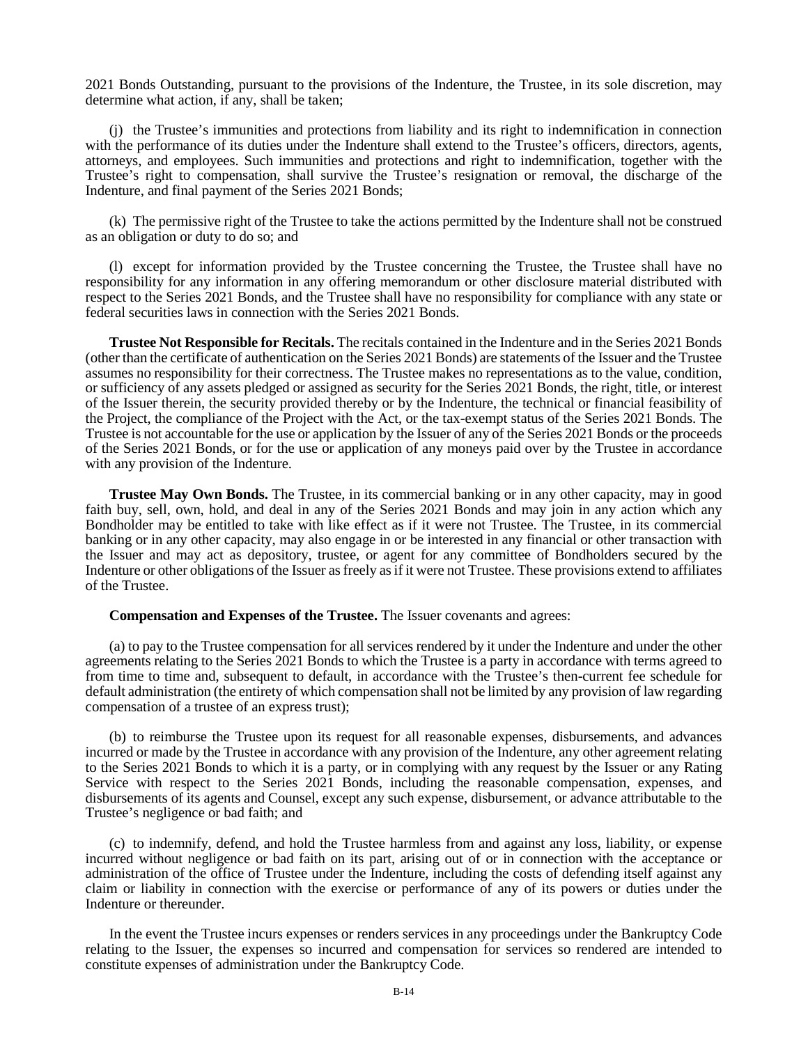2021 Bonds Outstanding, pursuant to the provisions of the Indenture, the Trustee, in its sole discretion, may determine what action, if any, shall be taken;

(j) the Trustee's immunities and protections from liability and its right to indemnification in connection with the performance of its duties under the Indenture shall extend to the Trustee's officers, directors, agents, attorneys, and employees. Such immunities and protections and right to indemnification, together with the Trustee's right to compensation, shall survive the Trustee's resignation or removal, the discharge of the Indenture, and final payment of the Series 2021 Bonds;

(k) The permissive right of the Trustee to take the actions permitted by the Indenture shall not be construed as an obligation or duty to do so; and

(l) except for information provided by the Trustee concerning the Trustee, the Trustee shall have no responsibility for any information in any offering memorandum or other disclosure material distributed with respect to the Series 2021 Bonds, and the Trustee shall have no responsibility for compliance with any state or federal securities laws in connection with the Series 2021 Bonds.

**Trustee Not Responsible for Recitals.** The recitals contained in the Indenture and in the Series 2021 Bonds (other than the certificate of authentication on the Series 2021 Bonds) are statements of the Issuer and the Trustee assumes no responsibility for their correctness. The Trustee makes no representations as to the value, condition, or sufficiency of any assets pledged or assigned as security for the Series 2021 Bonds, the right, title, or interest of the Issuer therein, the security provided thereby or by the Indenture, the technical or financial feasibility of the Project, the compliance of the Project with the Act, or the tax-exempt status of the Series 2021 Bonds. The Trustee is not accountable for the use or application by the Issuer of any of the Series 2021 Bonds or the proceeds of the Series 2021 Bonds, or for the use or application of any moneys paid over by the Trustee in accordance with any provision of the Indenture.

**Trustee May Own Bonds.** The Trustee, in its commercial banking or in any other capacity, may in good faith buy, sell, own, hold, and deal in any of the Series 2021 Bonds and may join in any action which any Bondholder may be entitled to take with like effect as if it were not Trustee. The Trustee, in its commercial banking or in any other capacity, may also engage in or be interested in any financial or other transaction with the Issuer and may act as depository, trustee, or agent for any committee of Bondholders secured by the Indenture or other obligations of the Issuer as freely as if it were not Trustee. These provisions extend to affiliates of the Trustee.

**Compensation and Expenses of the Trustee.** The Issuer covenants and agrees:

(a) to pay to the Trustee compensation for all services rendered by it under the Indenture and under the other agreements relating to the Series 2021 Bonds to which the Trustee is a party in accordance with terms agreed to from time to time and, subsequent to default, in accordance with the Trustee's then-current fee schedule for default administration (the entirety of which compensation shall not be limited by any provision of law regarding compensation of a trustee of an express trust);

(b) to reimburse the Trustee upon its request for all reasonable expenses, disbursements, and advances incurred or made by the Trustee in accordance with any provision of the Indenture, any other agreement relating to the Series 2021 Bonds to which it is a party, or in complying with any request by the Issuer or any Rating Service with respect to the Series 2021 Bonds, including the reasonable compensation, expenses, and disbursements of its agents and Counsel, except any such expense, disbursement, or advance attributable to the Trustee's negligence or bad faith; and

(c) to indemnify, defend, and hold the Trustee harmless from and against any loss, liability, or expense incurred without negligence or bad faith on its part, arising out of or in connection with the acceptance or administration of the office of Trustee under the Indenture, including the costs of defending itself against any claim or liability in connection with the exercise or performance of any of its powers or duties under the Indenture or thereunder.

In the event the Trustee incurs expenses or renders services in any proceedings under the Bankruptcy Code relating to the Issuer, the expenses so incurred and compensation for services so rendered are intended to constitute expenses of administration under the Bankruptcy Code.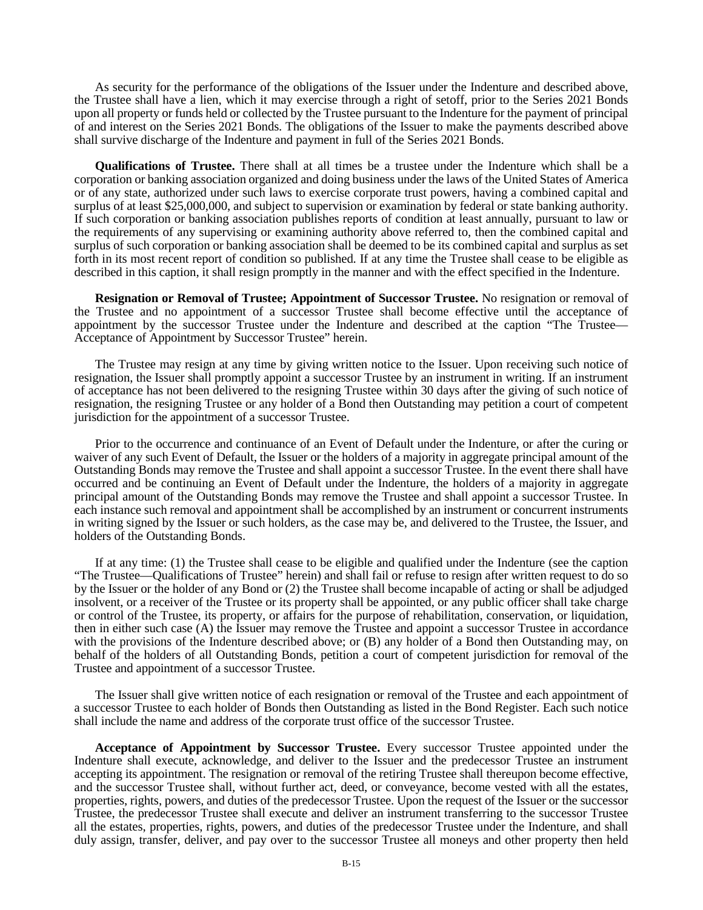As security for the performance of the obligations of the Issuer under the Indenture and described above, the Trustee shall have a lien, which it may exercise through a right of setoff, prior to the Series 2021 Bonds upon all property or funds held or collected by the Trustee pursuant to the Indenture for the payment of principal of and interest on the Series 2021 Bonds. The obligations of the Issuer to make the payments described above shall survive discharge of the Indenture and payment in full of the Series 2021 Bonds.

**Qualifications of Trustee.** There shall at all times be a trustee under the Indenture which shall be a corporation or banking association organized and doing business under the laws of the United States of America or of any state, authorized under such laws to exercise corporate trust powers, having a combined capital and surplus of at least $25,000,000, and subject to supervision or examination by federal or state banking authority. If such corporation or banking association publishes reports of condition at least annually, pursuant to law or the requirements of any supervising or examining authority above referred to, then the combined capital and surplus of such corporation or banking association shall be deemed to be its combined capital and surplus as set forth in its most recent report of condition so published. If at any time the Trustee shall cease to be eligible as described in this caption, it shall resign promptly in the manner and with the effect specified in the Indenture.

**Resignation or Removal of Trustee; Appointment of Successor Trustee.** No resignation or removal of the Trustee and no appointment of a successor Trustee shall become effective until the acceptance of appointment by the successor Trustee under the Indenture and described at the caption "The Trustee—Acceptance of Appointment by Successor Trustee" herein.

The Trustee may resign at any time by giving written notice to the Issuer. Upon receiving such notice of resignation, the Issuer shall promptly appoint a successor Trustee by an instrument in writing. If an instrument of acceptance has not been delivered to the resigning Trustee within 30 days after the giving of such notice of resignation, the resigning Trustee or any holder of a Bond then Outstanding may petition a court of competent jurisdiction for the appointment of a successor Trustee.

Prior to the occurrence and continuance of an Event of Default under the Indenture, or after the curing or waiver of any such Event of Default, the Issuer or the holders of a majority in aggregate principal amount of the Outstanding Bonds may remove the Trustee and shall appoint a successor Trustee. In the event there shall have occurred and be continuing an Event of Default under the Indenture, the holders of a majority in aggregate principal amount of the Outstanding Bonds may remove the Trustee and shall appoint a successor Trustee. In each instance such removal and appointment shall be accomplished by an instrument or concurrent instruments in writing signed by the Issuer or such holders, as the case may be, and delivered to the Trustee, the Issuer, and holders of the Outstanding Bonds.

If at any time: (1) the Trustee shall cease to be eligible and qualified under the Indenture (see the caption "The Trustee—Qualifications of Trustee" herein) and shall fail or refuse to resign after written request to do so by the Issuer or the holder of any Bond or (2) the Trustee shall become incapable of acting or shall be adjudged insolvent, or a receiver of the Trustee or its property shall be appointed, or any public officer shall take charge or control of the Trustee, its property, or affairs for the purpose of rehabilitation, conservation, or liquidation, then in either such case (A) the Issuer may remove the Trustee and appoint a successor Trustee in accordance with the provisions of the Indenture described above; or (B) any holder of a Bond then Outstanding may, on behalf of the holders of all Outstanding Bonds, petition a court of competent jurisdiction for removal of the Trustee and appointment of a successor Trustee.

The Issuer shall give written notice of each resignation or removal of the Trustee and each appointment of a successor Trustee to each holder of Bonds then Outstanding as listed in the Bond Register. Each such notice shall include the name and address of the corporate trust office of the successor Trustee.

**Acceptance of Appointment by Successor Trustee.** Every successor Trustee appointed under the Indenture shall execute, acknowledge, and deliver to the Issuer and the predecessor Trustee an instrument accepting its appointment. The resignation or removal of the retiring Trustee shall thereupon become effective, and the successor Trustee shall, without further act, deed, or conveyance, become vested with all the estates, properties, rights, powers, and duties of the predecessor Trustee. Upon the request of the Issuer or the successor Trustee, the predecessor Trustee shall execute and deliver an instrument transferring to the successor Trustee all the estates, properties, rights, powers, and duties of the predecessor Trustee under the Indenture, and shall duly assign, transfer, deliver, and pay over to the successor Trustee all moneys and other property then held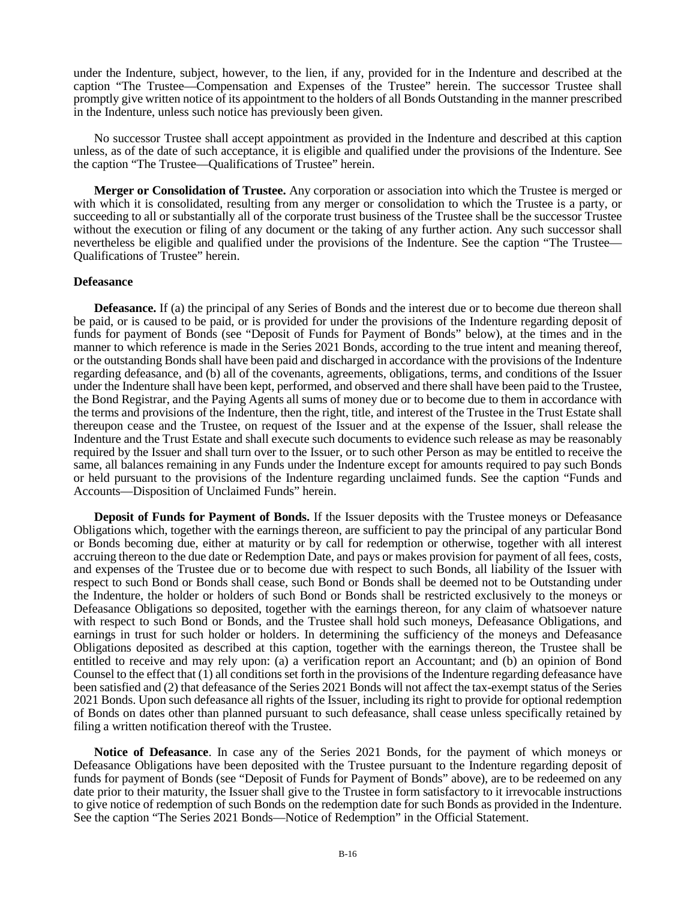under the Indenture, subject, however, to the lien, if any, provided for in the Indenture and described at the caption "The Trustee—Compensation and Expenses of the Trustee" herein. The successor Trustee shall promptly give written notice of its appointment to the holders of all Bonds Outstanding in the manner prescribed in the Indenture, unless such notice has previously been given.

No successor Trustee shall accept appointment as provided in the Indenture and described at this caption unless, as of the date of such acceptance, it is eligible and qualified under the provisions of the Indenture. See the caption "The Trustee—Qualifications of Trustee" herein.

**Merger or Consolidation of Trustee.** Any corporation or association into which the Trustee is merged or with which it is consolidated, resulting from any merger or consolidation to which the Trustee is a party, or succeeding to all or substantially all of the corporate trust business of the Trustee shall be the successor Trustee without the execution or filing of any document or the taking of any further action. Any such successor shall nevertheless be eligible and qualified under the provisions of the Indenture. See the caption "The Trustee—Qualifications of Trustee" herein.

**Defeasance**

**Defeasance.** If (a) the principal of any Series of Bonds and the interest due or to become due thereon shall be paid, or is caused to be paid, or is provided for under the provisions of the Indenture regarding deposit of funds for payment of Bonds (see "Deposit of Funds for Payment of Bonds" below), at the times and in the manner to which reference is made in the Series 2021 Bonds, according to the true intent and meaning thereof, or the outstanding Bonds shall have been paid and discharged in accordance with the provisions of the Indenture regarding defeasance, and (b) all of the covenants, agreements, obligations, terms, and conditions of the Issuer under the Indenture shall have been kept, performed, and observed and there shall have been paid to the Trustee, the Bond Registrar, and the Paying Agents all sums of money due or to become due to them in accordance with the terms and provisions of the Indenture, then the right, title, and interest of the Trustee in the Trust Estate shall thereupon cease and the Trustee, on request of the Issuer and at the expense of the Issuer, shall release the Indenture and the Trust Estate and shall execute such documents to evidence such release as may be reasonably required by the Issuer and shall turn over to the Issuer, or to such other Person as may be entitled to receive the same, all balances remaining in any Funds under the Indenture except for amounts required to pay such Bonds or held pursuant to the provisions of the Indenture regarding unclaimed funds. See the caption "Funds and Accounts—Disposition of Unclaimed Funds" herein.

**Deposit of Funds for Payment of Bonds.** If the Issuer deposits with the Trustee moneys or Defeasance Obligations which, together with the earnings thereon, are sufficient to pay the principal of any particular Bond or Bonds becoming due, either at maturity or by call for redemption or otherwise, together with all interest accruing thereon to the due date or Redemption Date, and pays or makes provision for payment of all fees, costs, and expenses of the Trustee due or to become due with respect to such Bonds, all liability of the Issuer with respect to such Bond or Bonds shall cease, such Bond or Bonds shall be deemed not to be Outstanding under the Indenture, the holder or holders of such Bond or Bonds shall be restricted exclusively to the moneys or Defeasance Obligations so deposited, together with the earnings thereon, for any claim of whatsoever nature with respect to such Bond or Bonds, and the Trustee shall hold such moneys, Defeasance Obligations, and earnings in trust for such holder or holders. In determining the sufficiency of the moneys and Defeasance Obligations deposited as described at this caption, together with the earnings thereon, the Trustee shall be entitled to receive and may rely upon: (a) a verification report an Accountant; and (b) an opinion of Bond Counsel to the effect that (1) all conditions set forth in the provisions of the Indenture regarding defeasance have been satisfied and (2) that defeasance of the Series 2021 Bonds will not affect the tax-exempt status of the Series 2021 Bonds. Upon such defeasance all rights of the Issuer, including its right to provide for optional redemption of Bonds on dates other than planned pursuant to such defeasance, shall cease unless specifically retained by filing a written notification thereof with the Trustee.

**Notice of Defeasance**. In case any of the Series 2021 Bonds, for the payment of which moneys or Defeasance Obligations have been deposited with the Trustee pursuant to the Indenture regarding deposit of funds for payment of Bonds (see "Deposit of Funds for Payment of Bonds" above), are to be redeemed on any date prior to their maturity, the Issuer shall give to the Trustee in form satisfactory to it irrevocable instructions to give notice of redemption of such Bonds on the redemption date for such Bonds as provided in the Indenture. See the caption "The Series 2021 Bonds—Notice of Redemption" in the Official Statement.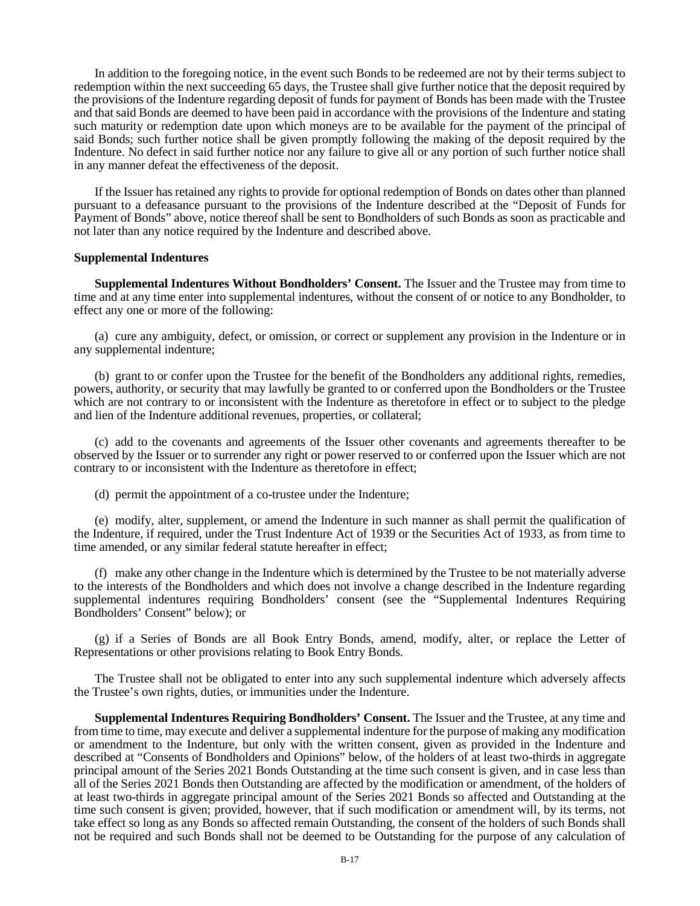In addition to the foregoing notice, in the event such Bonds to be redeemed are not by their terms subject to redemption within the next succeeding 65 days, the Trustee shall give further notice that the deposit required by the provisions of the Indenture regarding deposit of funds for payment of Bonds has been made with the Trustee and that said Bonds are deemed to have been paid in accordance with the provisions of the Indenture and stating such maturity or redemption date upon which moneys are to be available for the payment of the principal of said Bonds; such further notice shall be given promptly following the making of the deposit required by the Indenture. No defect in said further notice nor any failure to give all or any portion of such further notice shall in any manner defeat the effectiveness of the deposit.

If the Issuer has retained any rights to provide for optional redemption of Bonds on dates other than planned pursuant to a defeasance pursuant to the provisions of the Indenture described at the "Deposit of Funds for Payment of Bonds" above, notice thereof shall be sent to Bondholders of such Bonds as soon as practicable and not later than any notice required by the Indenture and described above.

**Supplemental Indentures**

**Supplemental Indentures Without Bondholders' Consent.** The Issuer and the Trustee may from time to time and at any time enter into supplemental indentures, without the consent of or notice to any Bondholder, to effect any one or more of the following:

(a) cure any ambiguity, defect, or omission, or correct or supplement any provision in the Indenture or in any supplemental indenture;

(b) grant to or confer upon the Trustee for the benefit of the Bondholders any additional rights, remedies, powers, authority, or security that may lawfully be granted to or conferred upon the Bondholders or the Trustee which are not contrary to or inconsistent with the Indenture as theretofore in effect or to subject to the pledge and lien of the Indenture additional revenues, properties, or collateral;

(c) add to the covenants and agreements of the Issuer other covenants and agreements thereafter to be observed by the Issuer or to surrender any right or power reserved to or conferred upon the Issuer which are not contrary to or inconsistent with the Indenture as theretofore in effect;

(d) permit the appointment of a co-trustee under the Indenture;

(e) modify, alter, supplement, or amend the Indenture in such manner as shall permit the qualification of the Indenture, if required, under the Trust Indenture Act of 1939 or the Securities Act of 1933, as from time to time amended, or any similar federal statute hereafter in effect;

(f) make any other change in the Indenture which is determined by the Trustee to be not materially adverse to the interests of the Bondholders and which does not involve a change described in the Indenture regarding supplemental indentures requiring Bondholders' consent (see the "Supplemental Indentures Requiring Bondholders' Consent" below); or

(g) if a Series of Bonds are all Book Entry Bonds, amend, modify, alter, or replace the Letter of Representations or other provisions relating to Book Entry Bonds.

The Trustee shall not be obligated to enter into any such supplemental indenture which adversely affects the Trustee's own rights, duties, or immunities under the Indenture.

**Supplemental Indentures Requiring Bondholders' Consent.** The Issuer and the Trustee, at any time and from time to time, may execute and deliver a supplemental indenture for the purpose of making any modification or amendment to the Indenture, but only with the written consent, given as provided in the Indenture and described at "Consents of Bondholders and Opinions" below, of the holders of at least two-thirds in aggregate principal amount of the Series 2021 Bonds Outstanding at the time such consent is given, and in case less than all of the Series 2021 Bonds then Outstanding are affected by the modification or amendment, of the holders of at least two-thirds in aggregate principal amount of the Series 2021 Bonds so affected and Outstanding at the time such consent is given; provided, however, that if such modification or amendment will, by its terms, not take effect so long as any Bonds so affected remain Outstanding, the consent of the holders of such Bonds shall not be required and such Bonds shall not be deemed to be Outstanding for the purpose of any calculation of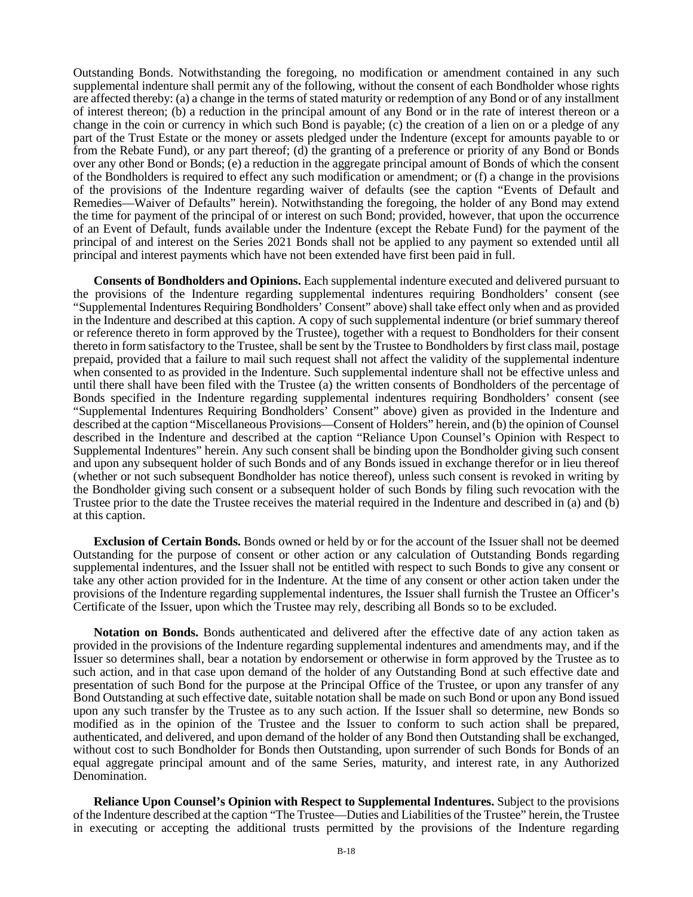Outstanding Bonds. Notwithstanding the foregoing, no modification or amendment contained in any such supplemental indenture shall permit any of the following, without the consent of each Bondholder whose rights are affected thereby: (a) a change in the terms of stated maturity or redemption of any Bond or of any installment of interest thereon; (b) a reduction in the principal amount of any Bond or in the rate of interest thereon or a change in the coin or currency in which such Bond is payable; (c) the creation of a lien on or a pledge of any part of the Trust Estate or the money or assets pledged under the Indenture (except for amounts payable to or from the Rebate Fund), or any part thereof; (d) the granting of a preference or priority of any Bond or Bonds over any other Bond or Bonds; (e) a reduction in the aggregate principal amount of Bonds of which the consent of the Bondholders is required to effect any such modification or amendment; or (f) a change in the provisions of the provisions of the Indenture regarding waiver of defaults (see the caption "Events of Default and Remedies—Waiver of Defaults" herein). Notwithstanding the foregoing, the holder of any Bond may extend the time for payment of the principal of or interest on such Bond; provided, however, that upon the occurrence of an Event of Default, funds available under the Indenture (except the Rebate Fund) for the payment of the principal of and interest on the Series 2021 Bonds shall not be applied to any payment so extended until all principal and interest payments which have not been extended have first been paid in full.

**Consents of Bondholders and Opinions.** Each supplemental indenture executed and delivered pursuant to the provisions of the Indenture regarding supplemental indentures requiring Bondholders' consent (see "Supplemental Indentures Requiring Bondholders' Consent" above) shall take effect only when and as provided in the Indenture and described at this caption. A copy of such supplemental indenture (or brief summary thereof or reference thereto in form approved by the Trustee), together with a request to Bondholders for their consent thereto in form satisfactory to the Trustee, shall be sent by the Trustee to Bondholders by first class mail, postage prepaid, provided that a failure to mail such request shall not affect the validity of the supplemental indenture when consented to as provided in the Indenture. Such supplemental indenture shall not be effective unless and until there shall have been filed with the Trustee (a) the written consents of Bondholders of the percentage of Bonds specified in the Indenture regarding supplemental indentures requiring Bondholders' consent (see "Supplemental Indentures Requiring Bondholders' Consent" above) given as provided in the Indenture and described at the caption "Miscellaneous Provisions—Consent of Holders" herein, and (b) the opinion of Counsel described in the Indenture and described at the caption "Reliance Upon Counsel's Opinion with Respect to Supplemental Indentures" herein. Any such consent shall be binding upon the Bondholder giving such consent and upon any subsequent holder of such Bonds and of any Bonds issued in exchange therefor or in lieu thereof (whether or not such subsequent Bondholder has notice thereof), unless such consent is revoked in writing by the Bondholder giving such consent or a subsequent holder of such Bonds by filing such revocation with the Trustee prior to the date the Trustee receives the material required in the Indenture and described in (a) and (b) at this caption.

**Exclusion of Certain Bonds.** Bonds owned or held by or for the account of the Issuer shall not be deemed Outstanding for the purpose of consent or other action or any calculation of Outstanding Bonds regarding supplemental indentures, and the Issuer shall not be entitled with respect to such Bonds to give any consent or take any other action provided for in the Indenture. At the time of any consent or other action taken under the provisions of the Indenture regarding supplemental indentures, the Issuer shall furnish the Trustee an Officer's Certificate of the Issuer, upon which the Trustee may rely, describing all Bonds so to be excluded.

**Notation on Bonds.** Bonds authenticated and delivered after the effective date of any action taken as provided in the provisions of the Indenture regarding supplemental indentures and amendments may, and if the Issuer so determines shall, bear a notation by endorsement or otherwise in form approved by the Trustee as to such action, and in that case upon demand of the holder of any Outstanding Bond at such effective date and presentation of such Bond for the purpose at the Principal Office of the Trustee, or upon any transfer of any Bond Outstanding at such effective date, suitable notation shall be made on such Bond or upon any Bond issued upon any such transfer by the Trustee as to any such action. If the Issuer shall so determine, new Bonds so modified as in the opinion of the Trustee and the Issuer to conform to such action shall be prepared, authenticated, and delivered, and upon demand of the holder of any Bond then Outstanding shall be exchanged, without cost to such Bondholder for Bonds then Outstanding, upon surrender of such Bonds for Bonds of an equal aggregate principal amount and of the same Series, maturity, and interest rate, in any Authorized Denomination.

**Reliance Upon Counsel's Opinion with Respect to Supplemental Indentures.** Subject to the provisions of the Indenture described at the caption "The Trustee—Duties and Liabilities of the Trustee" herein, the Trustee in executing or accepting the additional trusts permitted by the provisions of the Indenture regarding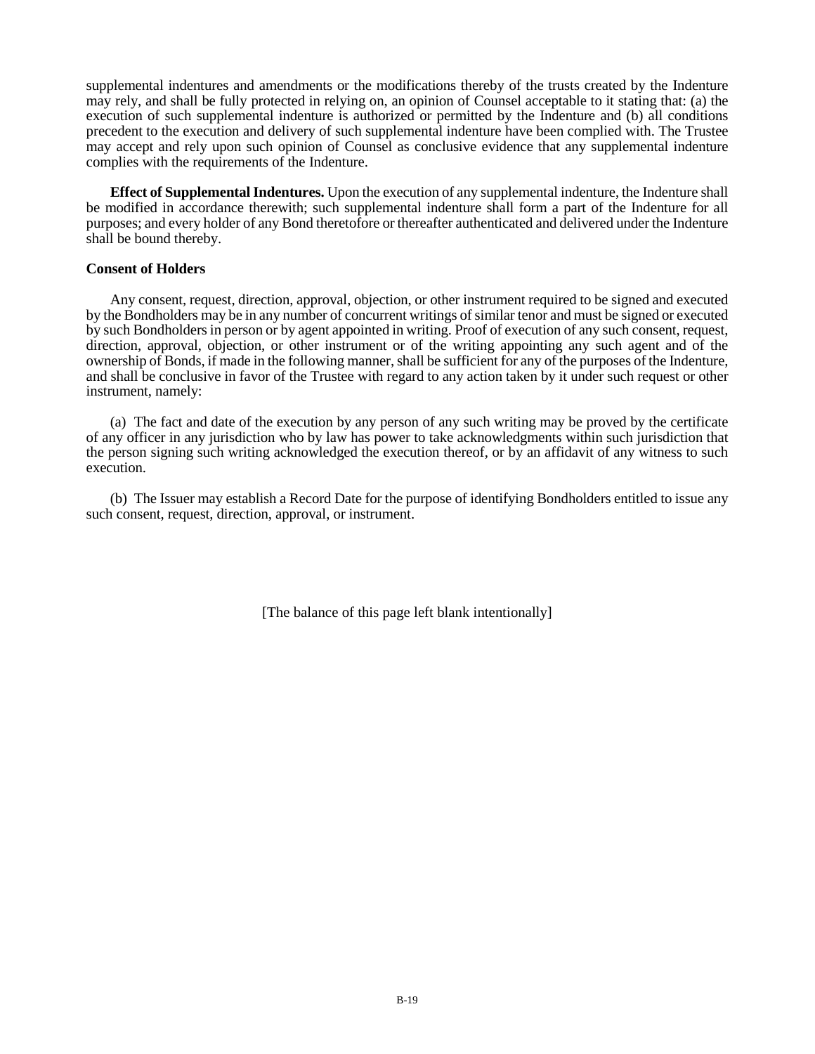supplemental indentures and amendments or the modifications thereby of the trusts created by the Indenture may rely, and shall be fully protected in relying on, an opinion of Counsel acceptable to it stating that: (a) the execution of such supplemental indenture is authorized or permitted by the Indenture and (b) all conditions precedent to the execution and delivery of such supplemental indenture have been complied with. The Trustee may accept and rely upon such opinion of Counsel as conclusive evidence that any supplemental indenture complies with the requirements of the Indenture.

**Effect of Supplemental Indentures.** Upon the execution of any supplemental indenture, the Indenture shall be modified in accordance therewith; such supplemental indenture shall form a part of the Indenture for all purposes; and every holder of any Bond theretofore or thereafter authenticated and delivered under the Indenture shall be bound thereby.

**Consent of Holders**

Any consent, request, direction, approval, objection, or other instrument required to be signed and executed by the Bondholders may be in any number of concurrent writings of similar tenor and must be signed or executed by such Bondholders in person or by agent appointed in writing. Proof of execution of any such consent, request, direction, approval, objection, or other instrument or of the writing appointing any such agent and of the ownership of Bonds, if made in the following manner, shall be sufficient for any of the purposes of the Indenture, and shall be conclusive in favor of the Trustee with regard to any action taken by it under such request or other instrument, namely:

(a) The fact and date of the execution by any person of any such writing may be proved by the certificate of any officer in any jurisdiction who by law has power to take acknowledgments within such jurisdiction that the person signing such writing acknowledged the execution thereof, or by an affidavit of any witness to such execution.

(b) The Issuer may establish a Record Date for the purpose of identifying Bondholders entitled to issue any such consent, request, direction, approval, or instrument.

[The balance of this page left blank intentionally]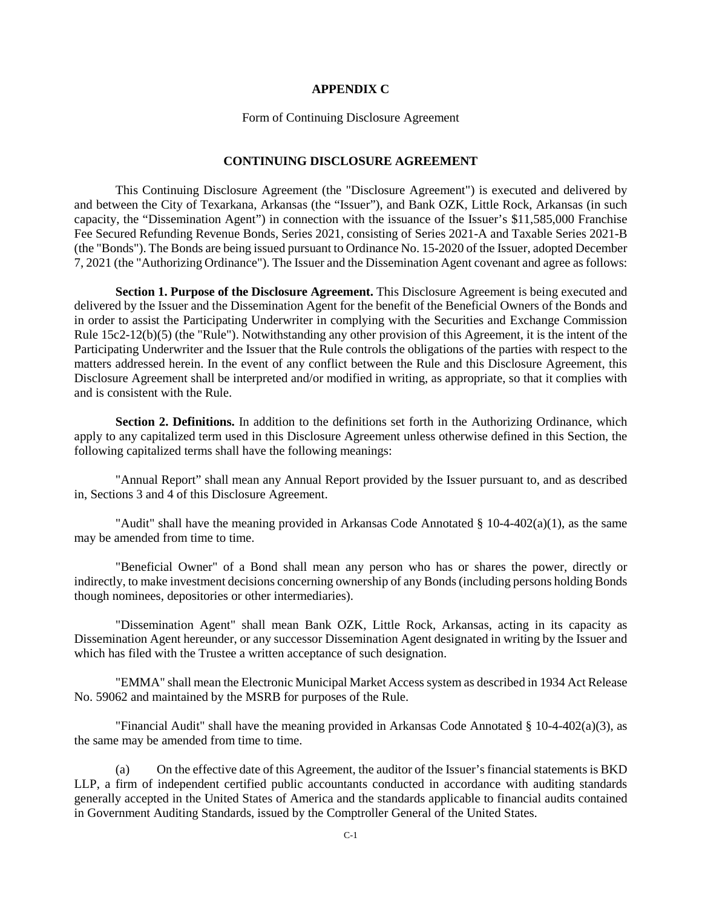**APPENDIX C**

Form of Continuing Disclosure Agreement

**CONTINUING DISCLOSURE AGREEMENT**

This Continuing Disclosure Agreement (the "Disclosure Agreement") is executed and delivered by and between the City of Texarkana, Arkansas (the "Issuer"), and Bank OZK, Little Rock, Arkansas (in such capacity, the "Dissemination Agent") in connection with the issuance of the Issuer's $11,585,000 Franchise Fee Secured Refunding Revenue Bonds, Series 2021, consisting of Series 2021-A and Taxable Series 2021-B (the "Bonds"). The Bonds are being issued pursuant to Ordinance No. 15-2020 of the Issuer, adopted December 7, 2021 (the "Authorizing Ordinance"). The Issuer and the Dissemination Agent covenant and agree as follows:

**Section 1. Purpose of the Disclosure Agreement.** This Disclosure Agreement is being executed and delivered by the Issuer and the Dissemination Agent for the benefit of the Beneficial Owners of the Bonds and in order to assist the Participating Underwriter in complying with the Securities and Exchange Commission Rule 15c2-12(b)(5) (the "Rule"). Notwithstanding any other provision of this Agreement, it is the intent of the Participating Underwriter and the Issuer that the Rule controls the obligations of the parties with respect to the matters addressed herein. In the event of any conflict between the Rule and this Disclosure Agreement, this Disclosure Agreement shall be interpreted and/or modified in writing, as appropriate, so that it complies with and is consistent with the Rule.

**Section 2. Definitions.** In addition to the definitions set forth in the Authorizing Ordinance, which apply to any capitalized term used in this Disclosure Agreement unless otherwise defined in this Section, the following capitalized terms shall have the following meanings:

"Annual Report" shall mean any Annual Report provided by the Issuer pursuant to, and as described in, Sections 3 and 4 of this Disclosure Agreement.

"Audit" shall have the meaning provided in Arkansas Code Annotated § 10-4-402(a)(1), as the same may be amended from time to time.

"Beneficial Owner" of a Bond shall mean any person who has or shares the power, directly or indirectly, to make investment decisions concerning ownership of any Bonds (including persons holding Bonds though nominees, depositories or other intermediaries).

"Dissemination Agent" shall mean Bank OZK, Little Rock, Arkansas, acting in its capacity as Dissemination Agent hereunder, or any successor Dissemination Agent designated in writing by the Issuer and which has filed with the Trustee a written acceptance of such designation.

"EMMA" shall mean the Electronic Municipal Market Access system as described in 1934 Act Release No. 59062 and maintained by the MSRB for purposes of the Rule.

"Financial Audit" shall have the meaning provided in Arkansas Code Annotated § 10-4-402(a)(3), as the same may be amended from time to time.

(a) On the effective date of this Agreement, the auditor of the Issuer's financial statements is BKD LLP, a firm of independent certified public accountants conducted in accordance with auditing standards generally accepted in the United States of America and the standards applicable to financial audits contained in Government Auditing Standards, issued by the Comptroller General of the United States.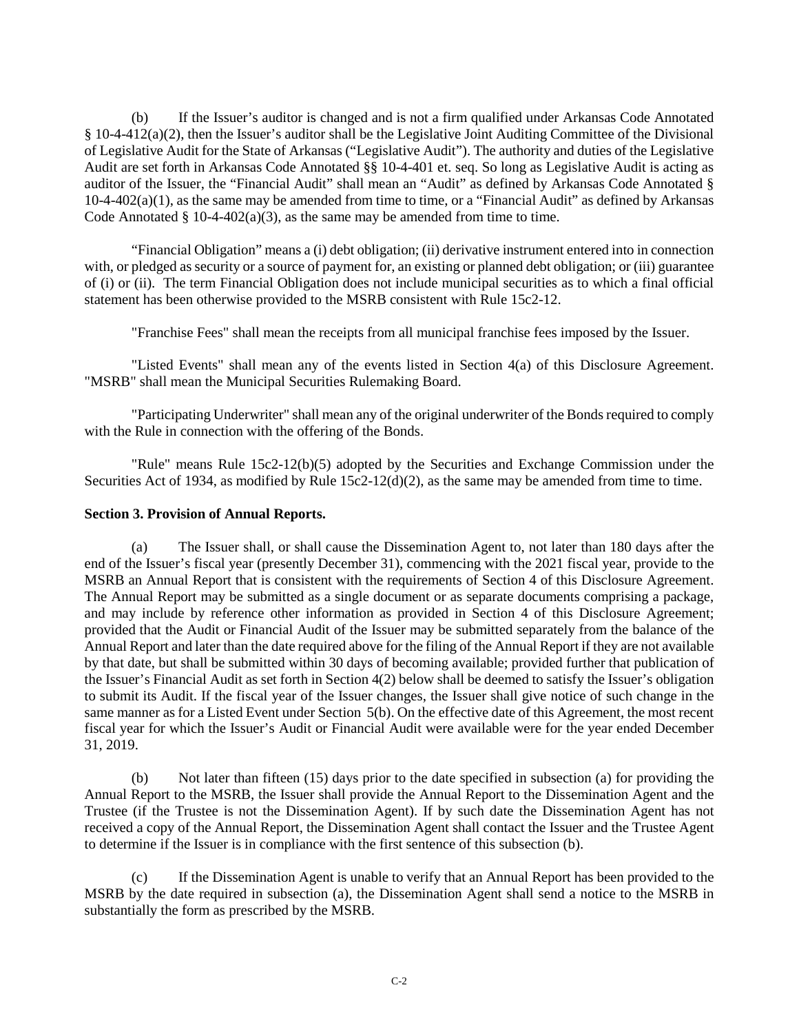(b) If the Issuer's auditor is changed and is not a firm qualified under Arkansas Code Annotated § 10-4-412(a)(2), then the Issuer's auditor shall be the Legislative Joint Auditing Committee of the Divisional of Legislative Audit for the State of Arkansas ("Legislative Audit"). The authority and duties of the Legislative Audit are set forth in Arkansas Code Annotated §§ 10-4-401 et. seq. So long as Legislative Audit is acting as auditor of the Issuer, the "Financial Audit" shall mean an "Audit" as defined by Arkansas Code Annotated § 10-4-402(a)(1), as the same may be amended from time to time, or a "Financial Audit" as defined by Arkansas Code Annotated § 10-4-402(a)(3), as the same may be amended from time to time.

"Financial Obligation" means a (i) debt obligation; (ii) derivative instrument entered into in connection with, or pledged as security or a source of payment for, an existing or planned debt obligation; or (iii) guarantee of (i) or (ii). The term Financial Obligation does not include municipal securities as to which a final official statement has been otherwise provided to the MSRB consistent with Rule 15c2-12.

"Franchise Fees" shall mean the receipts from all municipal franchise fees imposed by the Issuer.

"Listed Events" shall mean any of the events listed in Section 4(a) of this Disclosure Agreement. "MSRB" shall mean the Municipal Securities Rulemaking Board.

"Participating Underwriter" shall mean any of the original underwriter of the Bonds required to comply with the Rule in connection with the offering of the Bonds.

"Rule" means Rule 15c2-12(b)(5) adopted by the Securities and Exchange Commission under the Securities Act of 1934, as modified by Rule 15c2-12(d)(2), as the same may be amended from time to time.

**Section 3. Provision of Annual Reports.**

(a) The Issuer shall, or shall cause the Dissemination Agent to, not later than 180 days after the end of the Issuer's fiscal year (presently December 31), commencing with the 2021 fiscal year, provide to the MSRB an Annual Report that is consistent with the requirements of Section 4 of this Disclosure Agreement. The Annual Report may be submitted as a single document or as separate documents comprising a package, and may include by reference other information as provided in Section 4 of this Disclosure Agreement; provided that the Audit or Financial Audit of the Issuer may be submitted separately from the balance of the Annual Report and later than the date required above for the filing of the Annual Report if they are not available by that date, but shall be submitted within 30 days of becoming available; provided further that publication of the Issuer's Financial Audit as set forth in Section 4(2) below shall be deemed to satisfy the Issuer's obligation to submit its Audit. If the fiscal year of the Issuer changes, the Issuer shall give notice of such change in the same manner as for a Listed Event under Section 5(b). On the effective date of this Agreement, the most recent fiscal year for which the Issuer's Audit or Financial Audit were available were for the year ended December 31, 2019.

(b) Not later than fifteen (15) days prior to the date specified in subsection (a) for providing the Annual Report to the MSRB, the Issuer shall provide the Annual Report to the Dissemination Agent and the Trustee (if the Trustee is not the Dissemination Agent). If by such date the Dissemination Agent has not received a copy of the Annual Report, the Dissemination Agent shall contact the Issuer and the Trustee Agent to determine if the Issuer is in compliance with the first sentence of this subsection (b).

(c) If the Dissemination Agent is unable to verify that an Annual Report has been provided to the MSRB by the date required in subsection (a), the Dissemination Agent shall send a notice to the MSRB in substantially the form as prescribed by the MSRB.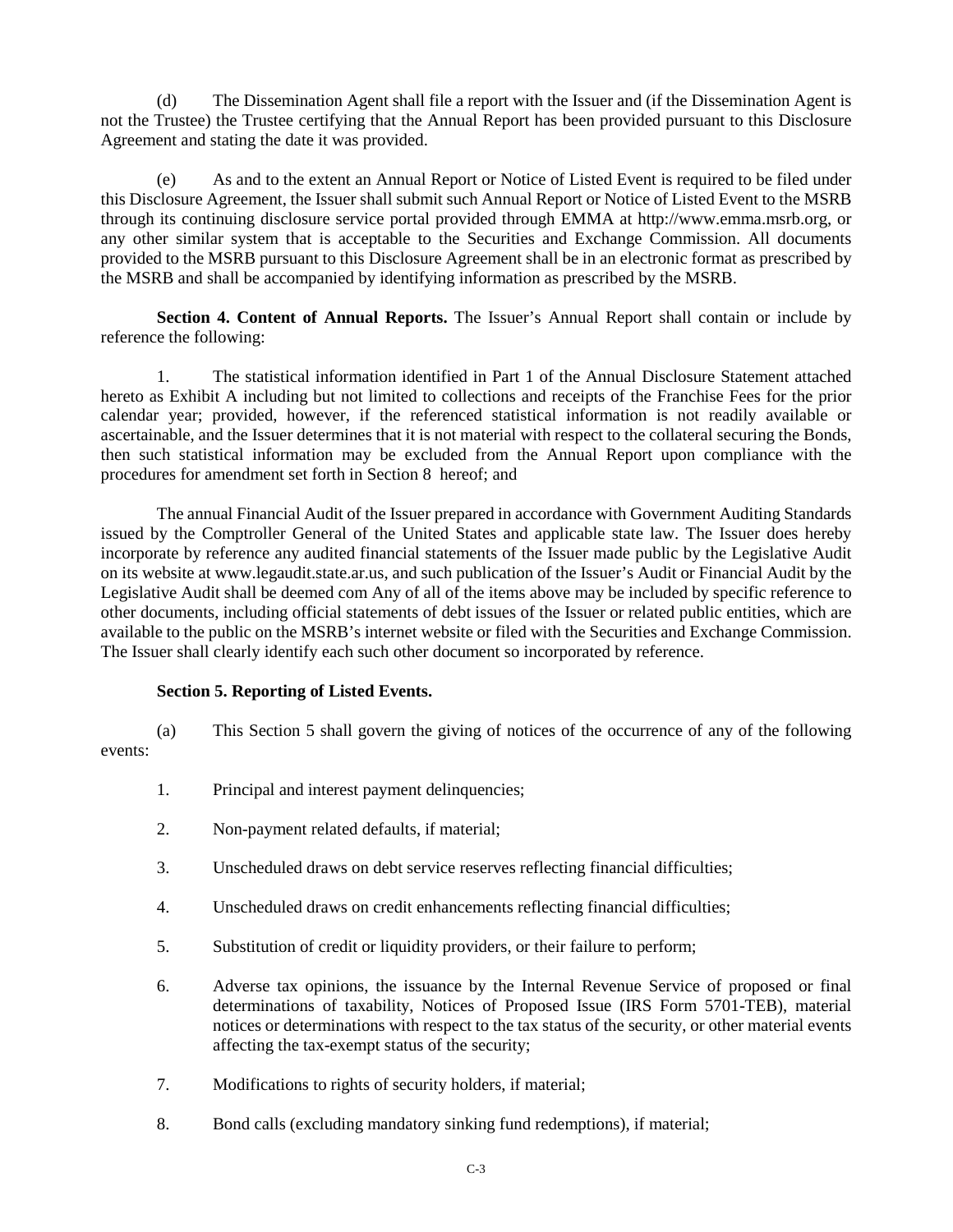(d) The Dissemination Agent shall file a report with the Issuer and (if the Dissemination Agent is not the Trustee) the Trustee certifying that the Annual Report has been provided pursuant to this Disclosure Agreement and stating the date it was provided.

(e) As and to the extent an Annual Report or Notice of Listed Event is required to be filed under this Disclosure Agreement, the Issuer shall submit such Annual Report or Notice of Listed Event to the MSRB through its continuing disclosure service portal provided through EMMA at http://www.emma.msrb.org, or any other similar system that is acceptable to the Securities and Exchange Commission. All documents provided to the MSRB pursuant to this Disclosure Agreement shall be in an electronic format as prescribed by the MSRB and shall be accompanied by identifying information as prescribed by the MSRB.

**Section 4. Content of Annual Reports.** The Issuer's Annual Report shall contain or include by reference the following:

1. The statistical information identified in Part 1 of the Annual Disclosure Statement attached hereto as Exhibit A including but not limited to collections and receipts of the Franchise Fees for the prior calendar year; provided, however, if the referenced statistical information is not readily available or ascertainable, and the Issuer determines that it is not material with respect to the collateral securing the Bonds, then such statistical information may be excluded from the Annual Report upon compliance with the procedures for amendment set forth in Section 8 hereof; and

The annual Financial Audit of the Issuer prepared in accordance with Government Auditing Standards issued by the Comptroller General of the United States and applicable state law. The Issuer does hereby incorporate by reference any audited financial statements of the Issuer made public by the Legislative Audit on its website at www.legaudit.state.ar.us, and such publication of the Issuer's Audit or Financial Audit by the Legislative Audit shall be deemed com Any of all of the items above may be included by specific reference to other documents, including official statements of debt issues of the Issuer or related public entities, which are available to the public on the MSRB's internet website or filed with the Securities and Exchange Commission. The Issuer shall clearly identify each such other document so incorporated by reference.

**Section 5. Reporting of Listed Events.**

(a) This Section 5 shall govern the giving of notices of the occurrence of any of the following events:

1. Principal and interest payment delinquencies;
2. Non-payment related defaults, if material;
3. Unscheduled draws on debt service reserves reflecting financial difficulties;
4. Unscheduled draws on credit enhancements reflecting financial difficulties;
5. Substitution of credit or liquidity providers, or their failure to perform;
6. Adverse tax opinions, the issuance by the Internal Revenue Service of proposed or final determinations of taxability, Notices of Proposed Issue (IRS Form 5701-TEB), material notices or determinations with respect to the tax status of the security, or other material events affecting the tax-exempt status of the security;
7. Modifications to rights of security holders, if material;
8. Bond calls (excluding mandatory sinking fund redemptions), if material;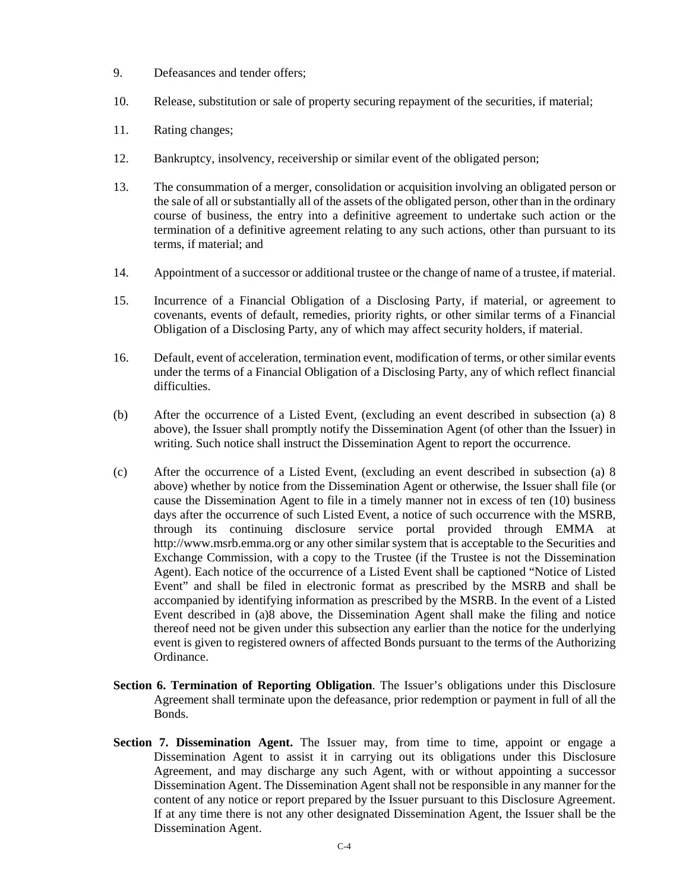9. Defeasances and tender offers;

10. Release, substitution or sale of property securing repayment of the securities, if material;

11. Rating changes;

12. Bankruptcy, insolvency, receivership or similar event of the obligated person;

13. The consummation of a merger, consolidation or acquisition involving an obligated person or the sale of all or substantially all of the assets of the obligated person, other than in the ordinary course of business, the entry into a definitive agreement to undertake such action or the termination of a definitive agreement relating to any such actions, other than pursuant to its terms, if material; and

14. Appointment of a successor or additional trustee or the change of name of a trustee, if material.

15. Incurrence of a Financial Obligation of a Disclosing Party, if material, or agreement to covenants, events of default, remedies, priority rights, or other similar terms of a Financial Obligation of a Disclosing Party, any of which may affect security holders, if material.

16. Default, event of acceleration, termination event, modification of terms, or other similar events under the terms of a Financial Obligation of a Disclosing Party, any of which reflect financial difficulties.

(b) After the occurrence of a Listed Event, (excluding an event described in subsection (a) 8 above), the Issuer shall promptly notify the Dissemination Agent (of other than the Issuer) in writing. Such notice shall instruct the Dissemination Agent to report the occurrence.

(c) After the occurrence of a Listed Event, (excluding an event described in subsection (a) 8 above) whether by notice from the Dissemination Agent or otherwise, the Issuer shall file (or cause the Dissemination Agent to file in a timely manner not in excess of ten (10) business days after the occurrence of such Listed Event, a notice of such occurrence with the MSRB, through its continuing disclosure service portal provided through EMMA at http://www.msrb.emma.org or any other similar system that is acceptable to the Securities and Exchange Commission, with a copy to the Trustee (if the Trustee is not the Dissemination Agent). Each notice of the occurrence of a Listed Event shall be captioned "Notice of Listed Event" and shall be filed in electronic format as prescribed by the MSRB and shall be accompanied by identifying information as prescribed by the MSRB. In the event of a Listed Event described in (a)8 above, the Dissemination Agent shall make the filing and notice thereof need not be given under this subsection any earlier than the notice for the underlying event is given to registered owners of affected Bonds pursuant to the terms of the Authorizing Ordinance.

**Section 6. Termination of Reporting Obligation**. The Issuer's obligations under this Disclosure Agreement shall terminate upon the defeasance, prior redemption or payment in full of all the Bonds.

**Section 7. Dissemination Agent.** The Issuer may, from time to time, appoint or engage a Dissemination Agent to assist it in carrying out its obligations under this Disclosure Agreement, and may discharge any such Agent, with or without appointing a successor Dissemination Agent. The Dissemination Agent shall not be responsible in any manner for the content of any notice or report prepared by the Issuer pursuant to this Disclosure Agreement. If at any time there is not any other designated Dissemination Agent, the Issuer shall be the Dissemination Agent.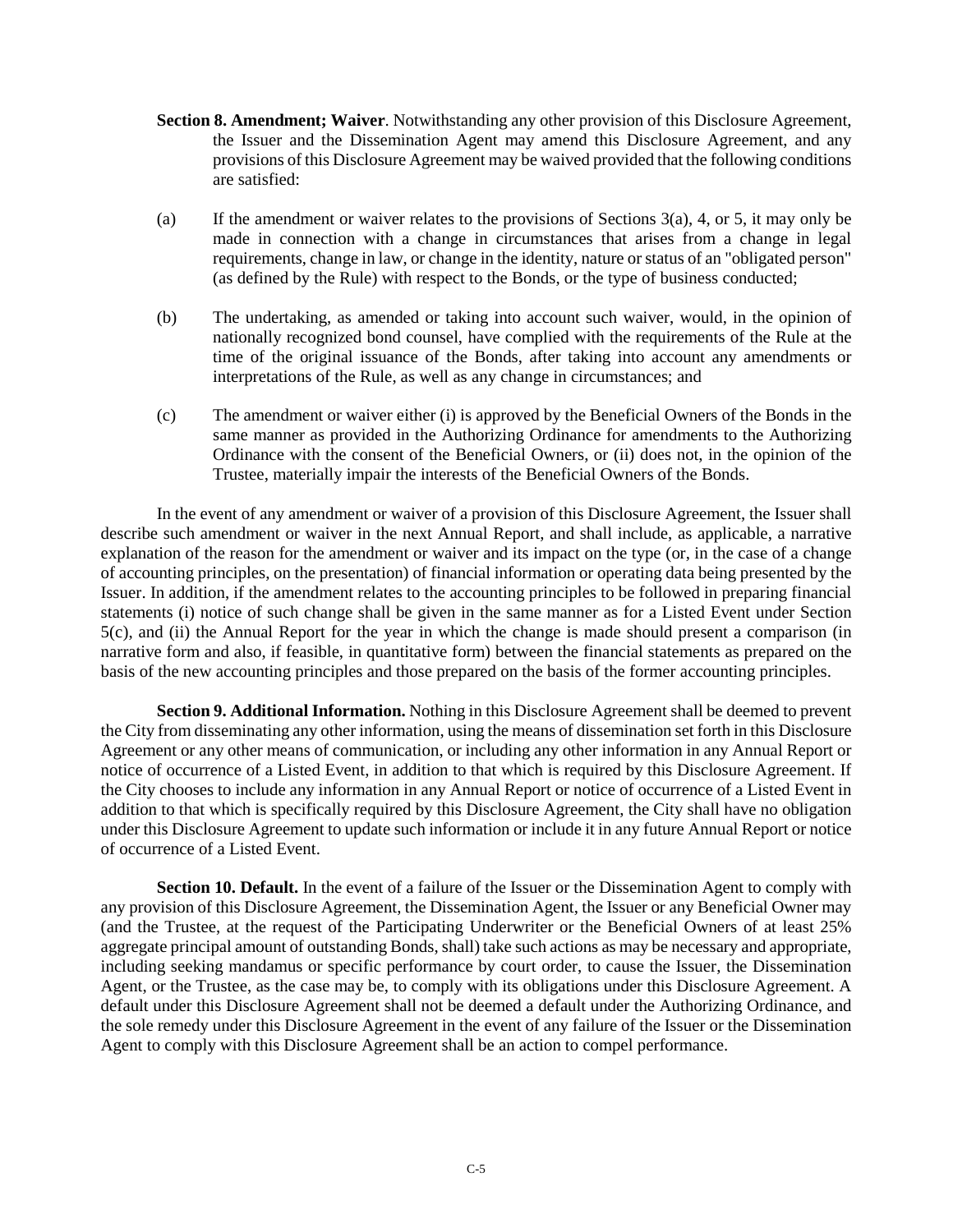**Section 8. Amendment; Waiver**. Notwithstanding any other provision of this Disclosure Agreement, the Issuer and the Dissemination Agent may amend this Disclosure Agreement, and any provisions of this Disclosure Agreement may be waived provided that the following conditions are satisfied:

(a) If the amendment or waiver relates to the provisions of Sections 3(a), 4, or 5, it may only be made in connection with a change in circumstances that arises from a change in legal requirements, change in law, or change in the identity, nature or status of an "obligated person" (as defined by the Rule) with respect to the Bonds, or the type of business conducted;

(b) The undertaking, as amended or taking into account such waiver, would, in the opinion of nationally recognized bond counsel, have complied with the requirements of the Rule at the time of the original issuance of the Bonds, after taking into account any amendments or interpretations of the Rule, as well as any change in circumstances; and

(c) The amendment or waiver either (i) is approved by the Beneficial Owners of the Bonds in the same manner as provided in the Authorizing Ordinance for amendments to the Authorizing Ordinance with the consent of the Beneficial Owners, or (ii) does not, in the opinion of the Trustee, materially impair the interests of the Beneficial Owners of the Bonds.

In the event of any amendment or waiver of a provision of this Disclosure Agreement, the Issuer shall describe such amendment or waiver in the next Annual Report, and shall include, as applicable, a narrative explanation of the reason for the amendment or waiver and its impact on the type (or, in the case of a change of accounting principles, on the presentation) of financial information or operating data being presented by the Issuer. In addition, if the amendment relates to the accounting principles to be followed in preparing financial statements (i) notice of such change shall be given in the same manner as for a Listed Event under Section 5(c), and (ii) the Annual Report for the year in which the change is made should present a comparison (in narrative form and also, if feasible, in quantitative form) between the financial statements as prepared on the basis of the new accounting principles and those prepared on the basis of the former accounting principles.

**Section 9. Additional Information.** Nothing in this Disclosure Agreement shall be deemed to prevent the City from disseminating any other information, using the means of dissemination set forth in this Disclosure Agreement or any other means of communication, or including any other information in any Annual Report or notice of occurrence of a Listed Event, in addition to that which is required by this Disclosure Agreement. If the City chooses to include any information in any Annual Report or notice of occurrence of a Listed Event in addition to that which is specifically required by this Disclosure Agreement, the City shall have no obligation under this Disclosure Agreement to update such information or include it in any future Annual Report or notice of occurrence of a Listed Event.

**Section 10. Default.** In the event of a failure of the Issuer or the Dissemination Agent to comply with any provision of this Disclosure Agreement, the Dissemination Agent, the Issuer or any Beneficial Owner may (and the Trustee, at the request of the Participating Underwriter or the Beneficial Owners of at least 25% aggregate principal amount of outstanding Bonds, shall) take such actions as may be necessary and appropriate, including seeking mandamus or specific performance by court order, to cause the Issuer, the Dissemination Agent, or the Trustee, as the case may be, to comply with its obligations under this Disclosure Agreement. A default under this Disclosure Agreement shall not be deemed a default under the Authorizing Ordinance, and the sole remedy under this Disclosure Agreement in the event of any failure of the Issuer or the Dissemination Agent to comply with this Disclosure Agreement shall be an action to compel performance.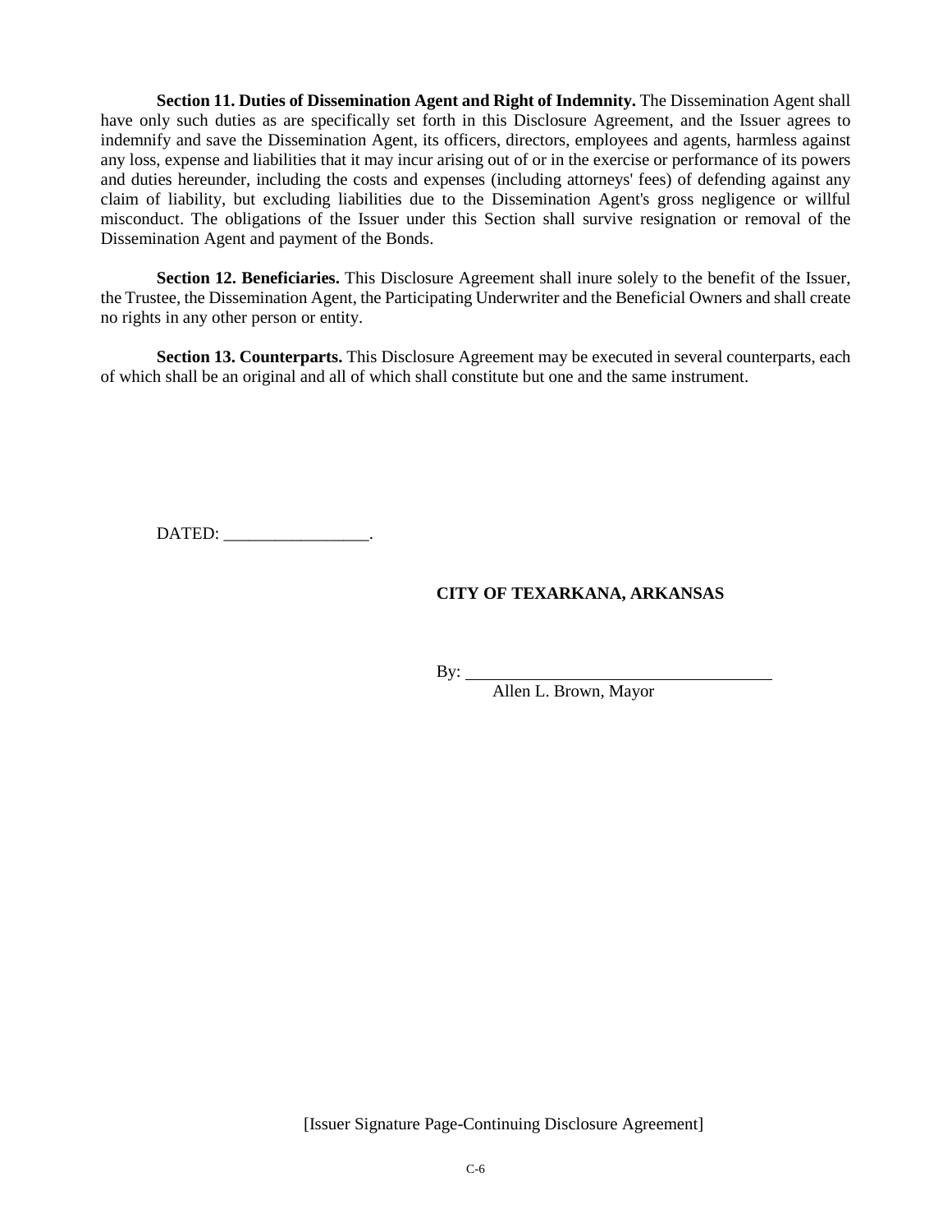**Section 11. Duties of Dissemination Agent and Right of Indemnity.** The Dissemination Agent shall have only such duties as are specifically set forth in this Disclosure Agreement, and the Issuer agrees to indemnify and save the Dissemination Agent, its officers, directors, employees and agents, harmless against any loss, expense and liabilities that it may incur arising out of or in the exercise or performance of its powers and duties hereunder, including the costs and expenses (including attorneys' fees) of defending against any claim of liability, but excluding liabilities due to the Dissemination Agent's gross negligence or willful misconduct. The obligations of the Issuer under this Section shall survive resignation or removal of the Dissemination Agent and payment of the Bonds.

**Section 12. Beneficiaries.** This Disclosure Agreement shall inure solely to the benefit of the Issuer, the Trustee, the Dissemination Agent, the Participating Underwriter and the Beneficial Owners and shall create no rights in any other person or entity.

**Section 13. Counterparts.** This Disclosure Agreement may be executed in several counterparts, each of which shall be an original and all of which shall constitute but one and the same instrument.

DATED: _________________.

**CITY OF TEXARKANA, ARKANSAS**

By: ____________________________________
Allen L. Brown, Mayor

[Issuer Signature Page-Continuing Disclosure Agreement]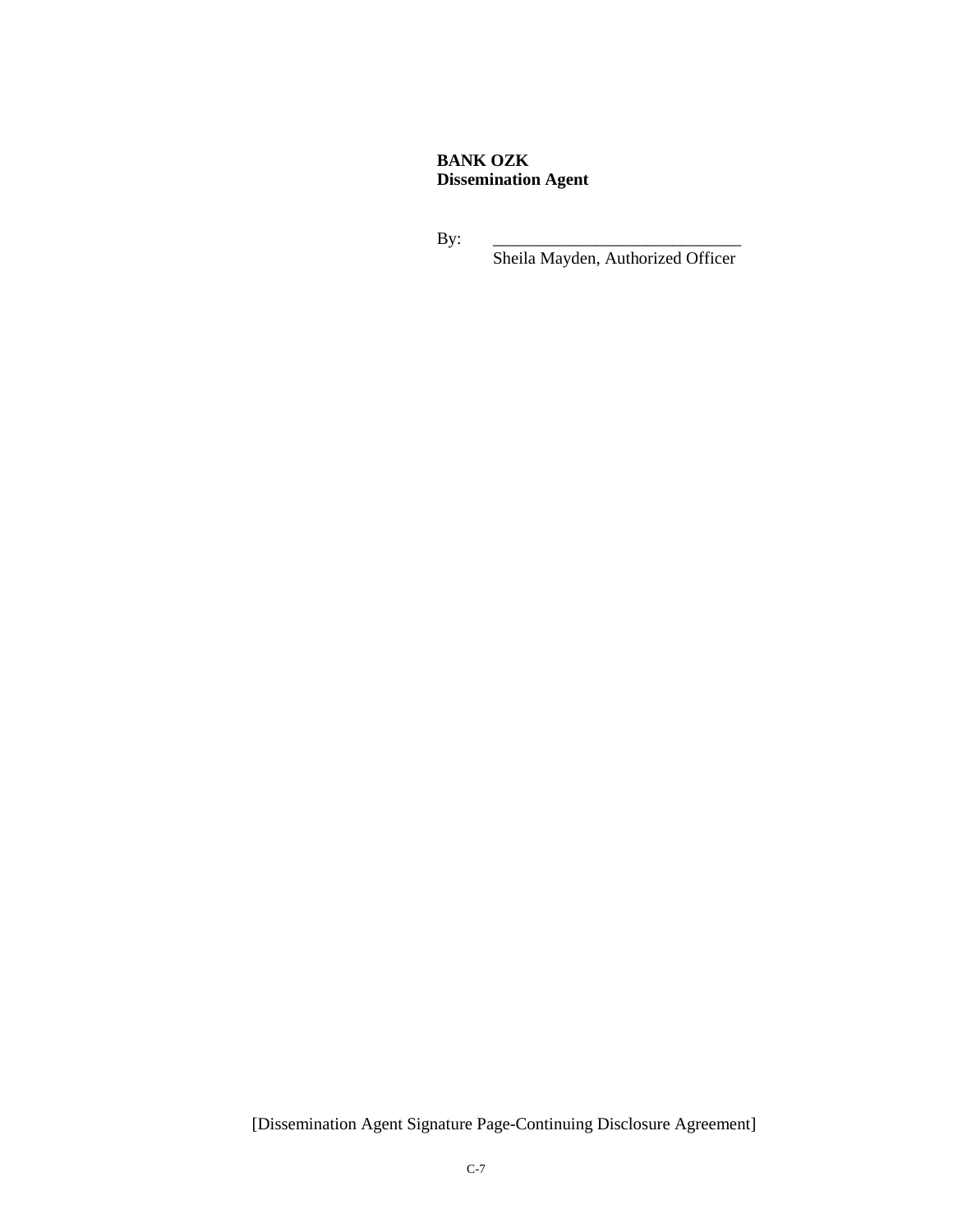**BANK OZK**
**Dissemination Agent**

By: ______________________________
Sheila Mayden, Authorized Officer

[Dissemination Agent Signature Page-Continuing Disclosure Agreement]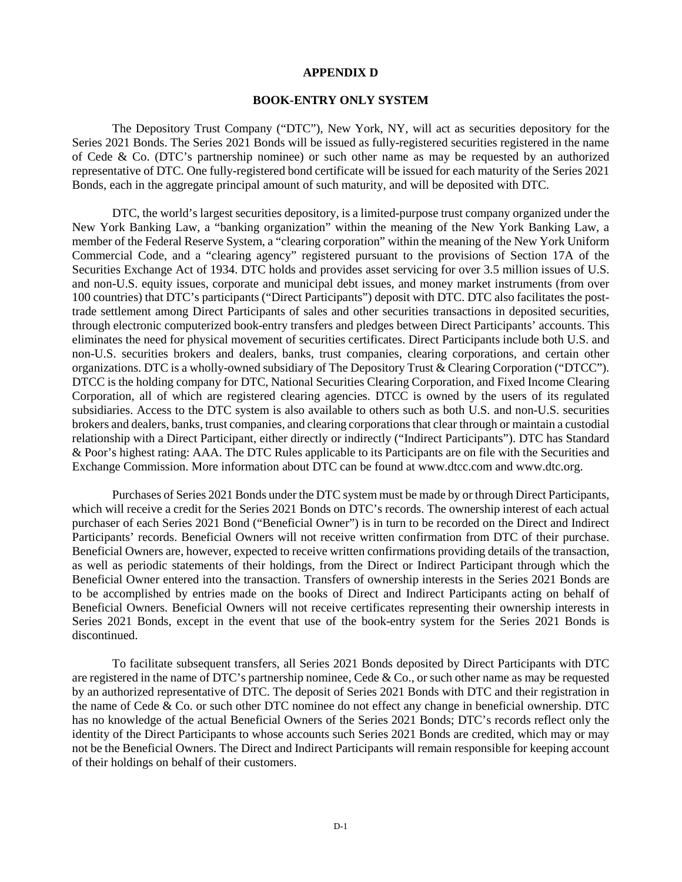# APPENDIX D

## BOOK-ENTRY ONLY SYSTEM

The Depository Trust Company ("DTC"), New York, NY, will act as securities depository for the Series 2021 Bonds. The Series 2021 Bonds will be issued as fully-registered securities registered in the name of Cede & Co. (DTC's partnership nominee) or such other name as may be requested by an authorized representative of DTC. One fully-registered bond certificate will be issued for each maturity of the Series 2021 Bonds, each in the aggregate principal amount of such maturity, and will be deposited with DTC.

DTC, the world's largest securities depository, is a limited-purpose trust company organized under the New York Banking Law, a "banking organization" within the meaning of the New York Banking Law, a member of the Federal Reserve System, a "clearing corporation" within the meaning of the New York Uniform Commercial Code, and a "clearing agency" registered pursuant to the provisions of Section 17A of the Securities Exchange Act of 1934. DTC holds and provides asset servicing for over 3.5 million issues of U.S. and non-U.S. equity issues, corporate and municipal debt issues, and money market instruments (from over 100 countries) that DTC's participants ("Direct Participants") deposit with DTC. DTC also facilitates the post-trade settlement among Direct Participants of sales and other securities transactions in deposited securities, through electronic computerized book-entry transfers and pledges between Direct Participants' accounts. This eliminates the need for physical movement of securities certificates. Direct Participants include both U.S. and non-U.S. securities brokers and dealers, banks, trust companies, clearing corporations, and certain other organizations. DTC is a wholly-owned subsidiary of The Depository Trust & Clearing Corporation ("DTCC"). DTCC is the holding company for DTC, National Securities Clearing Corporation, and Fixed Income Clearing Corporation, all of which are registered clearing agencies. DTCC is owned by the users of its regulated subsidiaries. Access to the DTC system is also available to others such as both U.S. and non-U.S. securities brokers and dealers, banks, trust companies, and clearing corporations that clear through or maintain a custodial relationship with a Direct Participant, either directly or indirectly ("Indirect Participants"). DTC has Standard & Poor's highest rating: AAA. The DTC Rules applicable to its Participants are on file with the Securities and Exchange Commission. More information about DTC can be found at www.dtcc.com and www.dtc.org.

Purchases of Series 2021 Bonds under the DTC system must be made by or through Direct Participants, which will receive a credit for the Series 2021 Bonds on DTC's records. The ownership interest of each actual purchaser of each Series 2021 Bond ("Beneficial Owner") is in turn to be recorded on the Direct and Indirect Participants' records. Beneficial Owners will not receive written confirmation from DTC of their purchase. Beneficial Owners are, however, expected to receive written confirmations providing details of the transaction, as well as periodic statements of their holdings, from the Direct or Indirect Participant through which the Beneficial Owner entered into the transaction. Transfers of ownership interests in the Series 2021 Bonds are to be accomplished by entries made on the books of Direct and Indirect Participants acting on behalf of Beneficial Owners. Beneficial Owners will not receive certificates representing their ownership interests in Series 2021 Bonds, except in the event that use of the book-entry system for the Series 2021 Bonds is discontinued.

To facilitate subsequent transfers, all Series 2021 Bonds deposited by Direct Participants with DTC are registered in the name of DTC's partnership nominee, Cede & Co., or such other name as may be requested by an authorized representative of DTC. The deposit of Series 2021 Bonds with DTC and their registration in the name of Cede & Co. or such other DTC nominee do not effect any change in beneficial ownership. DTC has no knowledge of the actual Beneficial Owners of the Series 2021 Bonds; DTC's records reflect only the identity of the Direct Participants to whose accounts such Series 2021 Bonds are credited, which may or may not be the Beneficial Owners. The Direct and Indirect Participants will remain responsible for keeping account of their holdings on behalf of their customers.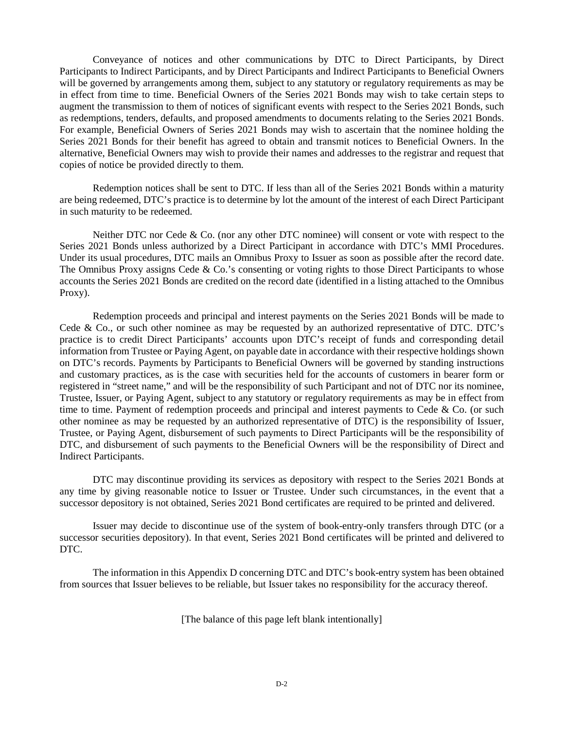Conveyance of notices and other communications by DTC to Direct Participants, by Direct Participants to Indirect Participants, and by Direct Participants and Indirect Participants to Beneficial Owners will be governed by arrangements among them, subject to any statutory or regulatory requirements as may be in effect from time to time. Beneficial Owners of the Series 2021 Bonds may wish to take certain steps to augment the transmission to them of notices of significant events with respect to the Series 2021 Bonds, such as redemptions, tenders, defaults, and proposed amendments to documents relating to the Series 2021 Bonds. For example, Beneficial Owners of Series 2021 Bonds may wish to ascertain that the nominee holding the Series 2021 Bonds for their benefit has agreed to obtain and transmit notices to Beneficial Owners. In the alternative, Beneficial Owners may wish to provide their names and addresses to the registrar and request that copies of notice be provided directly to them.

Redemption notices shall be sent to DTC. If less than all of the Series 2021 Bonds within a maturity are being redeemed, DTC's practice is to determine by lot the amount of the interest of each Direct Participant in such maturity to be redeemed.

Neither DTC nor Cede & Co. (nor any other DTC nominee) will consent or vote with respect to the Series 2021 Bonds unless authorized by a Direct Participant in accordance with DTC's MMI Procedures. Under its usual procedures, DTC mails an Omnibus Proxy to Issuer as soon as possible after the record date. The Omnibus Proxy assigns Cede & Co.'s consenting or voting rights to those Direct Participants to whose accounts the Series 2021 Bonds are credited on the record date (identified in a listing attached to the Omnibus Proxy).

Redemption proceeds and principal and interest payments on the Series 2021 Bonds will be made to Cede & Co., or such other nominee as may be requested by an authorized representative of DTC. DTC's practice is to credit Direct Participants' accounts upon DTC's receipt of funds and corresponding detail information from Trustee or Paying Agent, on payable date in accordance with their respective holdings shown on DTC's records. Payments by Participants to Beneficial Owners will be governed by standing instructions and customary practices, as is the case with securities held for the accounts of customers in bearer form or registered in "street name," and will be the responsibility of such Participant and not of DTC nor its nominee, Trustee, Issuer, or Paying Agent, subject to any statutory or regulatory requirements as may be in effect from time to time. Payment of redemption proceeds and principal and interest payments to Cede & Co. (or such other nominee as may be requested by an authorized representative of DTC) is the responsibility of Issuer, Trustee, or Paying Agent, disbursement of such payments to Direct Participants will be the responsibility of DTC, and disbursement of such payments to the Beneficial Owners will be the responsibility of Direct and Indirect Participants.

DTC may discontinue providing its services as depository with respect to the Series 2021 Bonds at any time by giving reasonable notice to Issuer or Trustee. Under such circumstances, in the event that a successor depository is not obtained, Series 2021 Bond certificates are required to be printed and delivered.

Issuer may decide to discontinue use of the system of book-entry-only transfers through DTC (or a successor securities depository). In that event, Series 2021 Bond certificates will be printed and delivered to DTC.

The information in this Appendix D concerning DTC and DTC's book-entry system has been obtained from sources that Issuer believes to be reliable, but Issuer takes no responsibility for the accuracy thereof.

[The balance of this page left blank intentionally]